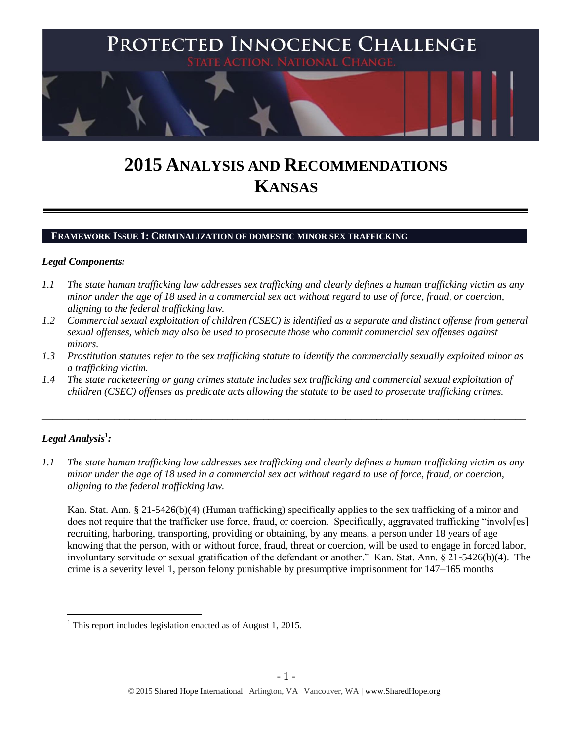# PROTECTED INNOCENCE CHALLENGE

STATE ACTION. NATIONAL CHANGE.

# 2015 ANALYSIS AND RECOMMENDATIONS KANSAS

## FRAMEWORK ISSUE 1: CRIMINALIZATION OF DOMESTIC MINOR SEX TRAFFICKING

### *Legal Components:*

*1.1 The state human trafficking law addresses sex trafficking and clearly defines a human trafficking victim as any minor under the age of 18 used in a commercial sex act without regard to use of force, fraud, or coercion, aligning to the federal trafficking law.*

*1.2 Commercial sexual exploitation of children (CSEC) is identified as a separate and distinct offense from general sexual offenses, which may also be used to prosecute those who commit commercial sex offenses against minors.*

*1.3 Prostitution statutes refer to the sex trafficking statute to identify the commercially sexually exploited minor as a trafficking victim.*

*1.4 The state racketeering or gang crimes statute includes sex trafficking and commercial sexual exploitation of children (CSEC) offenses as predicate acts allowing the statute to be used to prosecute trafficking crimes.*

---

### *Legal Analysis*[1]*:*

*1.1 The state human trafficking law addresses sex trafficking and clearly defines a human trafficking victim as any minor under the age of 18 used in a commercial sex act without regard to use of force, fraud, or coercion, aligning to the federal trafficking law.*

Kan. Stat. Ann. § 21-5426(b)(4) (Human trafficking) specifically applies to the sex trafficking of a minor and does not require that the trafficker use force, fraud, or coercion. Specifically, aggravated trafficking "involv[es] recruiting, harboring, transporting, providing or obtaining, by any means, a person under 18 years of age knowing that the person, with or without force, fraud, threat or coercion, will be used to engage in forced labor, involuntary servitude or sexual gratification of the defendant or another." Kan. Stat. Ann. § 21-5426(b)(4). The crime is a severity level 1, person felony punishable by presumptive imprisonment for 147–165 months

[1] This report includes legislation enacted as of August 1, 2015.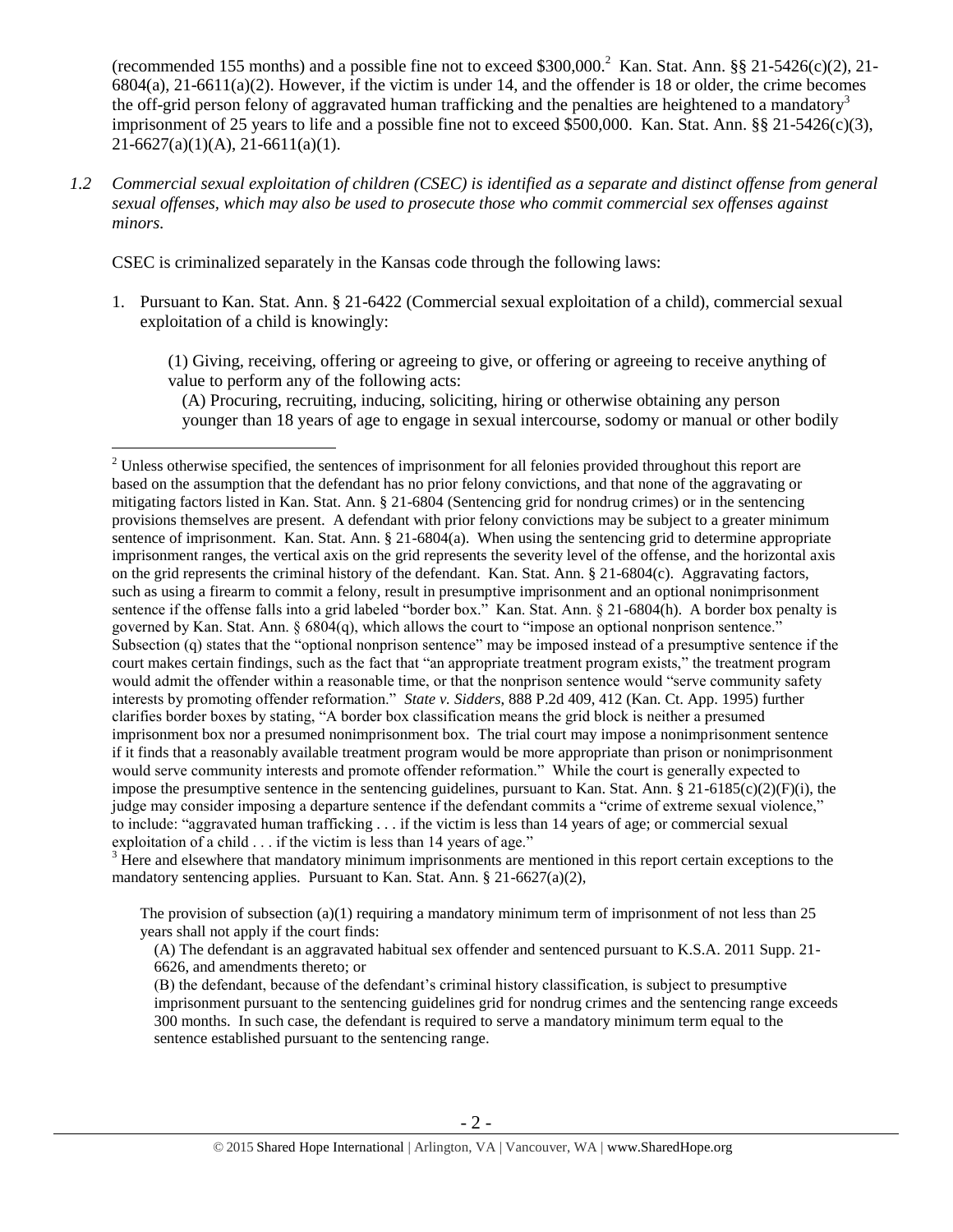(recommended 155 months) and a possible fine not to exceed $300,000.[2] Kan. Stat. Ann. §§ 21-5426(c)(2), 21-6804(a), 21-6611(a)(2). However, if the victim is under 14, and the offender is 18 or older, the crime becomes the off-grid person felony of aggravated human trafficking and the penalties are heightened to a mandatory[3] imprisonment of 25 years to life and a possible fine not to exceed $500,000. Kan. Stat. Ann. §§ 21-5426(c)(3), 21-6627(a)(1)(A), 21-6611(a)(1).

*1.2 Commercial sexual exploitation of children (CSEC) is identified as a separate and distinct offense from general sexual offenses, which may also be used to prosecute those who commit commercial sex offenses against minors.*

CSEC is criminalized separately in the Kansas code through the following laws:

1. Pursuant to Kan. Stat. Ann. § 21-6422 (Commercial sexual exploitation of a child), commercial sexual exploitation of a child is knowingly:

   (1) Giving, receiving, offering or agreeing to give, or offering or agreeing to receive anything of value to perform any of the following acts:

   (A) Procuring, recruiting, inducing, soliciting, hiring or otherwise obtaining any person younger than 18 years of age to engage in sexual intercourse, sodomy or manual or other bodily

---

[2] Unless otherwise specified, the sentences of imprisonment for all felonies provided throughout this report are based on the assumption that the defendant has no prior felony convictions, and that none of the aggravating or mitigating factors listed in Kan. Stat. Ann. § 21-6804 (Sentencing grid for nondrug crimes) or in the sentencing provisions themselves are present. A defendant with prior felony convictions may be subject to a greater minimum sentence of imprisonment. Kan. Stat. Ann. § 21-6804(a). When using the sentencing grid to determine appropriate imprisonment ranges, the vertical axis on the grid represents the severity level of the offense, and the horizontal axis on the grid represents the criminal history of the defendant. Kan. Stat. Ann. § 21-6804(c). Aggravating factors, such as using a firearm to commit a felony, result in presumptive imprisonment and an optional nonimprisonment sentence if the offense falls into a grid labeled "border box." Kan. Stat. Ann. § 21-6804(h). A border box penalty is governed by Kan. Stat. Ann. § 6804(q), which allows the court to "impose an optional nonprison sentence." Subsection (q) states that the "optional nonprison sentence" may be imposed instead of a presumptive sentence if the court makes certain findings, such as the fact that "an appropriate treatment program exists," the treatment program would admit the offender within a reasonable time, or that the nonprison sentence would "serve community safety interests by promoting offender reformation." *State v. Sidders*, 888 P.2d 409, 412 (Kan. Ct. App. 1995) further clarifies border boxes by stating, "A border box classification means the grid block is neither a presumed imprisonment box nor a presumed nonimprisonment box. The trial court may impose a nonimprisonment sentence if it finds that a reasonably available treatment program would be more appropriate than prison or nonimprisonment would serve community interests and promote offender reformation." While the court is generally expected to impose the presumptive sentence in the sentencing guidelines, pursuant to Kan. Stat. Ann. § 21-6185(c)(2)(F)(i), the judge may consider imposing a departure sentence if the defendant commits a "crime of extreme sexual violence," to include: "aggravated human trafficking . . . if the victim is less than 14 years of age; or commercial sexual exploitation of a child . . . if the victim is less than 14 years of age."

[3] Here and elsewhere that mandatory minimum imprisonments are mentioned in this report certain exceptions to the mandatory sentencing applies. Pursuant to Kan. Stat. Ann. § 21-6627(a)(2),

> The provision of subsection (a)(1) requiring a mandatory minimum term of imprisonment of not less than 25 years shall not apply if the court finds:
>
> (A) The defendant is an aggravated habitual sex offender and sentenced pursuant to K.S.A. 2011 Supp. 21-6626, and amendments thereto; or
>
> (B) the defendant, because of the defendant's criminal history classification, is subject to presumptive imprisonment pursuant to the sentencing guidelines grid for nondrug crimes and the sentencing range exceeds 300 months. In such case, the defendant is required to serve a mandatory minimum term equal to the sentence established pursuant to the sentencing range.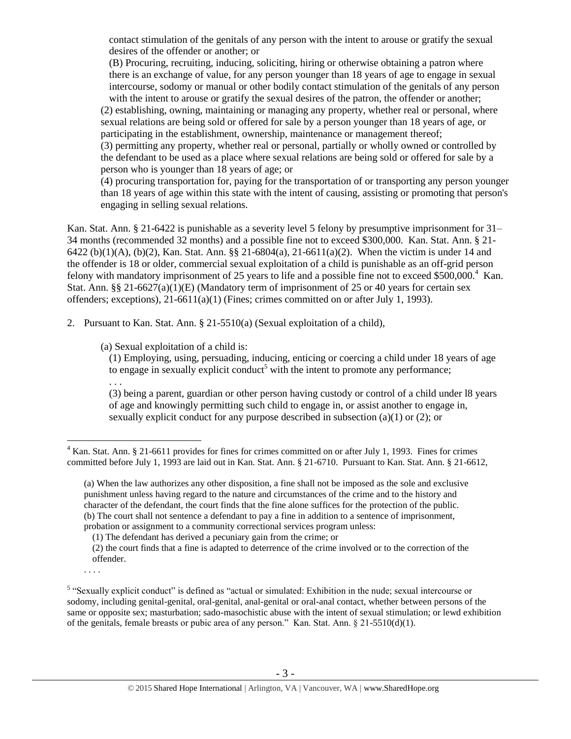contact stimulation of the genitals of any person with the intent to arouse or gratify the sexual desires of the offender or another; or

(B) Procuring, recruiting, inducing, soliciting, hiring or otherwise obtaining a patron where there is an exchange of value, for any person younger than 18 years of age to engage in sexual intercourse, sodomy or manual or other bodily contact stimulation of the genitals of any person with the intent to arouse or gratify the sexual desires of the patron, the offender or another;

(2) establishing, owning, maintaining or managing any property, whether real or personal, where sexual relations are being sold or offered for sale by a person younger than 18 years of age, or participating in the establishment, ownership, maintenance or management thereof;

(3) permitting any property, whether real or personal, partially or wholly owned or controlled by the defendant to be used as a place where sexual relations are being sold or offered for sale by a person who is younger than 18 years of age; or

(4) procuring transportation for, paying for the transportation of or transporting any person younger than 18 years of age within this state with the intent of causing, assisting or promoting that person's engaging in selling sexual relations.

Kan. Stat. Ann. § 21-6422 is punishable as a severity level 5 felony by presumptive imprisonment for 31–34 months (recommended 32 months) and a possible fine not to exceed $300,000. Kan. Stat. Ann. § 21-6422 (b)(1)(A), (b)(2), Kan. Stat. Ann. §§ 21-6804(a), 21-6611(a)(2). When the victim is under 14 and the offender is 18 or older, commercial sexual exploitation of a child is punishable as an off-grid person felony with mandatory imprisonment of 25 years to life and a possible fine not to exceed $500,000.[4] Kan. Stat. Ann. §§ 21-6627(a)(1)(E) (Mandatory term of imprisonment of 25 or 40 years for certain sex offenders; exceptions), 21-6611(a)(1) (Fines; crimes committed on or after July 1, 1993).

2. Pursuant to Kan. Stat. Ann. § 21-5510(a) (Sexual exploitation of a child),

   (a) Sexual exploitation of a child is:

   (1) Employing, using, persuading, inducing, enticing or coercing a child under 18 years of age to engage in sexually explicit conduct[5] with the intent to promote any performance;

   . . .

   (3) being a parent, guardian or other person having custody or control of a child under l8 years of age and knowingly permitting such child to engage in, or assist another to engage in, sexually explicit conduct for any purpose described in subsection (a)(1) or (2); or

---

[4] Kan. Stat. Ann. § 21-6611 provides for fines for crimes committed on or after July 1, 1993. Fines for crimes committed before July 1, 1993 are laid out in Kan. Stat. Ann. § 21-6710. Pursuant to Kan. Stat. Ann. § 21-6612,

(a) When the law authorizes any other disposition, a fine shall not be imposed as the sole and exclusive punishment unless having regard to the nature and circumstances of the crime and to the history and character of the defendant, the court finds that the fine alone suffices for the protection of the public.
(b) The court shall not sentence a defendant to pay a fine in addition to a sentence of imprisonment, probation or assignment to a community correctional services program unless:
(1) The defendant has derived a pecuniary gain from the crime; or
(2) the court finds that a fine is adapted to deterrence of the crime involved or to the correction of the offender.
. . . .

[5] "Sexually explicit conduct" is defined as "actual or simulated: Exhibition in the nude; sexual intercourse or sodomy, including genital-genital, oral-genital, anal-genital or oral-anal contact, whether between persons of the same or opposite sex; masturbation; sado-masochistic abuse with the intent of sexual stimulation; or lewd exhibition of the genitals, female breasts or pubic area of any person." Kan. Stat. Ann. § 21-5510(d)(1).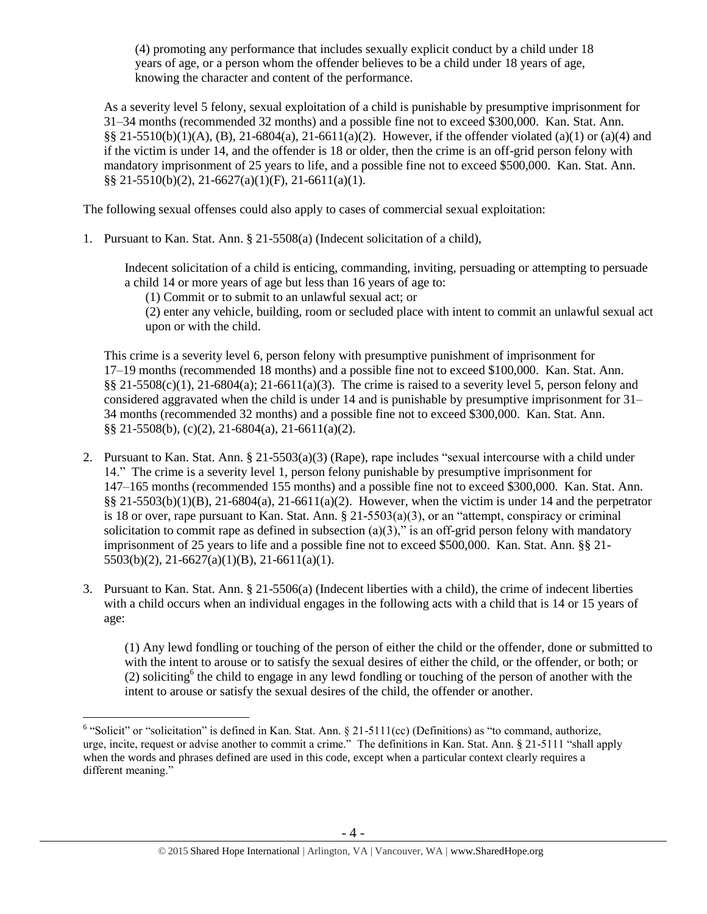(4) promoting any performance that includes sexually explicit conduct by a child under 18 years of age, or a person whom the offender believes to be a child under 18 years of age, knowing the character and content of the performance.

As a severity level 5 felony, sexual exploitation of a child is punishable by presumptive imprisonment for 31–34 months (recommended 32 months) and a possible fine not to exceed $300,000. Kan. Stat. Ann. §§ 21-5510(b)(1)(A), (B), 21-6804(a), 21-6611(a)(2). However, if the offender violated (a)(1) or (a)(4) and if the victim is under 14, and the offender is 18 or older, then the crime is an off-grid person felony with mandatory imprisonment of 25 years to life, and a possible fine not to exceed $500,000. Kan. Stat. Ann. §§ 21-5510(b)(2), 21-6627(a)(1)(F), 21-6611(a)(1).

The following sexual offenses could also apply to cases of commercial sexual exploitation:

1. Pursuant to Kan. Stat. Ann. § 21-5508(a) (Indecent solicitation of a child),

   Indecent solicitation of a child is enticing, commanding, inviting, persuading or attempting to persuade a child 14 or more years of age but less than 16 years of age to:
   
   (1) Commit or to submit to an unlawful sexual act; or
   
   (2) enter any vehicle, building, room or secluded place with intent to commit an unlawful sexual act upon or with the child.

   This crime is a severity level 6, person felony with presumptive punishment of imprisonment for 17–19 months (recommended 18 months) and a possible fine not to exceed $100,000. Kan. Stat. Ann. §§ 21-5508(c)(1), 21-6804(a); 21-6611(a)(3). The crime is raised to a severity level 5, person felony and considered aggravated when the child is under 14 and is punishable by presumptive imprisonment for 31–34 months (recommended 32 months) and a possible fine not to exceed $300,000. Kan. Stat. Ann. §§ 21-5508(b), (c)(2), 21-6804(a), 21-6611(a)(2).

2. Pursuant to Kan. Stat. Ann. § 21-5503(a)(3) (Rape), rape includes "sexual intercourse with a child under 14." The crime is a severity level 1, person felony punishable by presumptive imprisonment for 147–165 months (recommended 155 months) and a possible fine not to exceed $300,000. Kan. Stat. Ann. §§ 21-5503(b)(1)(B), 21-6804(a), 21-6611(a)(2). However, when the victim is under 14 and the perpetrator is 18 or over, rape pursuant to Kan. Stat. Ann. § 21-5503(a)(3), or an "attempt, conspiracy or criminal solicitation to commit rape as defined in subsection (a)(3)," is an off-grid person felony with mandatory imprisonment of 25 years to life and a possible fine not to exceed $500,000. Kan. Stat. Ann. §§ 21-5503(b)(2), 21-6627(a)(1)(B), 21-6611(a)(1).

3. Pursuant to Kan. Stat. Ann. § 21-5506(a) (Indecent liberties with a child), the crime of indecent liberties with a child occurs when an individual engages in the following acts with a child that is 14 or 15 years of age:

   (1) Any lewd fondling or touching of the person of either the child or the offender, done or submitted to with the intent to arouse or to satisfy the sexual desires of either the child, or the offender, or both; or
   
   (2) soliciting[6] the child to engage in any lewd fondling or touching of the person of another with the intent to arouse or satisfy the sexual desires of the child, the offender or another.

---

[6] "Solicit" or "solicitation" is defined in Kan. Stat. Ann. § 21-5111(cc) (Definitions) as "to command, authorize, urge, incite, request or advise another to commit a crime." The definitions in Kan. Stat. Ann. § 21-5111 "shall apply when the words and phrases defined are used in this code, except when a particular context clearly requires a different meaning."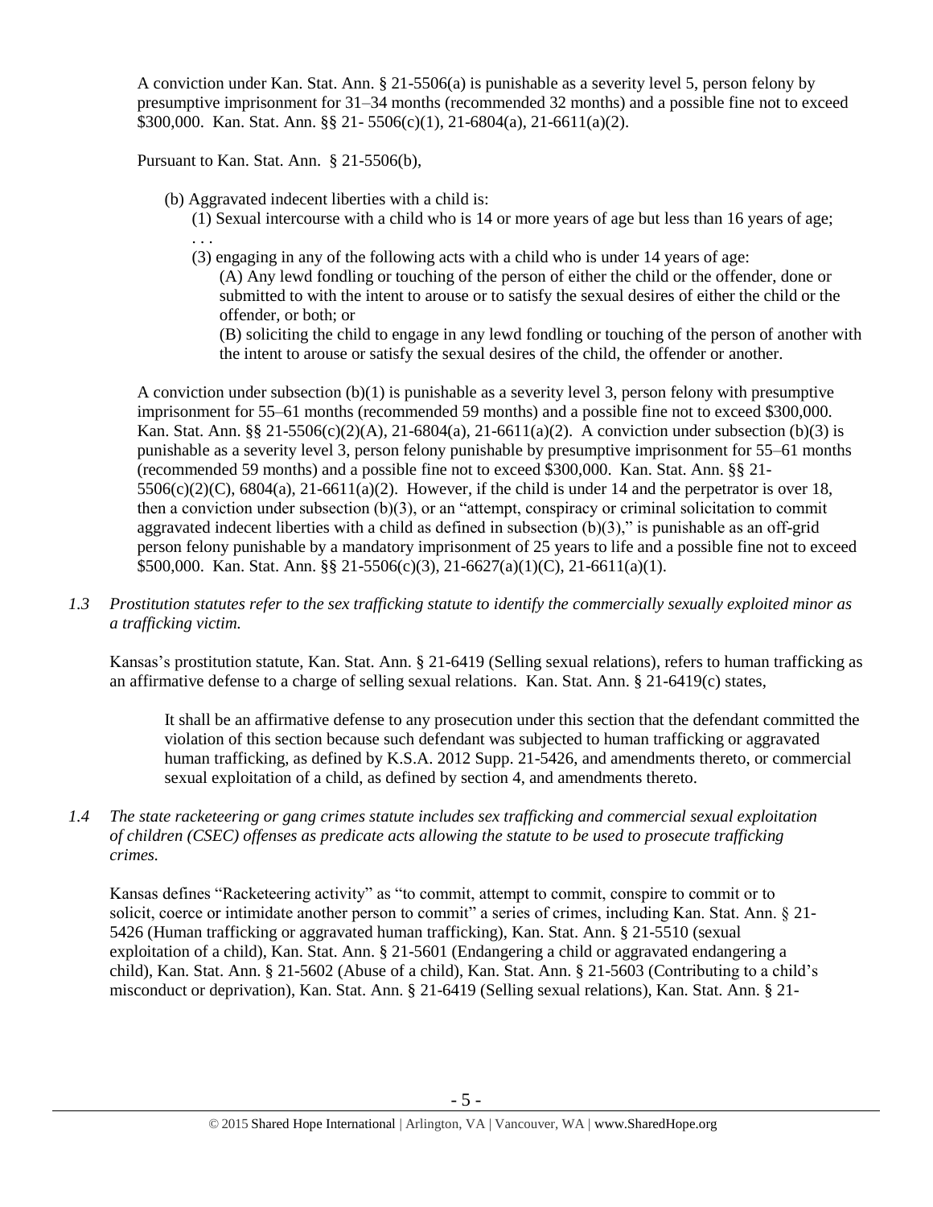A conviction under Kan. Stat. Ann. § 21-5506(a) is punishable as a severity level 5, person felony by presumptive imprisonment for 31–34 months (recommended 32 months) and a possible fine not to exceed $300,000. Kan. Stat. Ann. §§ 21- 5506(c)(1), 21-6804(a), 21-6611(a)(2).

Pursuant to Kan. Stat. Ann. § 21-5506(b),

> (b) Aggravated indecent liberties with a child is:
>
> (1) Sexual intercourse with a child who is 14 or more years of age but less than 16 years of age;
>
> . . .
>
> (3) engaging in any of the following acts with a child who is under 14 years of age:
>
> (A) Any lewd fondling or touching of the person of either the child or the offender, done or submitted to with the intent to arouse or to satisfy the sexual desires of either the child or the offender, or both; or
>
> (B) soliciting the child to engage in any lewd fondling or touching of the person of another with the intent to arouse or satisfy the sexual desires of the child, the offender or another.

A conviction under subsection (b)(1) is punishable as a severity level 3, person felony with presumptive imprisonment for 55–61 months (recommended 59 months) and a possible fine not to exceed $300,000. Kan. Stat. Ann. §§ 21-5506(c)(2)(A), 21-6804(a), 21-6611(a)(2). A conviction under subsection (b)(3) is punishable as a severity level 3, person felony punishable by presumptive imprisonment for 55–61 months (recommended 59 months) and a possible fine not to exceed $300,000. Kan. Stat. Ann. §§ 21-5506(c)(2)(C), 6804(a), 21-6611(a)(2). However, if the child is under 14 and the perpetrator is over 18, then a conviction under subsection (b)(3), or an "attempt, conspiracy or criminal solicitation to commit aggravated indecent liberties with a child as defined in subsection (b)(3)," is punishable as an off-grid person felony punishable by a mandatory imprisonment of 25 years to life and a possible fine not to exceed $500,000. Kan. Stat. Ann. §§ 21-5506(c)(3), 21-6627(a)(1)(C), 21-6611(a)(1).

*1.3 Prostitution statutes refer to the sex trafficking statute to identify the commercially sexually exploited minor as a trafficking victim.*

Kansas's prostitution statute, Kan. Stat. Ann. § 21-6419 (Selling sexual relations), refers to human trafficking as an affirmative defense to a charge of selling sexual relations. Kan. Stat. Ann. § 21-6419(c) states,

> It shall be an affirmative defense to any prosecution under this section that the defendant committed the violation of this section because such defendant was subjected to human trafficking or aggravated human trafficking, as defined by K.S.A. 2012 Supp. 21-5426, and amendments thereto, or commercial sexual exploitation of a child, as defined by section 4, and amendments thereto.

*1.4 The state racketeering or gang crimes statute includes sex trafficking and commercial sexual exploitation of children (CSEC) offenses as predicate acts allowing the statute to be used to prosecute trafficking crimes.*

Kansas defines "Racketeering activity" as "to commit, attempt to commit, conspire to commit or to solicit, coerce or intimidate another person to commit" a series of crimes, including Kan. Stat. Ann. § 21-5426 (Human trafficking or aggravated human trafficking), Kan. Stat. Ann. § 21-5510 (sexual exploitation of a child), Kan. Stat. Ann. § 21-5601 (Endangering a child or aggravated endangering a child), Kan. Stat. Ann. § 21-5602 (Abuse of a child), Kan. Stat. Ann. § 21-5603 (Contributing to a child's misconduct or deprivation), Kan. Stat. Ann. § 21-6419 (Selling sexual relations), Kan. Stat. Ann. § 21-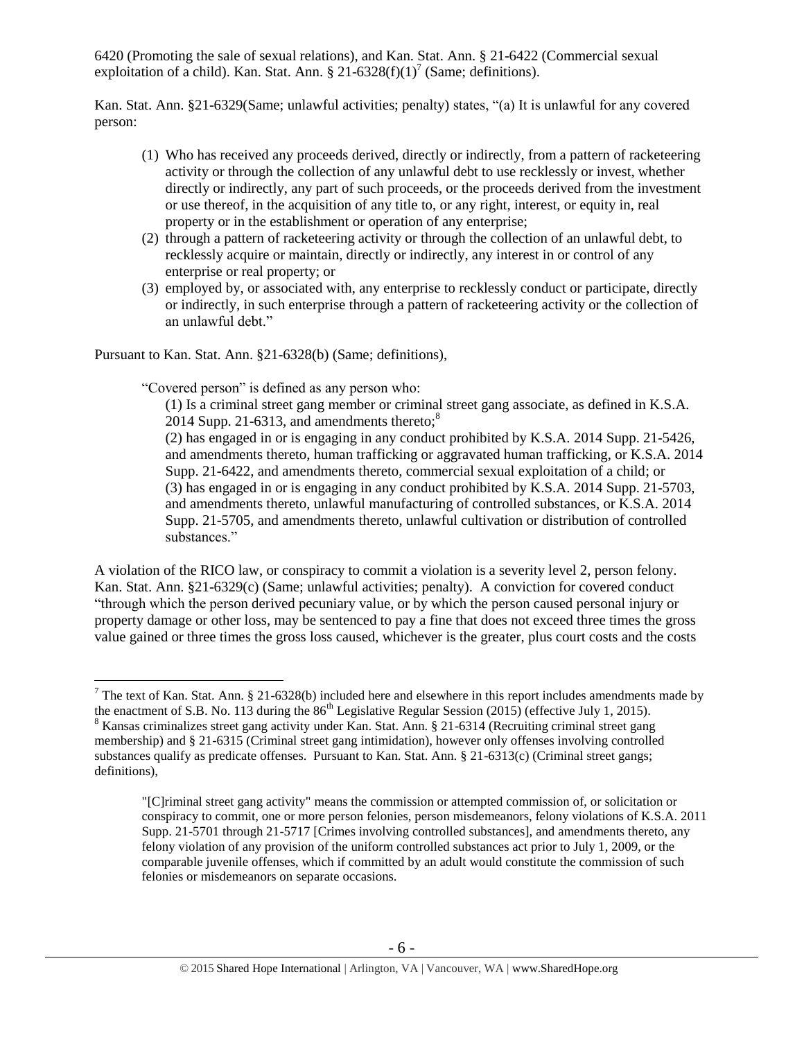6420 (Promoting the sale of sexual relations), and Kan. Stat. Ann. § 21-6422 (Commercial sexual exploitation of a child). Kan. Stat. Ann. § 21-6328(f)(1)[7] (Same; definitions).

Kan. Stat. Ann. §21-6329(Same; unlawful activities; penalty) states, "(a) It is unlawful for any covered person:

(1) Who has received any proceeds derived, directly or indirectly, from a pattern of racketeering activity or through the collection of any unlawful debt to use recklessly or invest, whether directly or indirectly, any part of such proceeds, or the proceeds derived from the investment or use thereof, in the acquisition of any title to, or any right, interest, or equity in, real property or in the establishment or operation of any enterprise;
(2) through a pattern of racketeering activity or through the collection of an unlawful debt, to recklessly acquire or maintain, directly or indirectly, any interest in or control of any enterprise or real property; or
(3) employed by, or associated with, any enterprise to recklessly conduct or participate, directly or indirectly, in such enterprise through a pattern of racketeering activity or the collection of an unlawful debt."

Pursuant to Kan. Stat. Ann. §21-6328(b) (Same; definitions),

> "Covered person" is defined as any person who:
>
> (1) Is a criminal street gang member or criminal street gang associate, as defined in K.S.A. 2014 Supp. 21-6313, and amendments thereto;[8]
>
> (2) has engaged in or is engaging in any conduct prohibited by K.S.A. 2014 Supp. 21-5426, and amendments thereto, human trafficking or aggravated human trafficking, or K.S.A. 2014 Supp. 21-6422, and amendments thereto, commercial sexual exploitation of a child; or
>
> (3) has engaged in or is engaging in any conduct prohibited by K.S.A. 2014 Supp. 21-5703, and amendments thereto, unlawful manufacturing of controlled substances, or K.S.A. 2014 Supp. 21-5705, and amendments thereto, unlawful cultivation or distribution of controlled substances."

A violation of the RICO law, or conspiracy to commit a violation is a severity level 2, person felony. Kan. Stat. Ann. §21-6329(c) (Same; unlawful activities; penalty). A conviction for covered conduct "through which the person derived pecuniary value, or by which the person caused personal injury or property damage or other loss, may be sentenced to pay a fine that does not exceed three times the gross value gained or three times the gross loss caused, whichever is the greater, plus court costs and the costs

---

[7] The text of Kan. Stat. Ann. § 21-6328(b) included here and elsewhere in this report includes amendments made by the enactment of S.B. No. 113 during the 86th Legislative Regular Session (2015) (effective July 1, 2015).

[8] Kansas criminalizes street gang activity under Kan. Stat. Ann. § 21-6314 (Recruiting criminal street gang membership) and § 21-6315 (Criminal street gang intimidation), however only offenses involving controlled substances qualify as predicate offenses. Pursuant to Kan. Stat. Ann. § 21-6313(c) (Criminal street gangs; definitions),

> "[C]riminal street gang activity" means the commission or attempted commission of, or solicitation or conspiracy to commit, one or more person felonies, person misdemeanors, felony violations of K.S.A. 2011 Supp. 21-5701 through 21-5717 [Crimes involving controlled substances], and amendments thereto, any felony violation of any provision of the uniform controlled substances act prior to July 1, 2009, or the comparable juvenile offenses, which if committed by an adult would constitute the commission of such felonies or misdemeanors on separate occasions.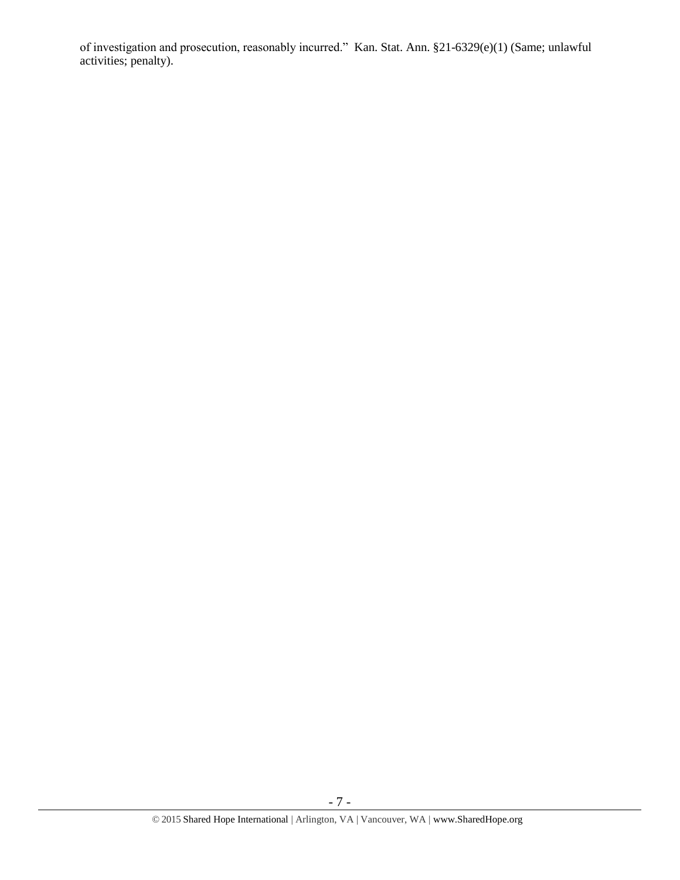of investigation and prosecution, reasonably incurred." Kan. Stat. Ann. §21-6329(e)(1) (Same; unlawful activities; penalty).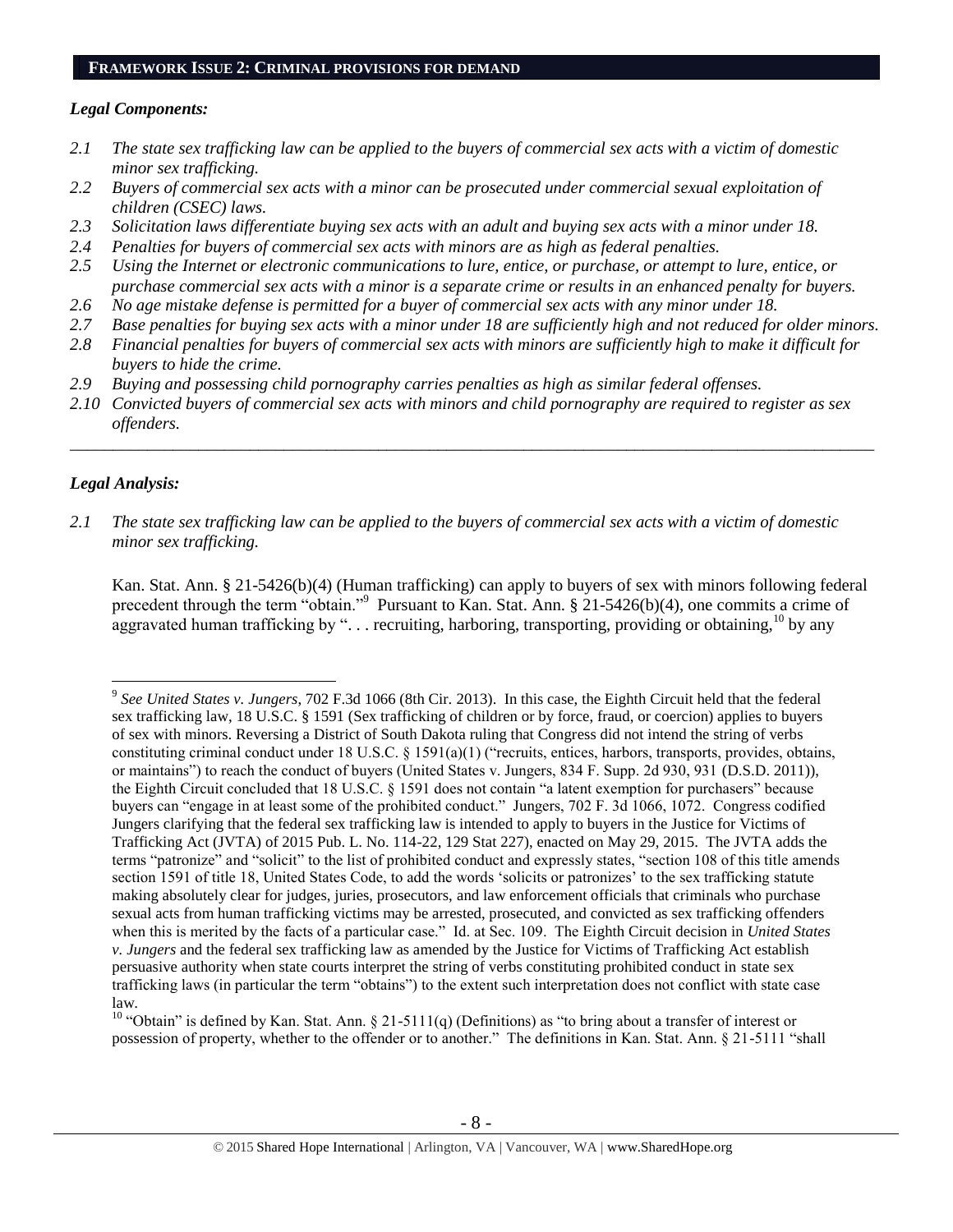## FRAMEWORK ISSUE 2: CRIMINAL PROVISIONS FOR DEMAND

### *Legal Components:*

*2.1 The state sex trafficking law can be applied to the buyers of commercial sex acts with a victim of domestic minor sex trafficking.*

*2.2 Buyers of commercial sex acts with a minor can be prosecuted under commercial sexual exploitation of children (CSEC) laws.*

*2.3 Solicitation laws differentiate buying sex acts with an adult and buying sex acts with a minor under 18.*

*2.4 Penalties for buyers of commercial sex acts with minors are as high as federal penalties.*

*2.5 Using the Internet or electronic communications to lure, entice, or purchase, or attempt to lure, entice, or purchase commercial sex acts with a minor is a separate crime or results in an enhanced penalty for buyers.*

*2.6 No age mistake defense is permitted for a buyer of commercial sex acts with any minor under 18.*

*2.7 Base penalties for buying sex acts with a minor under 18 are sufficiently high and not reduced for older minors.*

*2.8 Financial penalties for buyers of commercial sex acts with minors are sufficiently high to make it difficult for buyers to hide the crime.*

*2.9 Buying and possessing child pornography carries penalties as high as similar federal offenses.*

*2.10 Convicted buyers of commercial sex acts with minors and child pornography are required to register as sex offenders.*

---

### *Legal Analysis:*

*2.1 The state sex trafficking law can be applied to the buyers of commercial sex acts with a victim of domestic minor sex trafficking.*

Kan. Stat. Ann. § 21-5426(b)(4) (Human trafficking) can apply to buyers of sex with minors following federal precedent through the term "obtain."[9] Pursuant to Kan. Stat. Ann. § 21-5426(b)(4), one commits a crime of aggravated human trafficking by ". . . recruiting, harboring, transporting, providing or obtaining,[10] by any

---

[9] *See United States v. Jungers*, 702 F.3d 1066 (8th Cir. 2013). In this case, the Eighth Circuit held that the federal sex trafficking law, 18 U.S.C. § 1591 (Sex trafficking of children or by force, fraud, or coercion) applies to buyers of sex with minors. Reversing a District of South Dakota ruling that Congress did not intend the string of verbs constituting criminal conduct under 18 U.S.C. § 1591(a)(1) ("recruits, entices, harbors, transports, provides, obtains, or maintains") to reach the conduct of buyers (United States v. Jungers, 834 F. Supp. 2d 930, 931 (D.S.D. 2011)), the Eighth Circuit concluded that 18 U.S.C. § 1591 does not contain "a latent exemption for purchasers" because buyers can "engage in at least some of the prohibited conduct." Jungers, 702 F. 3d 1066, 1072. Congress codified Jungers clarifying that the federal sex trafficking law is intended to apply to buyers in the Justice for Victims of Trafficking Act (JVTA) of 2015 Pub. L. No. 114-22, 129 Stat 227), enacted on May 29, 2015. The JVTA adds the terms "patronize" and "solicit" to the list of prohibited conduct and expressly states, "section 108 of this title amends section 1591 of title 18, United States Code, to add the words 'solicits or patronizes' to the sex trafficking statute making absolutely clear for judges, juries, prosecutors, and law enforcement officials that criminals who purchase sexual acts from human trafficking victims may be arrested, prosecuted, and convicted as sex trafficking offenders when this is merited by the facts of a particular case." Id. at Sec. 109. The Eighth Circuit decision in *United States v. Jungers* and the federal sex trafficking law as amended by the Justice for Victims of Trafficking Act establish persuasive authority when state courts interpret the string of verbs constituting prohibited conduct in state sex trafficking laws (in particular the term "obtains") to the extent such interpretation does not conflict with state case law.

[10] "Obtain" is defined by Kan. Stat. Ann. § 21-5111(q) (Definitions) as "to bring about a transfer of interest or possession of property, whether to the offender or to another." The definitions in Kan. Stat. Ann. § 21-5111 "shall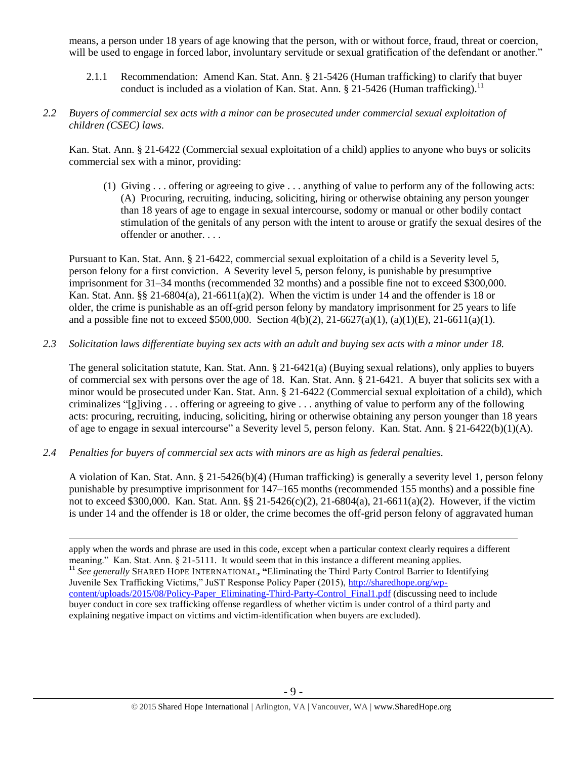means, a person under 18 years of age knowing that the person, with or without force, fraud, threat or coercion, will be used to engage in forced labor, involuntary servitude or sexual gratification of the defendant or another."

2.1.1 Recommendation: Amend Kan. Stat. Ann. § 21-5426 (Human trafficking) to clarify that buyer conduct is included as a violation of Kan. Stat. Ann. § 21-5426 (Human trafficking).[11]

*2.2 Buyers of commercial sex acts with a minor can be prosecuted under commercial sexual exploitation of children (CSEC) laws.*

Kan. Stat. Ann. § 21-6422 (Commercial sexual exploitation of a child) applies to anyone who buys or solicits commercial sex with a minor, providing:

> (1) Giving . . . offering or agreeing to give . . . anything of value to perform any of the following acts: (A) Procuring, recruiting, inducing, soliciting, hiring or otherwise obtaining any person younger than 18 years of age to engage in sexual intercourse, sodomy or manual or other bodily contact stimulation of the genitals of any person with the intent to arouse or gratify the sexual desires of the offender or another. . . .

Pursuant to Kan. Stat. Ann. § 21-6422, commercial sexual exploitation of a child is a Severity level 5, person felony for a first conviction. A Severity level 5, person felony, is punishable by presumptive imprisonment for 31–34 months (recommended 32 months) and a possible fine not to exceed $300,000. Kan. Stat. Ann. §§ 21-6804(a), 21-6611(a)(2). When the victim is under 14 and the offender is 18 or older, the crime is punishable as an off-grid person felony by mandatory imprisonment for 25 years to life and a possible fine not to exceed $500,000. Section 4(b)(2), 21-6627(a)(1), (a)(1)(E), 21-6611(a)(1).

*2.3 Solicitation laws differentiate buying sex acts with an adult and buying sex acts with a minor under 18.*

The general solicitation statute, Kan. Stat. Ann. § 21-6421(a) (Buying sexual relations), only applies to buyers of commercial sex with persons over the age of 18. Kan. Stat. Ann. § 21-6421. A buyer that solicits sex with a minor would be prosecuted under Kan. Stat. Ann. § 21-6422 (Commercial sexual exploitation of a child), which criminalizes "[g]iving . . . offering or agreeing to give . . . anything of value to perform any of the following acts: procuring, recruiting, inducing, soliciting, hiring or otherwise obtaining any person younger than 18 years of age to engage in sexual intercourse" a Severity level 5, person felony. Kan. Stat. Ann. § 21-6422(b)(1)(A).

*2.4 Penalties for buyers of commercial sex acts with minors are as high as federal penalties.*

A violation of Kan. Stat. Ann. § 21-5426(b)(4) (Human trafficking) is generally a severity level 1, person felony punishable by presumptive imprisonment for 147–165 months (recommended 155 months) and a possible fine not to exceed $300,000. Kan. Stat. Ann. §§ 21-5426(c)(2), 21-6804(a), 21-6611(a)(2). However, if the victim is under 14 and the offender is 18 or older, the crime becomes the off-grid person felony of aggravated human

---

apply when the words and phrase are used in this code, except when a particular context clearly requires a different meaning." Kan. Stat. Ann. § 21-5111. It would seem that in this instance a different meaning applies.

[11] *See generally* SHARED HOPE INTERNATIONAL, "Eliminating the Third Party Control Barrier to Identifying Juvenile Sex Trafficking Victims," JuST Response Policy Paper (2015), http://sharedhope.org/wp-content/uploads/2015/08/Policy-Paper_Eliminating-Third-Party-Control_Final1.pdf (discussing need to include buyer conduct in core sex trafficking offense regardless of whether victim is under control of a third party and explaining negative impact on victims and victim-identification when buyers are excluded).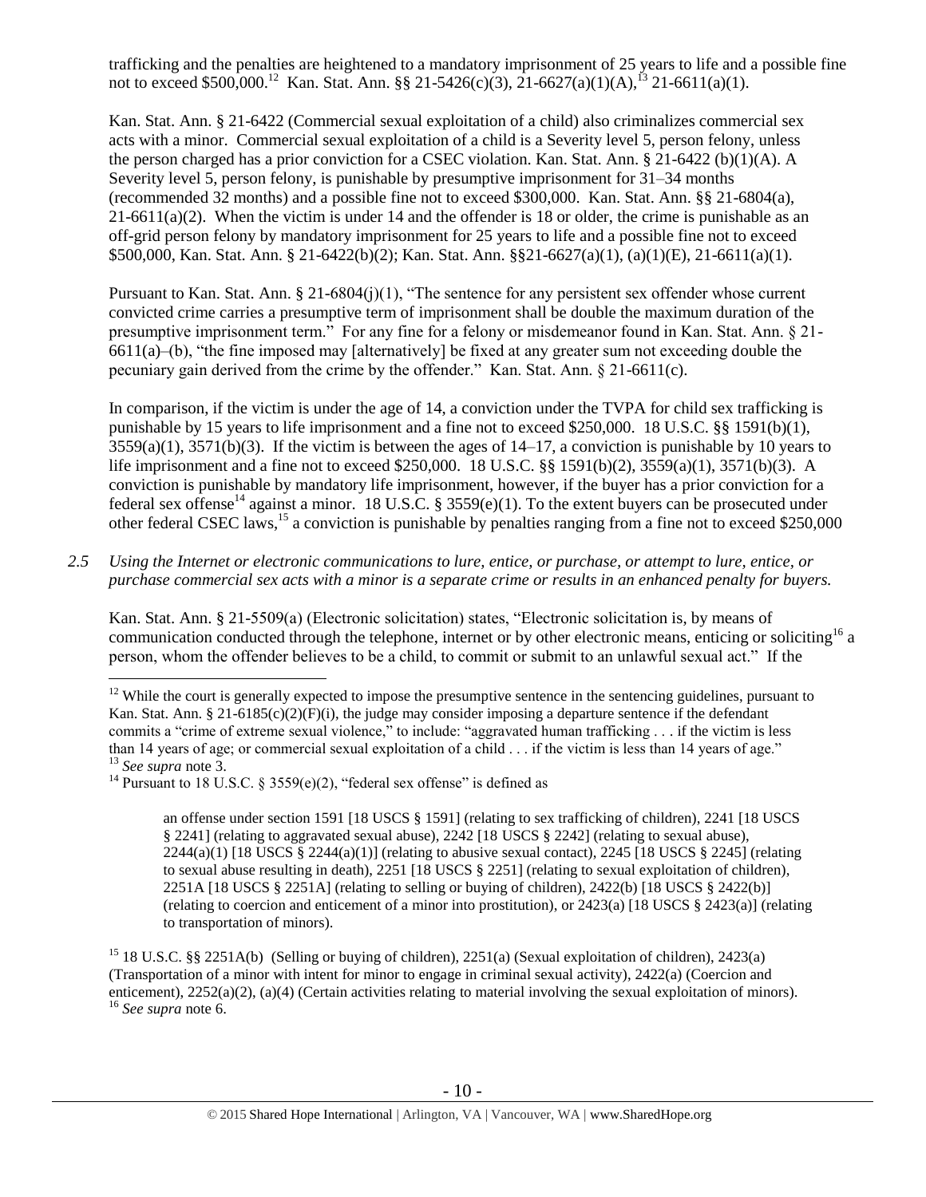trafficking and the penalties are heightened to a mandatory imprisonment of 25 years to life and a possible fine not to exceed $500,000.[12] Kan. Stat. Ann. §§ 21-5426(c)(3), 21-6627(a)(1)(A),[13] 21-6611(a)(1).

Kan. Stat. Ann. § 21-6422 (Commercial sexual exploitation of a child) also criminalizes commercial sex acts with a minor. Commercial sexual exploitation of a child is a Severity level 5, person felony, unless the person charged has a prior conviction for a CSEC violation. Kan. Stat. Ann. § 21-6422 (b)(1)(A). A Severity level 5, person felony, is punishable by presumptive imprisonment for 31–34 months (recommended 32 months) and a possible fine not to exceed $300,000. Kan. Stat. Ann. §§ 21-6804(a), 21-6611(a)(2). When the victim is under 14 and the offender is 18 or older, the crime is punishable as an off-grid person felony by mandatory imprisonment for 25 years to life and a possible fine not to exceed $500,000, Kan. Stat. Ann. § 21-6422(b)(2); Kan. Stat. Ann. §§21-6627(a)(1), (a)(1)(E), 21-6611(a)(1).

Pursuant to Kan. Stat. Ann. § 21-6804(j)(1), "The sentence for any persistent sex offender whose current convicted crime carries a presumptive term of imprisonment shall be double the maximum duration of the presumptive imprisonment term." For any fine for a felony or misdemeanor found in Kan. Stat. Ann. § 21-6611(a)–(b), "the fine imposed may [alternatively] be fixed at any greater sum not exceeding double the pecuniary gain derived from the crime by the offender." Kan. Stat. Ann. § 21-6611(c).

In comparison, if the victim is under the age of 14, a conviction under the TVPA for child sex trafficking is punishable by 15 years to life imprisonment and a fine not to exceed $250,000. 18 U.S.C. §§ 1591(b)(1), 3559(a)(1), 3571(b)(3). If the victim is between the ages of 14–17, a conviction is punishable by 10 years to life imprisonment and a fine not to exceed $250,000. 18 U.S.C. §§ 1591(b)(2), 3559(a)(1), 3571(b)(3). A conviction is punishable by mandatory life imprisonment, however, if the buyer has a prior conviction for a federal sex offense[14] against a minor. 18 U.S.C. § 3559(e)(1). To the extent buyers can be prosecuted under other federal CSEC laws,[15] a conviction is punishable by penalties ranging from a fine not to exceed $250,000

*2.5 Using the Internet or electronic communications to lure, entice, or purchase, or attempt to lure, entice, or purchase commercial sex acts with a minor is a separate crime or results in an enhanced penalty for buyers.*

Kan. Stat. Ann. § 21-5509(a) (Electronic solicitation) states, "Electronic solicitation is, by means of communication conducted through the telephone, internet or by other electronic means, enticing or soliciting[16] a person, whom the offender believes to be a child, to commit or submit to an unlawful sexual act." If the

---

[12] While the court is generally expected to impose the presumptive sentence in the sentencing guidelines, pursuant to Kan. Stat. Ann. § 21-6185(c)(2)(F)(i), the judge may consider imposing a departure sentence if the defendant commits a "crime of extreme sexual violence," to include: "aggravated human trafficking . . . if the victim is less than 14 years of age; or commercial sexual exploitation of a child . . . if the victim is less than 14 years of age."

[13] *See supra* note 3.

[14] Pursuant to 18 U.S.C. § 3559(e)(2), "federal sex offense" is defined as

> an offense under section 1591 [18 USCS § 1591] (relating to sex trafficking of children), 2241 [18 USCS § 2241] (relating to aggravated sexual abuse), 2242 [18 USCS § 2242] (relating to sexual abuse), 2244(a)(1) [18 USCS § 2244(a)(1)] (relating to abusive sexual contact), 2245 [18 USCS § 2245] (relating to sexual abuse resulting in death), 2251 [18 USCS § 2251] (relating to sexual exploitation of children), 2251A [18 USCS § 2251A] (relating to selling or buying of children), 2422(b) [18 USCS § 2422(b)] (relating to coercion and enticement of a minor into prostitution), or 2423(a) [18 USCS § 2423(a)] (relating to transportation of minors).

[15] 18 U.S.C. §§ 2251A(b) (Selling or buying of children), 2251(a) (Sexual exploitation of children), 2423(a) (Transportation of a minor with intent for minor to engage in criminal sexual activity), 2422(a) (Coercion and enticement), 2252(a)(2), (a)(4) (Certain activities relating to material involving the sexual exploitation of minors).

[16] *See supra* note 6.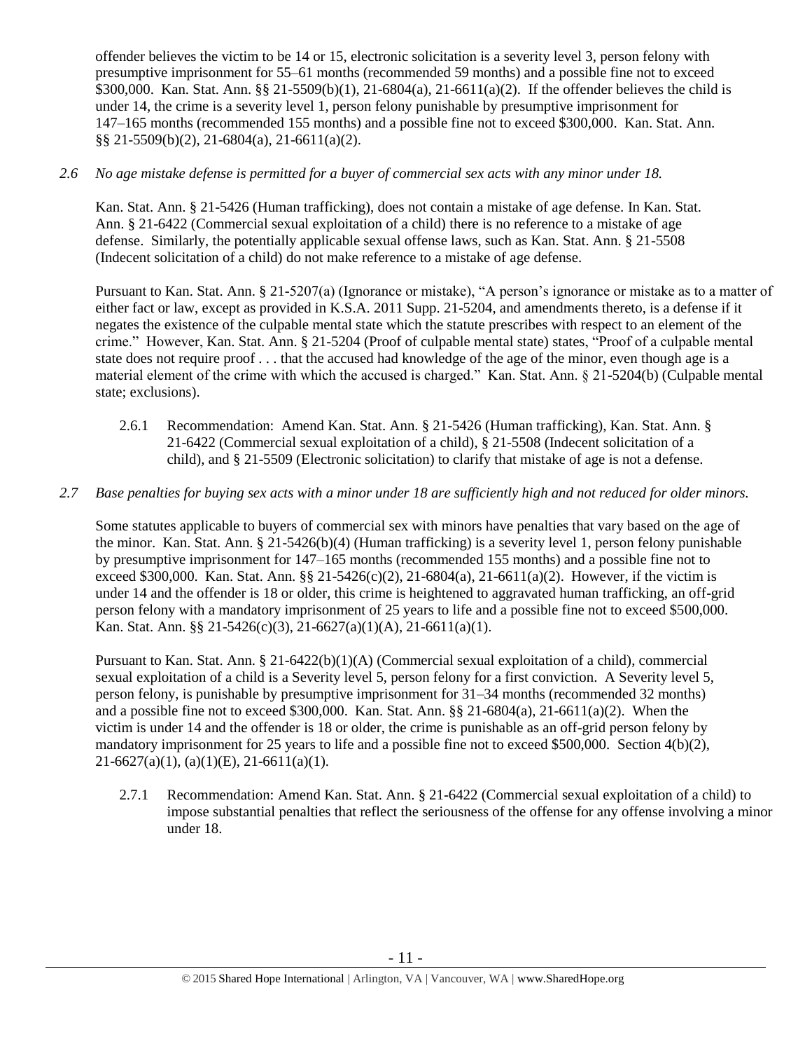offender believes the victim to be 14 or 15, electronic solicitation is a severity level 3, person felony with presumptive imprisonment for 55–61 months (recommended 59 months) and a possible fine not to exceed $300,000. Kan. Stat. Ann. §§ 21-5509(b)(1), 21-6804(a), 21-6611(a)(2). If the offender believes the child is under 14, the crime is a severity level 1, person felony punishable by presumptive imprisonment for 147–165 months (recommended 155 months) and a possible fine not to exceed $300,000. Kan. Stat. Ann. §§ 21-5509(b)(2), 21-6804(a), 21-6611(a)(2).

*2.6 No age mistake defense is permitted for a buyer of commercial sex acts with any minor under 18.*

Kan. Stat. Ann. § 21-5426 (Human trafficking), does not contain a mistake of age defense. In Kan. Stat. Ann. § 21-6422 (Commercial sexual exploitation of a child) there is no reference to a mistake of age defense. Similarly, the potentially applicable sexual offense laws, such as Kan. Stat. Ann. § 21-5508 (Indecent solicitation of a child) do not make reference to a mistake of age defense.

Pursuant to Kan. Stat. Ann. § 21-5207(a) (Ignorance or mistake), "A person's ignorance or mistake as to a matter of either fact or law, except as provided in K.S.A. 2011 Supp. 21-5204, and amendments thereto, is a defense if it negates the existence of the culpable mental state which the statute prescribes with respect to an element of the crime." However, Kan. Stat. Ann. § 21-5204 (Proof of culpable mental state) states, "Proof of a culpable mental state does not require proof . . . that the accused had knowledge of the age of the minor, even though age is a material element of the crime with which the accused is charged." Kan. Stat. Ann. § 21-5204(b) (Culpable mental state; exclusions).

2.6.1 Recommendation: Amend Kan. Stat. Ann. § 21-5426 (Human trafficking), Kan. Stat. Ann. § 21-6422 (Commercial sexual exploitation of a child), § 21-5508 (Indecent solicitation of a child), and § 21-5509 (Electronic solicitation) to clarify that mistake of age is not a defense.

*2.7 Base penalties for buying sex acts with a minor under 18 are sufficiently high and not reduced for older minors.*

Some statutes applicable to buyers of commercial sex with minors have penalties that vary based on the age of the minor. Kan. Stat. Ann. § 21-5426(b)(4) (Human trafficking) is a severity level 1, person felony punishable by presumptive imprisonment for 147–165 months (recommended 155 months) and a possible fine not to exceed $300,000. Kan. Stat. Ann. §§ 21-5426(c)(2), 21-6804(a), 21-6611(a)(2). However, if the victim is under 14 and the offender is 18 or older, this crime is heightened to aggravated human trafficking, an off-grid person felony with a mandatory imprisonment of 25 years to life and a possible fine not to exceed $500,000. Kan. Stat. Ann. §§ 21-5426(c)(3), 21-6627(a)(1)(A), 21-6611(a)(1).

Pursuant to Kan. Stat. Ann. § 21-6422(b)(1)(A) (Commercial sexual exploitation of a child), commercial sexual exploitation of a child is a Severity level 5, person felony for a first conviction. A Severity level 5, person felony, is punishable by presumptive imprisonment for 31–34 months (recommended 32 months) and a possible fine not to exceed $300,000. Kan. Stat. Ann. §§ 21-6804(a), 21-6611(a)(2). When the victim is under 14 and the offender is 18 or older, the crime is punishable as an off-grid person felony by mandatory imprisonment for 25 years to life and a possible fine not to exceed $500,000. Section 4(b)(2), 21-6627(a)(1), (a)(1)(E), 21-6611(a)(1).

2.7.1 Recommendation: Amend Kan. Stat. Ann. § 21-6422 (Commercial sexual exploitation of a child) to impose substantial penalties that reflect the seriousness of the offense for any offense involving a minor under 18.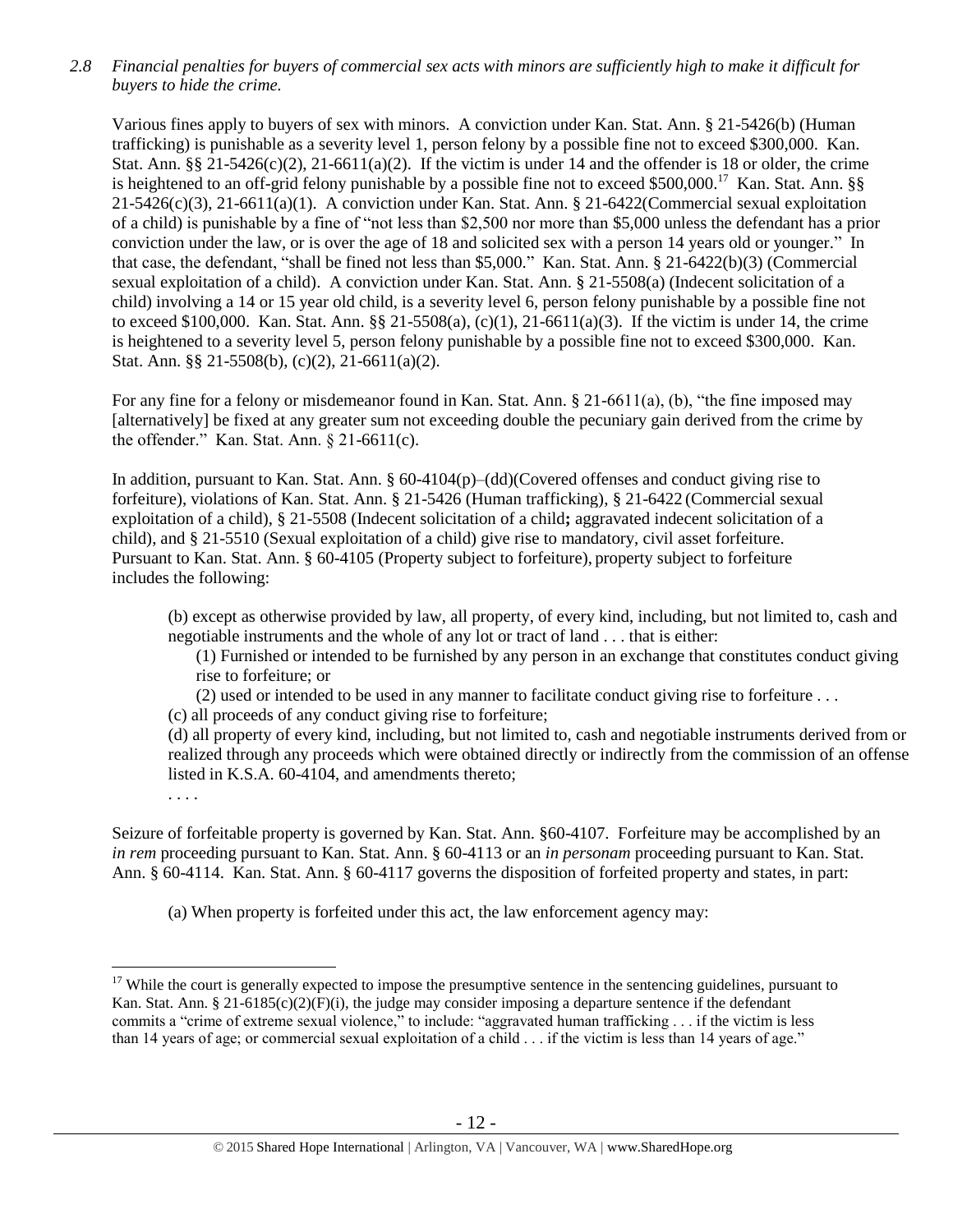*2.8 Financial penalties for buyers of commercial sex acts with minors are sufficiently high to make it difficult for buyers to hide the crime.*

Various fines apply to buyers of sex with minors. A conviction under Kan. Stat. Ann. § 21-5426(b) (Human trafficking) is punishable as a severity level 1, person felony by a possible fine not to exceed $300,000. Kan. Stat. Ann. §§ 21-5426(c)(2), 21-6611(a)(2). If the victim is under 14 and the offender is 18 or older, the crime is heightened to an off-grid felony punishable by a possible fine not to exceed $500,000.[17] Kan. Stat. Ann. §§ 21-5426(c)(3), 21-6611(a)(1). A conviction under Kan. Stat. Ann. § 21-6422(Commercial sexual exploitation of a child) is punishable by a fine of "not less than $2,500 nor more than $5,000 unless the defendant has a prior conviction under the law, or is over the age of 18 and solicited sex with a person 14 years old or younger." In that case, the defendant, "shall be fined not less than $5,000." Kan. Stat. Ann. § 21-6422(b)(3) (Commercial sexual exploitation of a child). A conviction under Kan. Stat. Ann. § 21-5508(a) (Indecent solicitation of a child) involving a 14 or 15 year old child, is a severity level 6, person felony punishable by a possible fine not to exceed $100,000. Kan. Stat. Ann. §§ 21-5508(a), (c)(1), 21-6611(a)(3). If the victim is under 14, the crime is heightened to a severity level 5, person felony punishable by a possible fine not to exceed $300,000. Kan. Stat. Ann. §§ 21-5508(b), (c)(2), 21-6611(a)(2).

For any fine for a felony or misdemeanor found in Kan. Stat. Ann. § 21-6611(a), (b), "the fine imposed may [alternatively] be fixed at any greater sum not exceeding double the pecuniary gain derived from the crime by the offender." Kan. Stat. Ann. § 21-6611(c).

In addition, pursuant to Kan. Stat. Ann. § 60-4104(p)–(dd)(Covered offenses and conduct giving rise to forfeiture), violations of Kan. Stat. Ann. § 21-5426 (Human trafficking), § 21-6422 (Commercial sexual exploitation of a child), § 21-5508 (Indecent solicitation of a child**;** aggravated indecent solicitation of a child), and § 21-5510 (Sexual exploitation of a child) give rise to mandatory, civil asset forfeiture. Pursuant to Kan. Stat. Ann. § 60-4105 (Property subject to forfeiture), property subject to forfeiture includes the following:

> (b) except as otherwise provided by law, all property, of every kind, including, but not limited to, cash and negotiable instruments and the whole of any lot or tract of land . . . that is either:
>
> (1) Furnished or intended to be furnished by any person in an exchange that constitutes conduct giving rise to forfeiture; or
>
> (2) used or intended to be used in any manner to facilitate conduct giving rise to forfeiture . . .
>
> (c) all proceeds of any conduct giving rise to forfeiture;
>
> (d) all property of every kind, including, but not limited to, cash and negotiable instruments derived from or realized through any proceeds which were obtained directly or indirectly from the commission of an offense listed in K.S.A. 60-4104, and amendments thereto;
>
> . . . .

Seizure of forfeitable property is governed by Kan. Stat. Ann. §60-4107. Forfeiture may be accomplished by an *in rem* proceeding pursuant to Kan. Stat. Ann. § 60-4113 or an *in personam* proceeding pursuant to Kan. Stat. Ann. § 60-4114. Kan. Stat. Ann. § 60-4117 governs the disposition of forfeited property and states, in part:

> (a) When property is forfeited under this act, the law enforcement agency may:

---

[17] While the court is generally expected to impose the presumptive sentence in the sentencing guidelines, pursuant to Kan. Stat. Ann. § 21-6185(c)(2)(F)(i), the judge may consider imposing a departure sentence if the defendant commits a "crime of extreme sexual violence," to include: "aggravated human trafficking . . . if the victim is less than 14 years of age; or commercial sexual exploitation of a child . . . if the victim is less than 14 years of age."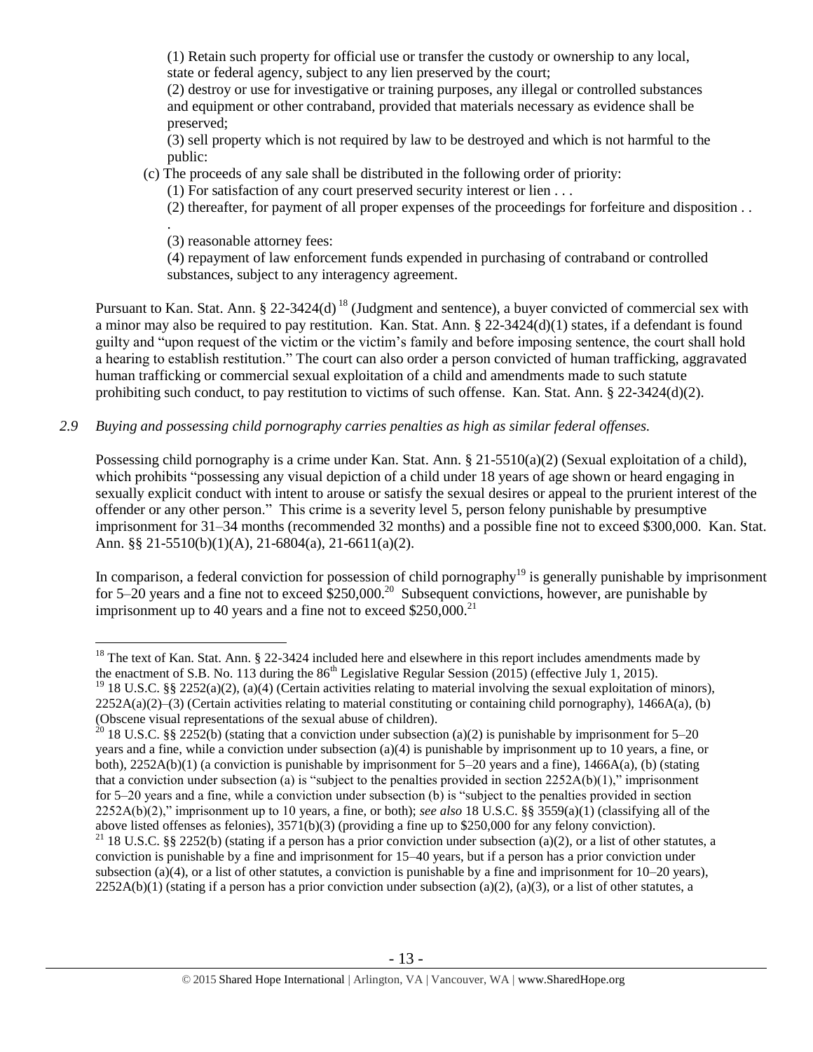(1) Retain such property for official use or transfer the custody or ownership to any local, state or federal agency, subject to any lien preserved by the court;

(2) destroy or use for investigative or training purposes, any illegal or controlled substances and equipment or other contraband, provided that materials necessary as evidence shall be preserved;

(3) sell property which is not required by law to be destroyed and which is not harmful to the public:

(c) The proceeds of any sale shall be distributed in the following order of priority:

(1) For satisfaction of any court preserved security interest or lien . . .

(2) thereafter, for payment of all proper expenses of the proceedings for forfeiture and disposition . . .

(3) reasonable attorney fees:

(4) repayment of law enforcement funds expended in purchasing of contraband or controlled substances, subject to any interagency agreement.

Pursuant to Kan. Stat. Ann. § 22-3424(d) [18] (Judgment and sentence), a buyer convicted of commercial sex with a minor may also be required to pay restitution. Kan. Stat. Ann. § 22-3424(d)(1) states, if a defendant is found guilty and "upon request of the victim or the victim's family and before imposing sentence, the court shall hold a hearing to establish restitution." The court can also order a person convicted of human trafficking, aggravated human trafficking or commercial sexual exploitation of a child and amendments made to such statute prohibiting such conduct, to pay restitution to victims of such offense. Kan. Stat. Ann. § 22-3424(d)(2).

*2.9 Buying and possessing child pornography carries penalties as high as similar federal offenses.*

Possessing child pornography is a crime under Kan. Stat. Ann. § 21-5510(a)(2) (Sexual exploitation of a child), which prohibits "possessing any visual depiction of a child under 18 years of age shown or heard engaging in sexually explicit conduct with intent to arouse or satisfy the sexual desires or appeal to the prurient interest of the offender or any other person." This crime is a severity level 5, person felony punishable by presumptive imprisonment for 31–34 months (recommended 32 months) and a possible fine not to exceed $300,000. Kan. Stat. Ann. §§ 21-5510(b)(1)(A), 21-6804(a), 21-6611(a)(2).

In comparison, a federal conviction for possession of child pornography[19] is generally punishable by imprisonment for 5–20 years and a fine not to exceed $250,000.[20] Subsequent convictions, however, are punishable by imprisonment up to 40 years and a fine not to exceed $250,000.[21]

---

[18] The text of Kan. Stat. Ann. § 22-3424 included here and elsewhere in this report includes amendments made by the enactment of S.B. No. 113 during the 86th Legislative Regular Session (2015) (effective July 1, 2015).

[19] 18 U.S.C. §§ 2252(a)(2), (a)(4) (Certain activities relating to material involving the sexual exploitation of minors), 2252A(a)(2)–(3) (Certain activities relating to material constituting or containing child pornography), 1466A(a), (b) (Obscene visual representations of the sexual abuse of children).

[20] 18 U.S.C. §§ 2252(b) (stating that a conviction under subsection (a)(2) is punishable by imprisonment for 5–20 years and a fine, while a conviction under subsection (a)(4) is punishable by imprisonment up to 10 years, a fine, or both), 2252A(b)(1) (a conviction is punishable by imprisonment for 5–20 years and a fine), 1466A(a), (b) (stating that a conviction under subsection (a) is "subject to the penalties provided in section 2252A(b)(1)," imprisonment for 5–20 years and a fine, while a conviction under subsection (b) is "subject to the penalties provided in section 2252A(b)(2)," imprisonment up to 10 years, a fine, or both); *see also* 18 U.S.C. §§ 3559(a)(1) (classifying all of the above listed offenses as felonies), 3571(b)(3) (providing a fine up to $250,000 for any felony conviction).

[21] 18 U.S.C. §§ 2252(b) (stating if a person has a prior conviction under subsection (a)(2), or a list of other statutes, a conviction is punishable by a fine and imprisonment for 15–40 years, but if a person has a prior conviction under subsection (a)(4), or a list of other statutes, a conviction is punishable by a fine and imprisonment for 10–20 years), 2252A(b)(1) (stating if a person has a prior conviction under subsection (a)(2), (a)(3), or a list of other statutes, a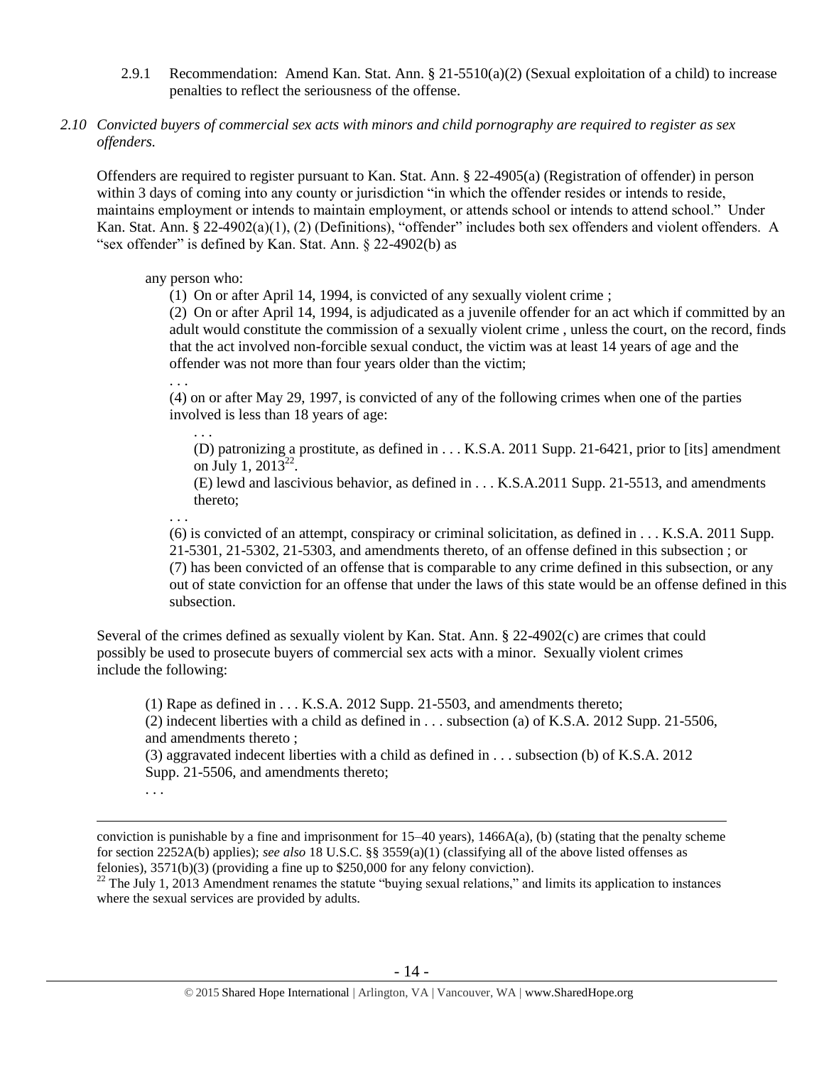2.9.1 Recommendation: Amend Kan. Stat. Ann. § 21-5510(a)(2) (Sexual exploitation of a child) to increase penalties to reflect the seriousness of the offense.

*2.10 Convicted buyers of commercial sex acts with minors and child pornography are required to register as sex offenders.*

Offenders are required to register pursuant to Kan. Stat. Ann. § 22-4905(a) (Registration of offender) in person within 3 days of coming into any county or jurisdiction "in which the offender resides or intends to reside, maintains employment or intends to maintain employment, or attends school or intends to attend school." Under Kan. Stat. Ann. § 22-4902(a)(1), (2) (Definitions), "offender" includes both sex offenders and violent offenders. A "sex offender" is defined by Kan. Stat. Ann. § 22-4902(b) as

> any person who:
>
> (1) On or after April 14, 1994, is convicted of any sexually violent crime ;
>
> (2) On or after April 14, 1994, is adjudicated as a juvenile offender for an act which if committed by an adult would constitute the commission of a sexually violent crime , unless the court, on the record, finds that the act involved non-forcible sexual conduct, the victim was at least 14 years of age and the offender was not more than four years older than the victim;
>
> . . .
>
> (4) on or after May 29, 1997, is convicted of any of the following crimes when one of the parties involved is less than 18 years of age:
>
> . . .
>
> (D) patronizing a prostitute, as defined in . . . K.S.A. 2011 Supp. 21-6421, prior to [its] amendment on July 1, 2013[22].
>
> (E) lewd and lascivious behavior, as defined in . . . K.S.A.2011 Supp. 21-5513, and amendments thereto;
>
> . . .
>
> (6) is convicted of an attempt, conspiracy or criminal solicitation, as defined in . . . K.S.A. 2011 Supp. 21-5301, 21-5302, 21-5303, and amendments thereto, of an offense defined in this subsection ; or
>
> (7) has been convicted of an offense that is comparable to any crime defined in this subsection, or any out of state conviction for an offense that under the laws of this state would be an offense defined in this subsection.

Several of the crimes defined as sexually violent by Kan. Stat. Ann. § 22-4902(c) are crimes that could possibly be used to prosecute buyers of commercial sex acts with a minor. Sexually violent crimes include the following:

> (1) Rape as defined in . . . K.S.A. 2012 Supp. 21-5503, and amendments thereto;
>
> (2) indecent liberties with a child as defined in . . . subsection (a) of K.S.A. 2012 Supp. 21-5506, and amendments thereto ;
>
> (3) aggravated indecent liberties with a child as defined in . . . subsection (b) of K.S.A. 2012 Supp. 21-5506, and amendments thereto;
>
> . . .

---

conviction is punishable by a fine and imprisonment for 15–40 years), 1466A(a), (b) (stating that the penalty scheme for section 2252A(b) applies); *see also* 18 U.S.C. §§ 3559(a)(1) (classifying all of the above listed offenses as felonies), 3571(b)(3) (providing a fine up to $250,000 for any felony conviction).

[22] The July 1, 2013 Amendment renames the statute "buying sexual relations," and limits its application to instances where the sexual services are provided by adults.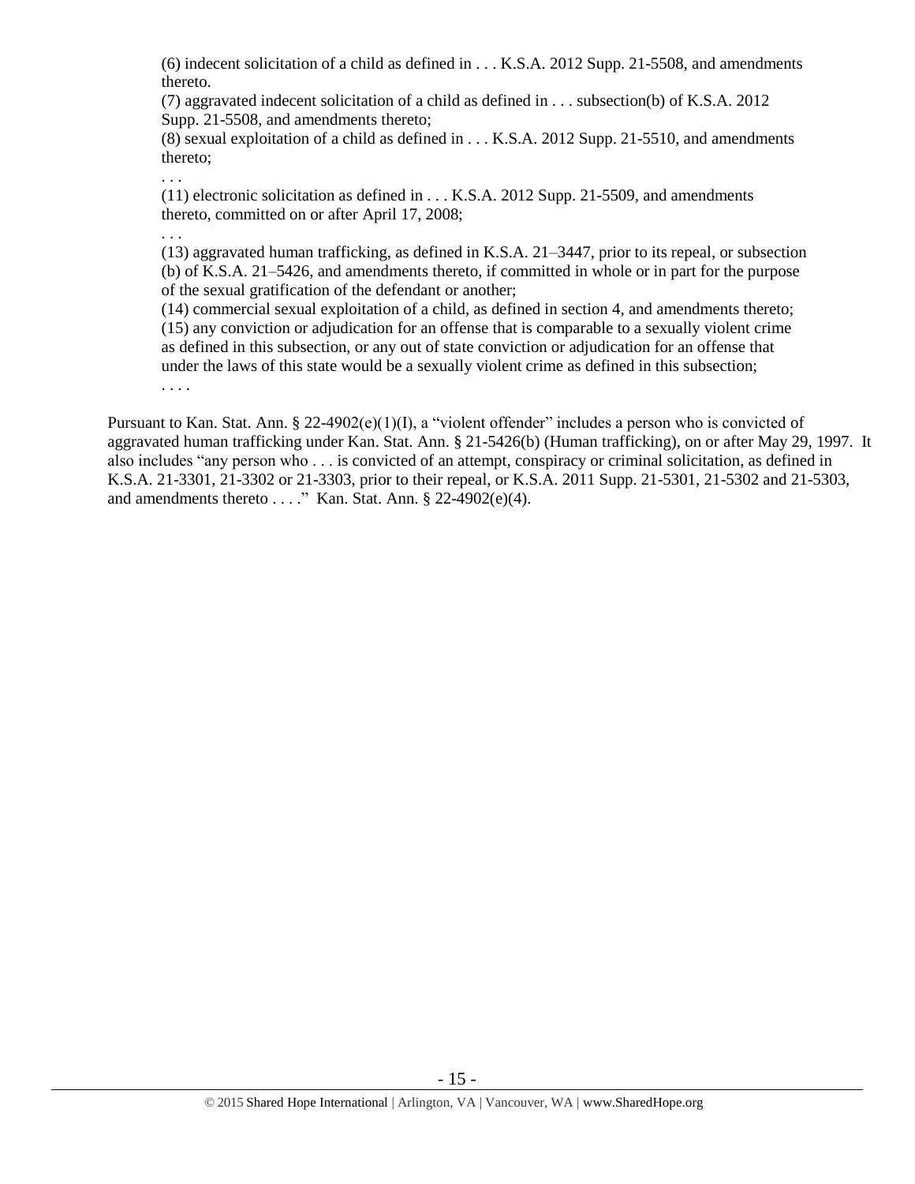(6) indecent solicitation of a child as defined in . . . K.S.A. 2012 Supp. 21-5508, and amendments thereto.

(7) aggravated indecent solicitation of a child as defined in . . . subsection(b) of K.S.A. 2012 Supp. 21-5508, and amendments thereto;

(8) sexual exploitation of a child as defined in . . . K.S.A. 2012 Supp. 21-5510, and amendments thereto;

. . .

(11) electronic solicitation as defined in . . . K.S.A. 2012 Supp. 21-5509, and amendments thereto, committed on or after April 17, 2008;

. . .

(13) aggravated human trafficking, as defined in K.S.A. 21–3447, prior to its repeal, or subsection (b) of K.S.A. 21–5426, and amendments thereto, if committed in whole or in part for the purpose of the sexual gratification of the defendant or another;

(14) commercial sexual exploitation of a child, as defined in section 4, and amendments thereto;

(15) any conviction or adjudication for an offense that is comparable to a sexually violent crime as defined in this subsection, or any out of state conviction or adjudication for an offense that under the laws of this state would be a sexually violent crime as defined in this subsection;

. . . .

Pursuant to Kan. Stat. Ann. § 22-4902(e)(1)(I), a "violent offender" includes a person who is convicted of aggravated human trafficking under Kan. Stat. Ann. § 21-5426(b) (Human trafficking), on or after May 29, 1997. It also includes "any person who . . . is convicted of an attempt, conspiracy or criminal solicitation, as defined in K.S.A. 21-3301, 21-3302 or 21-3303, prior to their repeal, or K.S.A. 2011 Supp. 21-5301, 21-5302 and 21-5303, and amendments thereto . . . ." Kan. Stat. Ann. § 22-4902(e)(4).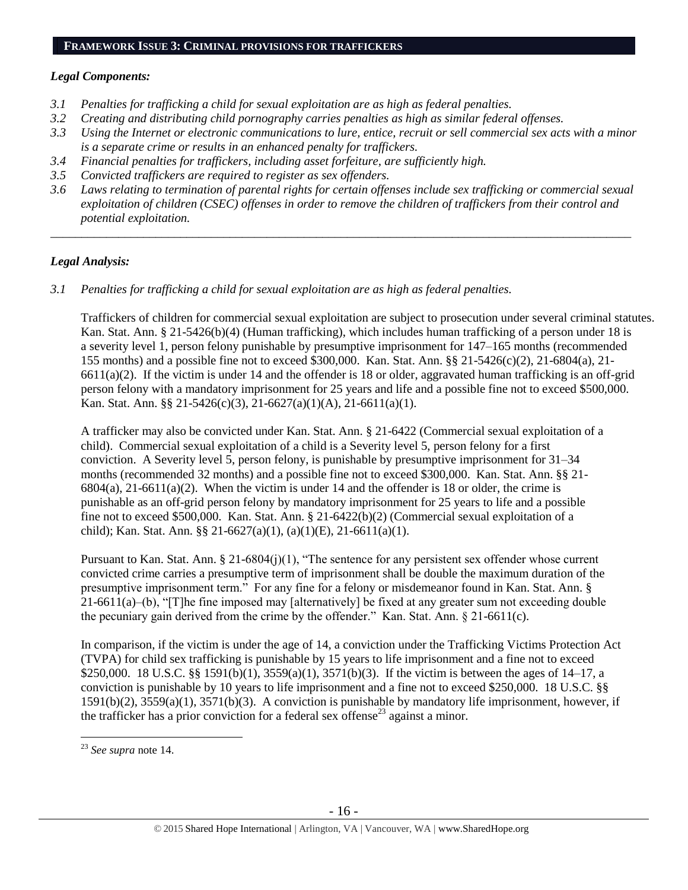## FRAMEWORK ISSUE 3: CRIMINAL PROVISIONS FOR TRAFFICKERS

### *Legal Components:*

- *3.1 Penalties for trafficking a child for sexual exploitation are as high as federal penalties.*
- *3.2 Creating and distributing child pornography carries penalties as high as similar federal offenses.*
- *3.3 Using the Internet or electronic communications to lure, entice, recruit or sell commercial sex acts with a minor is a separate crime or results in an enhanced penalty for traffickers.*
- *3.4 Financial penalties for traffickers, including asset forfeiture, are sufficiently high.*
- *3.5 Convicted traffickers are required to register as sex offenders.*
- *3.6 Laws relating to termination of parental rights for certain offenses include sex trafficking or commercial sexual exploitation of children (CSEC) offenses in order to remove the children of traffickers from their control and potential exploitation.*

---

### *Legal Analysis:*

*3.1 Penalties for trafficking a child for sexual exploitation are as high as federal penalties.*

Traffickers of children for commercial sexual exploitation are subject to prosecution under several criminal statutes. Kan. Stat. Ann. § 21-5426(b)(4) (Human trafficking), which includes human trafficking of a person under 18 is a severity level 1, person felony punishable by presumptive imprisonment for 147–165 months (recommended 155 months) and a possible fine not to exceed $300,000. Kan. Stat. Ann. §§ 21-5426(c)(2), 21-6804(a), 21-6611(a)(2). If the victim is under 14 and the offender is 18 or older, aggravated human trafficking is an off-grid person felony with a mandatory imprisonment for 25 years and life and a possible fine not to exceed $500,000. Kan. Stat. Ann. §§ 21-5426(c)(3), 21-6627(a)(1)(A), 21-6611(a)(1).

A trafficker may also be convicted under Kan. Stat. Ann. § 21-6422 (Commercial sexual exploitation of a child). Commercial sexual exploitation of a child is a Severity level 5, person felony for a first conviction. A Severity level 5, person felony, is punishable by presumptive imprisonment for 31–34 months (recommended 32 months) and a possible fine not to exceed $300,000. Kan. Stat. Ann. §§ 21-6804(a), 21-6611(a)(2). When the victim is under 14 and the offender is 18 or older, the crime is punishable as an off-grid person felony by mandatory imprisonment for 25 years to life and a possible fine not to exceed $500,000. Kan. Stat. Ann. § 21-6422(b)(2) (Commercial sexual exploitation of a child); Kan. Stat. Ann. §§ 21-6627(a)(1), (a)(1)(E), 21-6611(a)(1).

Pursuant to Kan. Stat. Ann. § 21-6804(j)(1), "The sentence for any persistent sex offender whose current convicted crime carries a presumptive term of imprisonment shall be double the maximum duration of the presumptive imprisonment term." For any fine for a felony or misdemeanor found in Kan. Stat. Ann. § 21-6611(a)–(b), "[T]he fine imposed may [alternatively] be fixed at any greater sum not exceeding double the pecuniary gain derived from the crime by the offender." Kan. Stat. Ann. § 21-6611(c).

In comparison, if the victim is under the age of 14, a conviction under the Trafficking Victims Protection Act (TVPA) for child sex trafficking is punishable by 15 years to life imprisonment and a fine not to exceed $250,000. 18 U.S.C. §§ 1591(b)(1), 3559(a)(1), 3571(b)(3). If the victim is between the ages of 14–17, a conviction is punishable by 10 years to life imprisonment and a fine not to exceed $250,000. 18 U.S.C. §§ 1591(b)(2), 3559(a)(1), 3571(b)(3). A conviction is punishable by mandatory life imprisonment, however, if the trafficker has a prior conviction for a federal sex offense[23] against a minor.

[23] *See supra* note 14.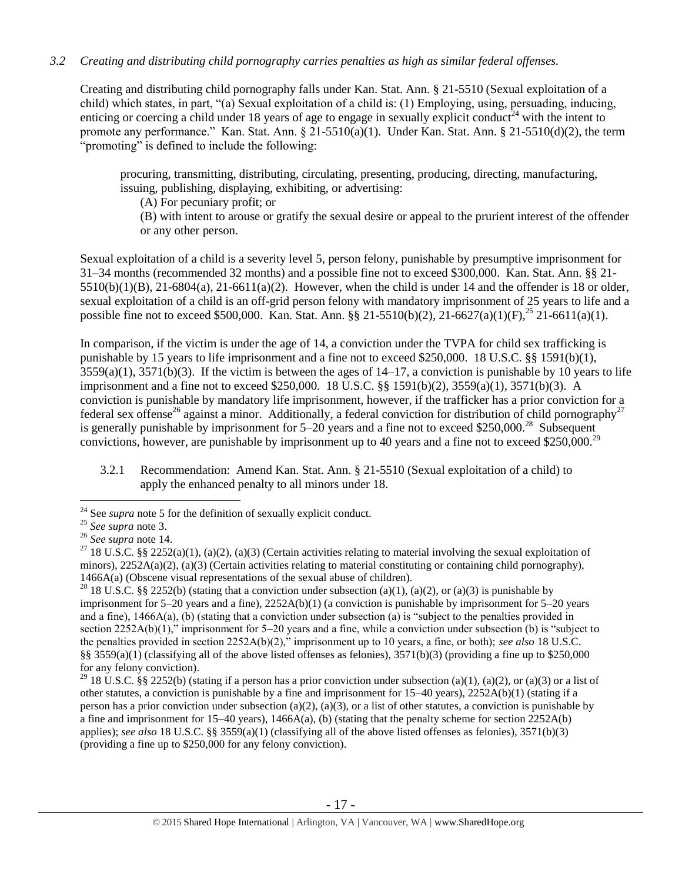*3.2 Creating and distributing child pornography carries penalties as high as similar federal offenses.*

Creating and distributing child pornography falls under Kan. Stat. Ann. § 21-5510 (Sexual exploitation of a child) which states, in part, "(a) Sexual exploitation of a child is: (1) Employing, using, persuading, inducing, enticing or coercing a child under 18 years of age to engage in sexually explicit conduct[24] with the intent to promote any performance." Kan. Stat. Ann. § 21-5510(a)(1). Under Kan. Stat. Ann. § 21-5510(d)(2), the term "promoting" is defined to include the following:

> procuring, transmitting, distributing, circulating, presenting, producing, directing, manufacturing, issuing, publishing, displaying, exhibiting, or advertising:
>
> (A) For pecuniary profit; or
>
> (B) with intent to arouse or gratify the sexual desire or appeal to the prurient interest of the offender or any other person.

Sexual exploitation of a child is a severity level 5, person felony, punishable by presumptive imprisonment for 31–34 months (recommended 32 months) and a possible fine not to exceed $300,000. Kan. Stat. Ann. §§ 21-5510(b)(1)(B), 21-6804(a), 21-6611(a)(2). However, when the child is under 14 and the offender is 18 or older, sexual exploitation of a child is an off-grid person felony with mandatory imprisonment of 25 years to life and a possible fine not to exceed $500,000. Kan. Stat. Ann. §§ 21-5510(b)(2), 21-6627(a)(1)(F),[25] 21-6611(a)(1).

In comparison, if the victim is under the age of 14, a conviction under the TVPA for child sex trafficking is punishable by 15 years to life imprisonment and a fine not to exceed $250,000. 18 U.S.C. §§ 1591(b)(1), 3559(a)(1), 3571(b)(3). If the victim is between the ages of 14–17, a conviction is punishable by 10 years to life imprisonment and a fine not to exceed $250,000. 18 U.S.C. §§ 1591(b)(2), 3559(a)(1), 3571(b)(3). A conviction is punishable by mandatory life imprisonment, however, if the trafficker has a prior conviction for a federal sex offense[26] against a minor. Additionally, a federal conviction for distribution of child pornography[27] is generally punishable by imprisonment for 5–20 years and a fine not to exceed $250,000.[28] Subsequent convictions, however, are punishable by imprisonment up to 40 years and a fine not to exceed $250,000.[29]

3.2.1 Recommendation: Amend Kan. Stat. Ann. § 21-5510 (Sexual exploitation of a child) to apply the enhanced penalty to all minors under 18.

---

[24] See *supra* note 5 for the definition of sexually explicit conduct.

[25] *See supra* note 3.

[26] *See supra* note 14.

[27] 18 U.S.C. §§ 2252(a)(1), (a)(2), (a)(3) (Certain activities relating to material involving the sexual exploitation of minors), 2252A(a)(2), (a)(3) (Certain activities relating to material constituting or containing child pornography), 1466A(a) (Obscene visual representations of the sexual abuse of children).

[28] 18 U.S.C. §§ 2252(b) (stating that a conviction under subsection (a)(1), (a)(2), or (a)(3) is punishable by imprisonment for 5–20 years and a fine), 2252A(b)(1) (a conviction is punishable by imprisonment for 5–20 years and a fine), 1466A(a), (b) (stating that a conviction under subsection (a) is "subject to the penalties provided in section 2252A(b)(1)," imprisonment for 5–20 years and a fine, while a conviction under subsection (b) is "subject to the penalties provided in section 2252A(b)(2)," imprisonment up to 10 years, a fine, or both); *see also* 18 U.S.C. §§ 3559(a)(1) (classifying all of the above listed offenses as felonies), 3571(b)(3) (providing a fine up to $250,000 for any felony conviction).

[29] 18 U.S.C. §§ 2252(b) (stating if a person has a prior conviction under subsection (a)(1), (a)(2), or (a)(3) or a list of other statutes, a conviction is punishable by a fine and imprisonment for 15–40 years), 2252A(b)(1) (stating if a person has a prior conviction under subsection (a)(2), (a)(3), or a list of other statutes, a conviction is punishable by a fine and imprisonment for 15–40 years), 1466A(a), (b) (stating that the penalty scheme for section 2252A(b) applies); *see also* 18 U.S.C. §§ 3559(a)(1) (classifying all of the above listed offenses as felonies), 3571(b)(3) (providing a fine up to $250,000 for any felony conviction).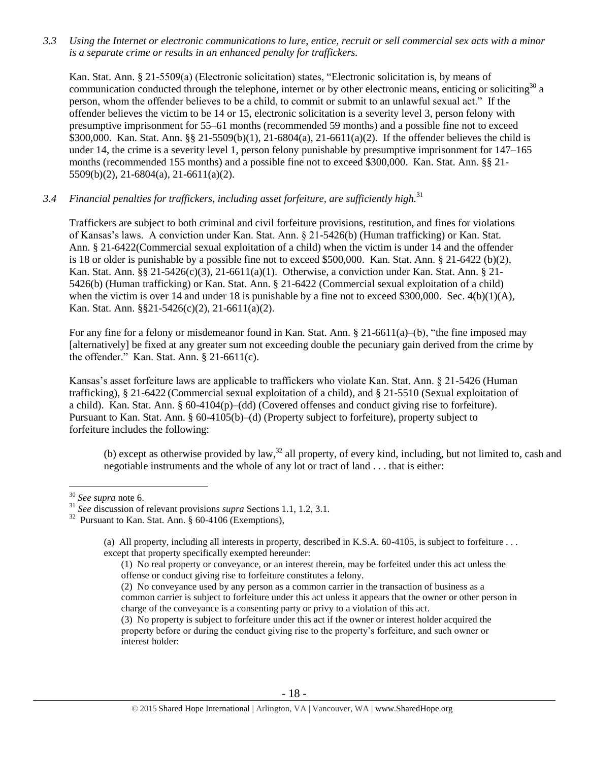*3.3 Using the Internet or electronic communications to lure, entice, recruit or sell commercial sex acts with a minor is a separate crime or results in an enhanced penalty for traffickers.*

Kan. Stat. Ann. § 21-5509(a) (Electronic solicitation) states, "Electronic solicitation is, by means of communication conducted through the telephone, internet or by other electronic means, enticing or soliciting[30] a person, whom the offender believes to be a child, to commit or submit to an unlawful sexual act." If the offender believes the victim to be 14 or 15, electronic solicitation is a severity level 3, person felony with presumptive imprisonment for 55–61 months (recommended 59 months) and a possible fine not to exceed $300,000. Kan. Stat. Ann. §§ 21-5509(b)(1), 21-6804(a), 21-6611(a)(2). If the offender believes the child is under 14, the crime is a severity level 1, person felony punishable by presumptive imprisonment for 147–165 months (recommended 155 months) and a possible fine not to exceed $300,000. Kan. Stat. Ann. §§ 21-5509(b)(2), 21-6804(a), 21-6611(a)(2).

*3.4 Financial penalties for traffickers, including asset forfeiture, are sufficiently high.*[31]

Traffickers are subject to both criminal and civil forfeiture provisions, restitution, and fines for violations of Kansas's laws. A conviction under Kan. Stat. Ann. § 21-5426(b) (Human trafficking) or Kan. Stat. Ann. § 21-6422(Commercial sexual exploitation of a child) when the victim is under 14 and the offender is 18 or older is punishable by a possible fine not to exceed $500,000. Kan. Stat. Ann. § 21-6422 (b)(2), Kan. Stat. Ann. §§ 21-5426(c)(3), 21-6611(a)(1). Otherwise, a conviction under Kan. Stat. Ann. § 21-5426(b) (Human trafficking) or Kan. Stat. Ann. § 21-6422 (Commercial sexual exploitation of a child) when the victim is over 14 and under 18 is punishable by a fine not to exceed $300,000. Sec. 4(b)(1)(A), Kan. Stat. Ann. §§21-5426(c)(2), 21-6611(a)(2).

For any fine for a felony or misdemeanor found in Kan. Stat. Ann. § 21-6611(a)–(b), "the fine imposed may [alternatively] be fixed at any greater sum not exceeding double the pecuniary gain derived from the crime by the offender." Kan. Stat. Ann. § 21-6611(c).

Kansas's asset forfeiture laws are applicable to traffickers who violate Kan. Stat. Ann. § 21-5426 (Human trafficking), § 21-6422 (Commercial sexual exploitation of a child), and § 21-5510 (Sexual exploitation of a child). Kan. Stat. Ann. § 60-4104(p)–(dd) (Covered offenses and conduct giving rise to forfeiture). Pursuant to Kan. Stat. Ann. § 60-4105(b)–(d) (Property subject to forfeiture), property subject to forfeiture includes the following:

> (b) except as otherwise provided by law,[32] all property, of every kind, including, but not limited to, cash and negotiable instruments and the whole of any lot or tract of land . . . that is either:

---

[30] *See supra* note 6.

[31] *See* discussion of relevant provisions *supra* Sections 1.1, 1.2, 3.1.

[32] Pursuant to Kan. Stat. Ann. § 60-4106 (Exemptions),

> (a) All property, including all interests in property, described in K.S.A. 60-4105, is subject to forfeiture . . . except that property specifically exempted hereunder:
>
> (1) No real property or conveyance, or an interest therein, may be forfeited under this act unless the offense or conduct giving rise to forfeiture constitutes a felony.
>
> (2) No conveyance used by any person as a common carrier in the transaction of business as a common carrier is subject to forfeiture under this act unless it appears that the owner or other person in charge of the conveyance is a consenting party or privy to a violation of this act.
>
> (3) No property is subject to forfeiture under this act if the owner or interest holder acquired the property before or during the conduct giving rise to the property's forfeiture, and such owner or interest holder: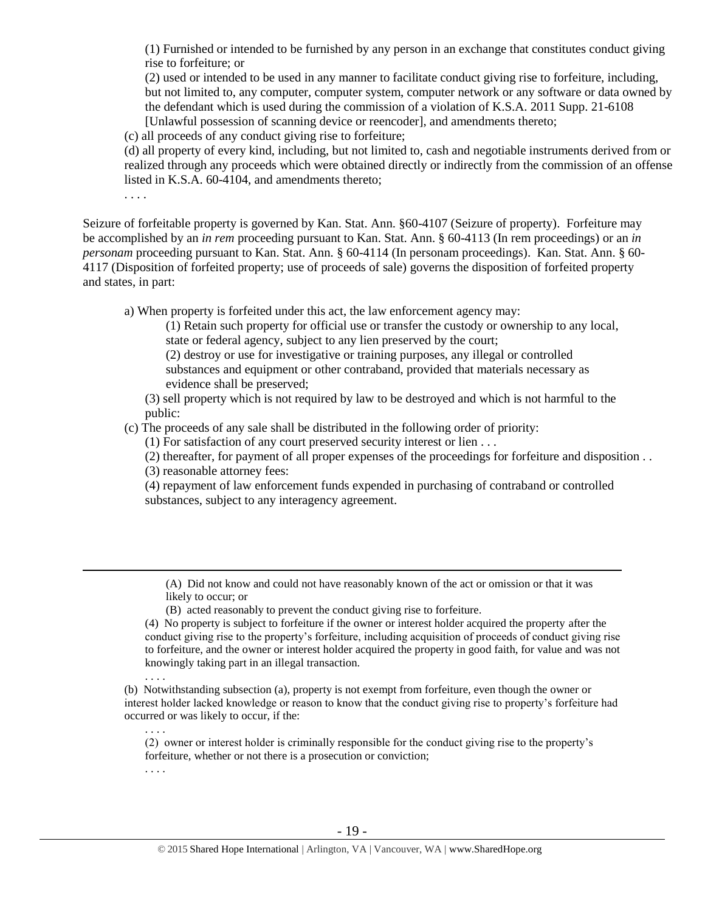> (1) Furnished or intended to be furnished by any person in an exchange that constitutes conduct giving rise to forfeiture; or
>
> (2) used or intended to be used in any manner to facilitate conduct giving rise to forfeiture, including, but not limited to, any computer, computer system, computer network or any software or data owned by the defendant which is used during the commission of a violation of K.S.A. 2011 Supp. 21-6108 [Unlawful possession of scanning device or reencoder], and amendments thereto;
>
> (c) all proceeds of any conduct giving rise to forfeiture;
>
> (d) all property of every kind, including, but not limited to, cash and negotiable instruments derived from or realized through any proceeds which were obtained directly or indirectly from the commission of an offense listed in K.S.A. 60-4104, and amendments thereto;
>
> . . . .

Seizure of forfeitable property is governed by Kan. Stat. Ann. §60-4107 (Seizure of property). Forfeiture may be accomplished by an *in rem* proceeding pursuant to Kan. Stat. Ann. § 60-4113 (In rem proceedings) or an *in personam* proceeding pursuant to Kan. Stat. Ann. § 60-4114 (In personam proceedings). Kan. Stat. Ann. § 60-4117 (Disposition of forfeited property; use of proceeds of sale) governs the disposition of forfeited property and states, in part:

> a) When property is forfeited under this act, the law enforcement agency may:
>
> > (1) Retain such property for official use or transfer the custody or ownership to any local, state or federal agency, subject to any lien preserved by the court;
> >
> > (2) destroy or use for investigative or training purposes, any illegal or controlled substances and equipment or other contraband, provided that materials necessary as evidence shall be preserved;
>
> (3) sell property which is not required by law to be destroyed and which is not harmful to the public:
>
> (c) The proceeds of any sale shall be distributed in the following order of priority:
>
> (1) For satisfaction of any court preserved security interest or lien . . .
>
> (2) thereafter, for payment of all proper expenses of the proceedings for forfeiture and disposition . .
>
> (3) reasonable attorney fees:
>
> (4) repayment of law enforcement funds expended in purchasing of contraband or controlled substances, subject to any interagency agreement.

---

> > (A) Did not know and could not have reasonably known of the act or omission or that it was likely to occur; or
> >
> > (B) acted reasonably to prevent the conduct giving rise to forfeiture.
>
> (4) No property is subject to forfeiture if the owner or interest holder acquired the property after the conduct giving rise to the property's forfeiture, including acquisition of proceeds of conduct giving rise to forfeiture, and the owner or interest holder acquired the property in good faith, for value and was not knowingly taking part in an illegal transaction.
>
> . . . .
>
> (b) Notwithstanding subsection (a), property is not exempt from forfeiture, even though the owner or interest holder lacked knowledge or reason to know that the conduct giving rise to property's forfeiture had occurred or was likely to occur, if the:
>
> . . . .
>
> (2) owner or interest holder is criminally responsible for the conduct giving rise to the property's forfeiture, whether or not there is a prosecution or conviction;
>
> . . . .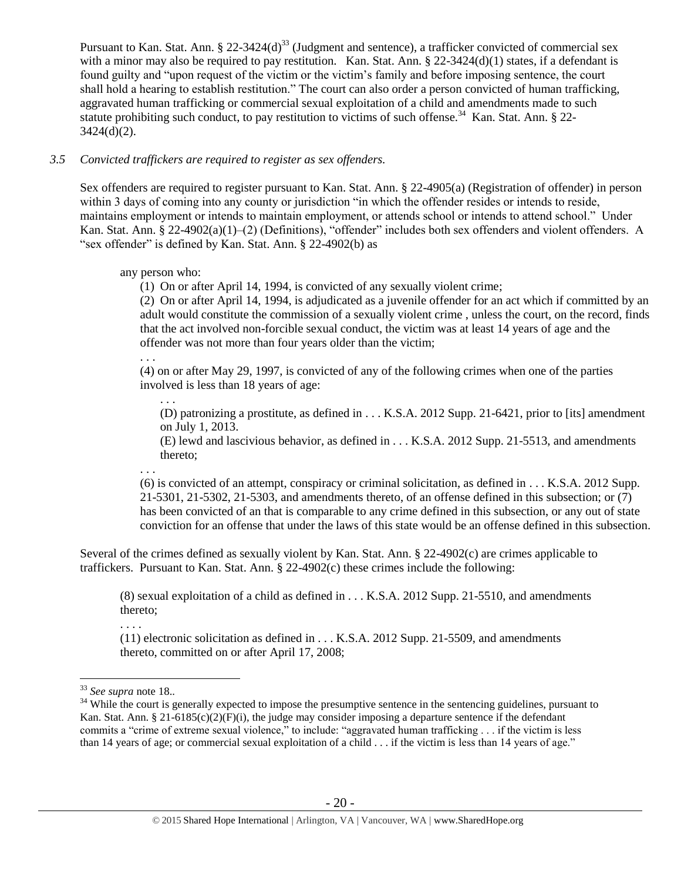Pursuant to Kan. Stat. Ann. § 22-3424(d)[33] (Judgment and sentence), a trafficker convicted of commercial sex with a minor may also be required to pay restitution. Kan. Stat. Ann. § 22-3424(d)(1) states, if a defendant is found guilty and "upon request of the victim or the victim's family and before imposing sentence, the court shall hold a hearing to establish restitution." The court can also order a person convicted of human trafficking, aggravated human trafficking or commercial sexual exploitation of a child and amendments made to such statute prohibiting such conduct, to pay restitution to victims of such offense.[34] Kan. Stat. Ann. § 22-3424(d)(2).

*3.5 Convicted traffickers are required to register as sex offenders.*

Sex offenders are required to register pursuant to Kan. Stat. Ann. § 22-4905(a) (Registration of offender) in person within 3 days of coming into any county or jurisdiction "in which the offender resides or intends to reside, maintains employment or intends to maintain employment, or attends school or intends to attend school." Under Kan. Stat. Ann. § 22-4902(a)(1)–(2) (Definitions), "offender" includes both sex offenders and violent offenders. A "sex offender" is defined by Kan. Stat. Ann. § 22-4902(b) as

> any person who:
>
> (1) On or after April 14, 1994, is convicted of any sexually violent crime;
>
> (2) On or after April 14, 1994, is adjudicated as a juvenile offender for an act which if committed by an adult would constitute the commission of a sexually violent crime , unless the court, on the record, finds that the act involved non-forcible sexual conduct, the victim was at least 14 years of age and the offender was not more than four years older than the victim;
>
> . . .
>
> (4) on or after May 29, 1997, is convicted of any of the following crimes when one of the parties involved is less than 18 years of age:
>
> . . .
>
> (D) patronizing a prostitute, as defined in . . . K.S.A. 2012 Supp. 21-6421, prior to [its] amendment on July 1, 2013.
>
> (E) lewd and lascivious behavior, as defined in . . . K.S.A. 2012 Supp. 21-5513, and amendments thereto;
>
> . . .
>
> (6) is convicted of an attempt, conspiracy or criminal solicitation, as defined in . . . K.S.A. 2012 Supp. 21-5301, 21-5302, 21-5303, and amendments thereto, of an offense defined in this subsection; or (7) has been convicted of an that is comparable to any crime defined in this subsection, or any out of state conviction for an offense that under the laws of this state would be an offense defined in this subsection.

Several of the crimes defined as sexually violent by Kan. Stat. Ann. § 22-4902(c) are crimes applicable to traffickers. Pursuant to Kan. Stat. Ann. § 22-4902(c) these crimes include the following:

> (8) sexual exploitation of a child as defined in . . . K.S.A. 2012 Supp. 21-5510, and amendments thereto;
>
> . . . .
>
> (11) electronic solicitation as defined in . . . K.S.A. 2012 Supp. 21-5509, and amendments thereto, committed on or after April 17, 2008;

---

[33] *See supra* note 18..

[34] While the court is generally expected to impose the presumptive sentence in the sentencing guidelines, pursuant to Kan. Stat. Ann. § 21-6185(c)(2)(F)(i), the judge may consider imposing a departure sentence if the defendant commits a "crime of extreme sexual violence," to include: "aggravated human trafficking . . . if the victim is less than 14 years of age; or commercial sexual exploitation of a child . . . if the victim is less than 14 years of age."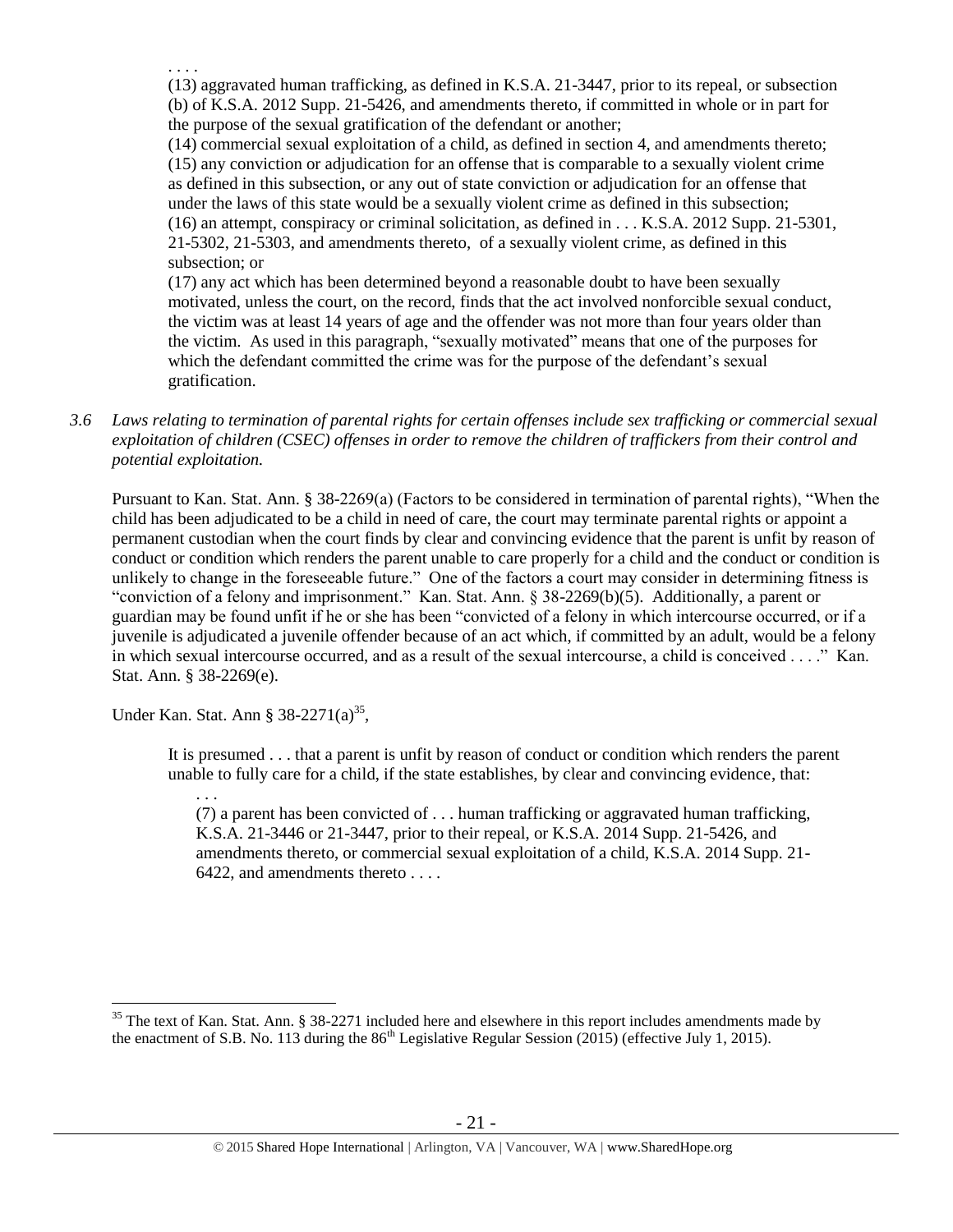. . . .

(13) aggravated human trafficking, as defined in K.S.A. 21-3447, prior to its repeal, or subsection (b) of K.S.A. 2012 Supp. 21-5426, and amendments thereto, if committed in whole or in part for the purpose of the sexual gratification of the defendant or another;

(14) commercial sexual exploitation of a child, as defined in section 4, and amendments thereto;

(15) any conviction or adjudication for an offense that is comparable to a sexually violent crime as defined in this subsection, or any out of state conviction or adjudication for an offense that under the laws of this state would be a sexually violent crime as defined in this subsection;

(16) an attempt, conspiracy or criminal solicitation, as defined in . . . K.S.A. 2012 Supp. 21-5301, 21-5302, 21-5303, and amendments thereto, of a sexually violent crime, as defined in this subsection; or

(17) any act which has been determined beyond a reasonable doubt to have been sexually motivated, unless the court, on the record, finds that the act involved nonforcible sexual conduct, the victim was at least 14 years of age and the offender was not more than four years older than the victim. As used in this paragraph, "sexually motivated" means that one of the purposes for which the defendant committed the crime was for the purpose of the defendant's sexual gratification.

*3.6 Laws relating to termination of parental rights for certain offenses include sex trafficking or commercial sexual exploitation of children (CSEC) offenses in order to remove the children of traffickers from their control and potential exploitation.*

Pursuant to Kan. Stat. Ann. § 38-2269(a) (Factors to be considered in termination of parental rights), "When the child has been adjudicated to be a child in need of care, the court may terminate parental rights or appoint a permanent custodian when the court finds by clear and convincing evidence that the parent is unfit by reason of conduct or condition which renders the parent unable to care properly for a child and the conduct or condition is unlikely to change in the foreseeable future." One of the factors a court may consider in determining fitness is "conviction of a felony and imprisonment." Kan. Stat. Ann. § 38-2269(b)(5). Additionally, a parent or guardian may be found unfit if he or she has been "convicted of a felony in which intercourse occurred, or if a juvenile is adjudicated a juvenile offender because of an act which, if committed by an adult, would be a felony in which sexual intercourse occurred, and as a result of the sexual intercourse, a child is conceived . . . ." Kan. Stat. Ann. § 38-2269(e).

Under Kan. Stat. Ann § 38-2271(a)[35],

> It is presumed . . . that a parent is unfit by reason of conduct or condition which renders the parent unable to fully care for a child, if the state establishes, by clear and convincing evidence, that:
>
> . . .
>
> (7) a parent has been convicted of . . . human trafficking or aggravated human trafficking, K.S.A. 21-3446 or 21-3447, prior to their repeal, or K.S.A. 2014 Supp. 21-5426, and amendments thereto, or commercial sexual exploitation of a child, K.S.A. 2014 Supp. 21-6422, and amendments thereto . . . .

---

[35] The text of Kan. Stat. Ann. § 38-2271 included here and elsewhere in this report includes amendments made by the enactment of S.B. No. 113 during the 86th Legislative Regular Session (2015) (effective July 1, 2015).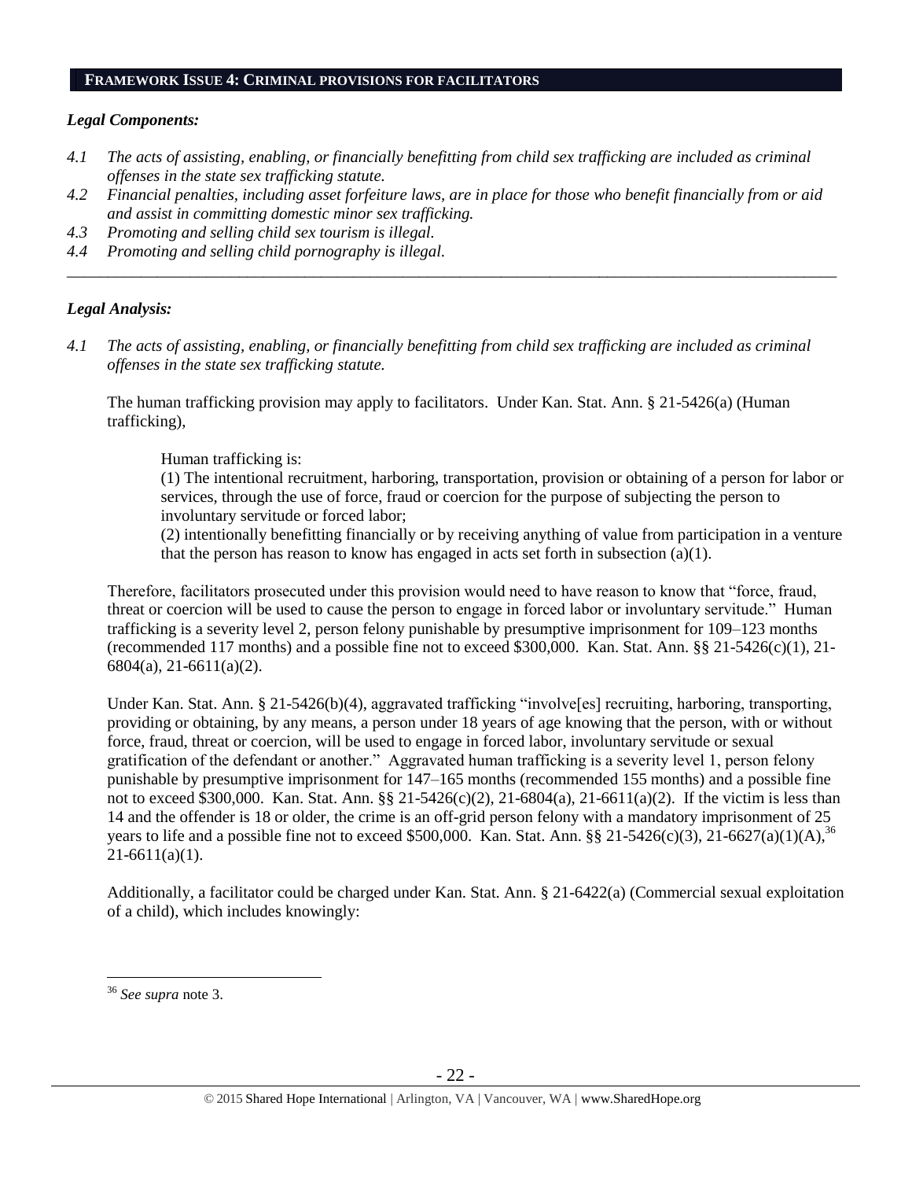## FRAMEWORK ISSUE 4: CRIMINAL PROVISIONS FOR FACILITATORS

### *Legal Components:*

*4.1 The acts of assisting, enabling, or financially benefitting from child sex trafficking are included as criminal offenses in the state sex trafficking statute.*

*4.2 Financial penalties, including asset forfeiture laws, are in place for those who benefit financially from or aid and assist in committing domestic minor sex trafficking.*

*4.3 Promoting and selling child sex tourism is illegal.*

*4.4 Promoting and selling child pornography is illegal.*

---

### *Legal Analysis:*

*4.1 The acts of assisting, enabling, or financially benefitting from child sex trafficking are included as criminal offenses in the state sex trafficking statute.*

The human trafficking provision may apply to facilitators. Under Kan. Stat. Ann. § 21-5426(a) (Human trafficking),

> Human trafficking is:
>
> (1) The intentional recruitment, harboring, transportation, provision or obtaining of a person for labor or services, through the use of force, fraud or coercion for the purpose of subjecting the person to involuntary servitude or forced labor;
>
> (2) intentionally benefitting financially or by receiving anything of value from participation in a venture that the person has reason to know has engaged in acts set forth in subsection (a)(1).

Therefore, facilitators prosecuted under this provision would need to have reason to know that "force, fraud, threat or coercion will be used to cause the person to engage in forced labor or involuntary servitude." Human trafficking is a severity level 2, person felony punishable by presumptive imprisonment for 109–123 months (recommended 117 months) and a possible fine not to exceed \$300,000. Kan. Stat. Ann. §§ 21-5426(c)(1), 21-6804(a), 21-6611(a)(2).

Under Kan. Stat. Ann. § 21-5426(b)(4), aggravated trafficking "involve[es] recruiting, harboring, transporting, providing or obtaining, by any means, a person under 18 years of age knowing that the person, with or without force, fraud, threat or coercion, will be used to engage in forced labor, involuntary servitude or sexual gratification of the defendant or another." Aggravated human trafficking is a severity level 1, person felony punishable by presumptive imprisonment for 147–165 months (recommended 155 months) and a possible fine not to exceed \$300,000. Kan. Stat. Ann. §§ 21-5426(c)(2), 21-6804(a), 21-6611(a)(2). If the victim is less than 14 and the offender is 18 or older, the crime is an off-grid person felony with a mandatory imprisonment of 25 years to life and a possible fine not to exceed \$500,000. Kan. Stat. Ann. §§ 21-5426(c)(3), 21-6627(a)(1)(A),[36] 21-6611(a)(1).

Additionally, a facilitator could be charged under Kan. Stat. Ann. § 21-6422(a) (Commercial sexual exploitation of a child), which includes knowingly:

---

[36] *See supra* note 3.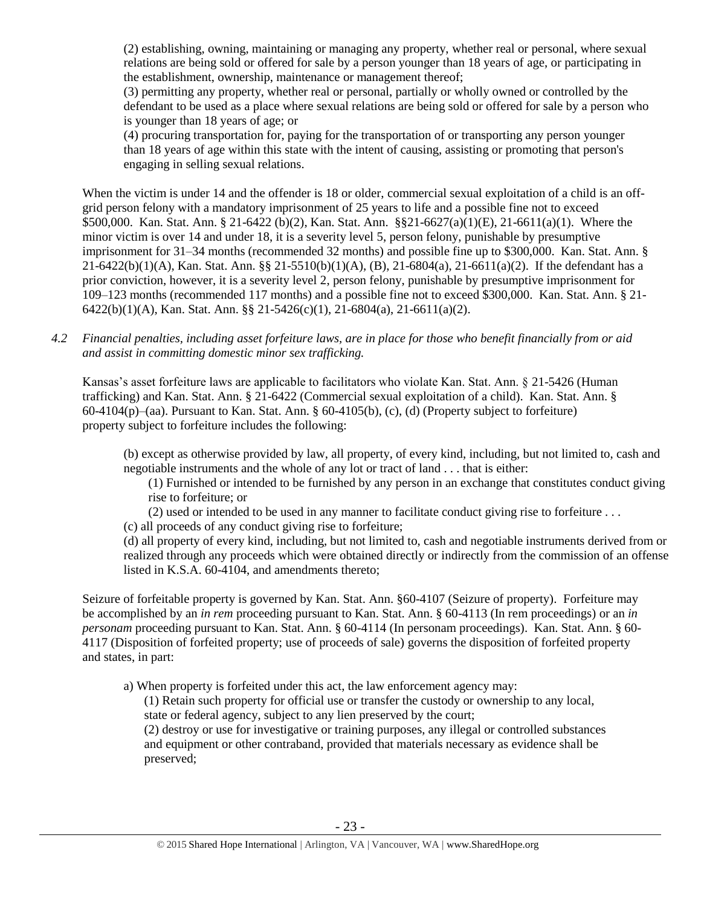(2) establishing, owning, maintaining or managing any property, whether real or personal, where sexual relations are being sold or offered for sale by a person younger than 18 years of age, or participating in the establishment, ownership, maintenance or management thereof;

(3) permitting any property, whether real or personal, partially or wholly owned or controlled by the defendant to be used as a place where sexual relations are being sold or offered for sale by a person who is younger than 18 years of age; or

(4) procuring transportation for, paying for the transportation of or transporting any person younger than 18 years of age within this state with the intent of causing, assisting or promoting that person's engaging in selling sexual relations.

When the victim is under 14 and the offender is 18 or older, commercial sexual exploitation of a child is an off-grid person felony with a mandatory imprisonment of 25 years to life and a possible fine not to exceed $500,000. Kan. Stat. Ann. § 21-6422 (b)(2), Kan. Stat. Ann. §§21-6627(a)(1)(E), 21-6611(a)(1). Where the minor victim is over 14 and under 18, it is a severity level 5, person felony, punishable by presumptive imprisonment for 31–34 months (recommended 32 months) and possible fine up to $300,000. Kan. Stat. Ann. § 21-6422(b)(1)(A), Kan. Stat. Ann. §§ 21-5510(b)(1)(A), (B), 21-6804(a), 21-6611(a)(2). If the defendant has a prior conviction, however, it is a severity level 2, person felony, punishable by presumptive imprisonment for 109–123 months (recommended 117 months) and a possible fine not to exceed $300,000. Kan. Stat. Ann. § 21-6422(b)(1)(A), Kan. Stat. Ann. §§ 21-5426(c)(1), 21-6804(a), 21-6611(a)(2).

*4.2 Financial penalties, including asset forfeiture laws, are in place for those who benefit financially from or aid and assist in committing domestic minor sex trafficking.*

Kansas's asset forfeiture laws are applicable to facilitators who violate Kan. Stat. Ann. § 21-5426 (Human trafficking) and Kan. Stat. Ann. § 21-6422 (Commercial sexual exploitation of a child). Kan. Stat. Ann. § 60-4104(p)–(aa). Pursuant to Kan. Stat. Ann. § 60-4105(b), (c), (d) (Property subject to forfeiture) property subject to forfeiture includes the following:

> (b) except as otherwise provided by law, all property, of every kind, including, but not limited to, cash and negotiable instruments and the whole of any lot or tract of land . . . that is either:
>
> (1) Furnished or intended to be furnished by any person in an exchange that constitutes conduct giving rise to forfeiture; or
>
> (2) used or intended to be used in any manner to facilitate conduct giving rise to forfeiture . . .
>
> (c) all proceeds of any conduct giving rise to forfeiture;
>
> (d) all property of every kind, including, but not limited to, cash and negotiable instruments derived from or realized through any proceeds which were obtained directly or indirectly from the commission of an offense listed in K.S.A. 60-4104, and amendments thereto;

Seizure of forfeitable property is governed by Kan. Stat. Ann. §60-4107 (Seizure of property). Forfeiture may be accomplished by an *in rem* proceeding pursuant to Kan. Stat. Ann. § 60-4113 (In rem proceedings) or an *in personam* proceeding pursuant to Kan. Stat. Ann. § 60-4114 (In personam proceedings). Kan. Stat. Ann. § 60-4117 (Disposition of forfeited property; use of proceeds of sale) governs the disposition of forfeited property and states, in part:

> a) When property is forfeited under this act, the law enforcement agency may:
>
> (1) Retain such property for official use or transfer the custody or ownership to any local, state or federal agency, subject to any lien preserved by the court;
>
> (2) destroy or use for investigative or training purposes, any illegal or controlled substances and equipment or other contraband, provided that materials necessary as evidence shall be preserved;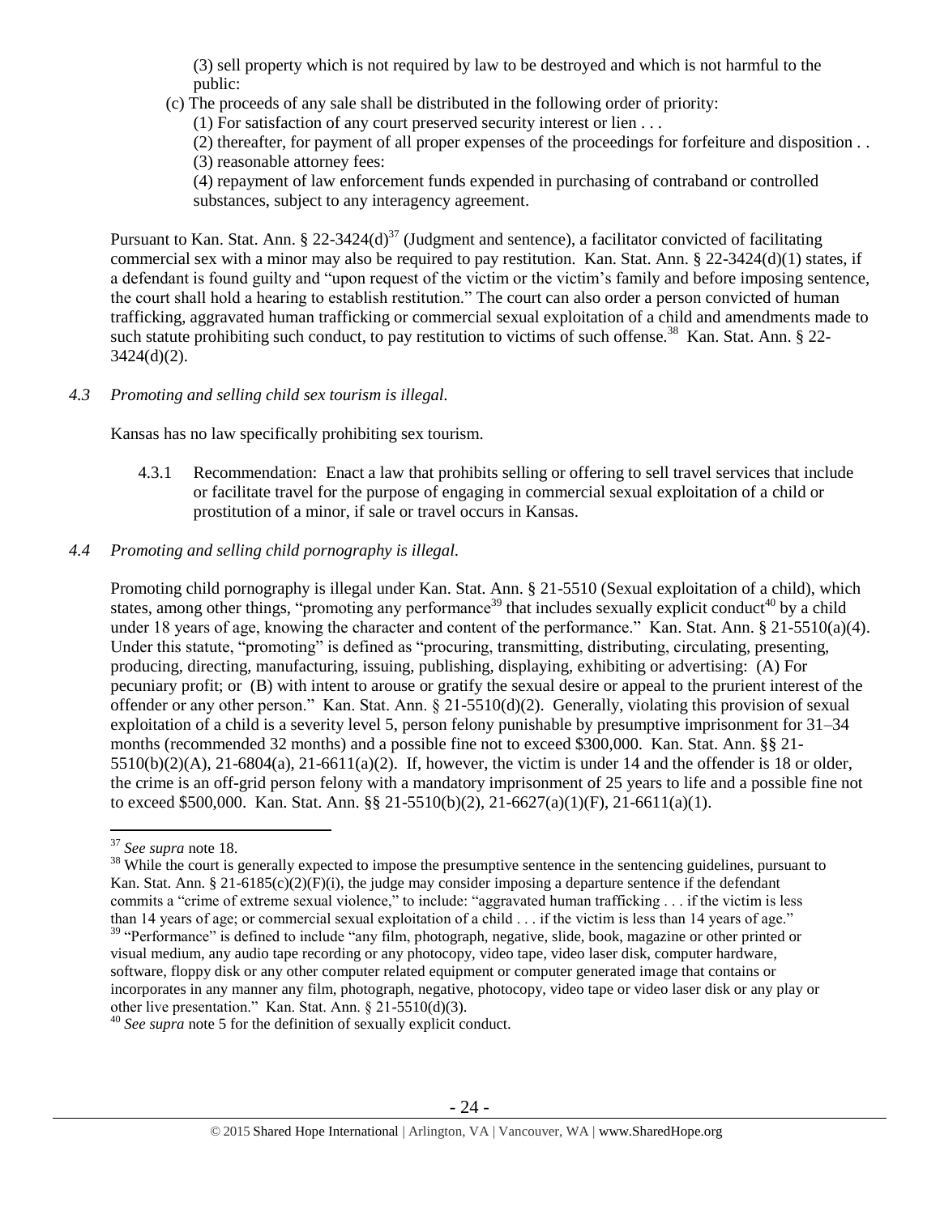(3) sell property which is not required by law to be destroyed and which is not harmful to the public:

(c) The proceeds of any sale shall be distributed in the following order of priority:

(1) For satisfaction of any court preserved security interest or lien . . .

(2) thereafter, for payment of all proper expenses of the proceedings for forfeiture and disposition . .

(3) reasonable attorney fees:

(4) repayment of law enforcement funds expended in purchasing of contraband or controlled substances, subject to any interagency agreement.

Pursuant to Kan. Stat. Ann. § 22-3424(d)[37] (Judgment and sentence), a facilitator convicted of facilitating commercial sex with a minor may also be required to pay restitution. Kan. Stat. Ann. § 22-3424(d)(1) states, if a defendant is found guilty and "upon request of the victim or the victim's family and before imposing sentence, the court shall hold a hearing to establish restitution." The court can also order a person convicted of human trafficking, aggravated human trafficking or commercial sexual exploitation of a child and amendments made to such statute prohibiting such conduct, to pay restitution to victims of such offense.[38] Kan. Stat. Ann. § 22-3424(d)(2).

*4.3 Promoting and selling child sex tourism is illegal.*

Kansas has no law specifically prohibiting sex tourism.

4.3.1 Recommendation: Enact a law that prohibits selling or offering to sell travel services that include or facilitate travel for the purpose of engaging in commercial sexual exploitation of a child or prostitution of a minor, if sale or travel occurs in Kansas.

*4.4 Promoting and selling child pornography is illegal.*

Promoting child pornography is illegal under Kan. Stat. Ann. § 21-5510 (Sexual exploitation of a child), which states, among other things, "promoting any performance[39] that includes sexually explicit conduct[40] by a child under 18 years of age, knowing the character and content of the performance." Kan. Stat. Ann. § 21-5510(a)(4). Under this statute, "promoting" is defined as "procuring, transmitting, distributing, circulating, presenting, producing, directing, manufacturing, issuing, publishing, displaying, exhibiting or advertising: (A) For pecuniary profit; or (B) with intent to arouse or gratify the sexual desire or appeal to the prurient interest of the offender or any other person." Kan. Stat. Ann. § 21-5510(d)(2). Generally, violating this provision of sexual exploitation of a child is a severity level 5, person felony punishable by presumptive imprisonment for 31–34 months (recommended 32 months) and a possible fine not to exceed $300,000. Kan. Stat. Ann. §§ 21-5510(b)(2)(A), 21-6804(a), 21-6611(a)(2). If, however, the victim is under 14 and the offender is 18 or older, the crime is an off-grid person felony with a mandatory imprisonment of 25 years to life and a possible fine not to exceed $500,000. Kan. Stat. Ann. §§ 21-5510(b)(2), 21-6627(a)(1)(F), 21-6611(a)(1).

---

[37] *See supra* note 18.

[38] While the court is generally expected to impose the presumptive sentence in the sentencing guidelines, pursuant to Kan. Stat. Ann. § 21-6185(c)(2)(F)(i), the judge may consider imposing a departure sentence if the defendant commits a "crime of extreme sexual violence," to include: "aggravated human trafficking . . . if the victim is less than 14 years of age; or commercial sexual exploitation of a child . . . if the victim is less than 14 years of age."

[39] "Performance" is defined to include "any film, photograph, negative, slide, book, magazine or other printed or visual medium, any audio tape recording or any photocopy, video tape, video laser disk, computer hardware, software, floppy disk or any other computer related equipment or computer generated image that contains or incorporates in any manner any film, photograph, negative, photocopy, video tape or video laser disk or any play or other live presentation." Kan. Stat. Ann. § 21-5510(d)(3).

[40] *See supra* note 5 for the definition of sexually explicit conduct.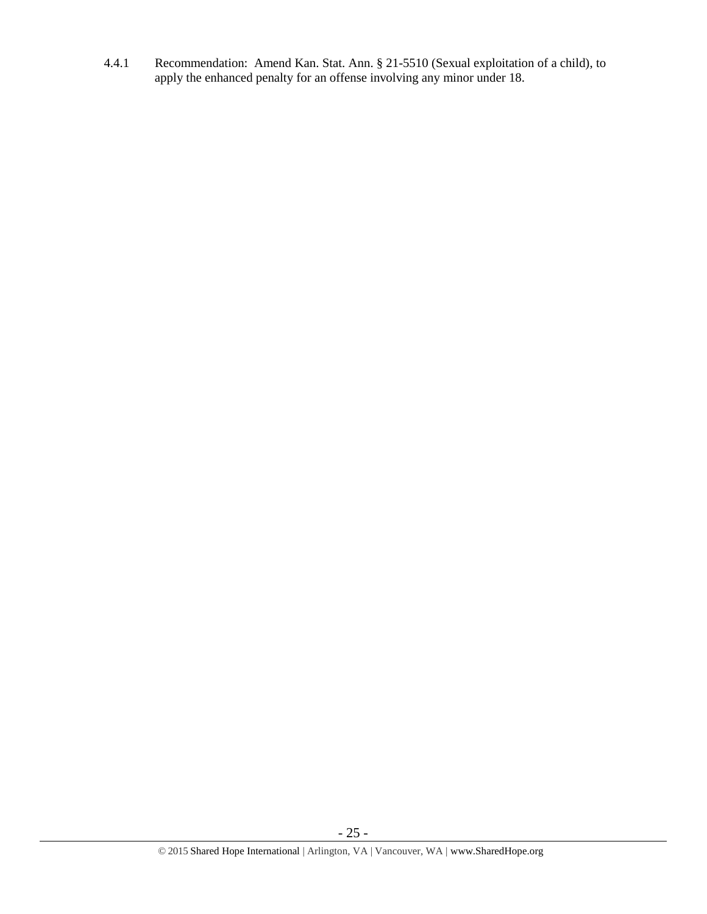4.4.1 Recommendation: Amend Kan. Stat. Ann. § 21-5510 (Sexual exploitation of a child), to apply the enhanced penalty for an offense involving any minor under 18.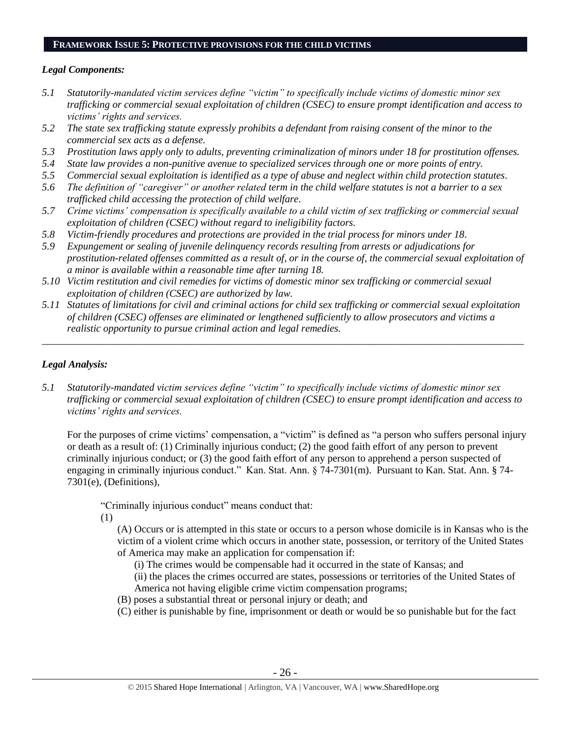## FRAMEWORK ISSUE 5: PROTECTIVE PROVISIONS FOR THE CHILD VICTIMS

### *Legal Components:*

*5.1 Statutorily-mandated victim services define "victim" to specifically include victims of domestic minor sex trafficking or commercial sexual exploitation of children (CSEC) to ensure prompt identification and access to victims' rights and services.*

*5.2 The state sex trafficking statute expressly prohibits a defendant from raising consent of the minor to the commercial sex acts as a defense.*

*5.3 Prostitution laws apply only to adults, preventing criminalization of minors under 18 for prostitution offenses.*

*5.4 State law provides a non-punitive avenue to specialized services through one or more points of entry.*

*5.5 Commercial sexual exploitation is identified as a type of abuse and neglect within child protection statutes.*

*5.6 The definition of "caregiver" or another related term in the child welfare statutes is not a barrier to a sex trafficked child accessing the protection of child welfare.*

*5.7 Crime victims' compensation is specifically available to a child victim of sex trafficking or commercial sexual exploitation of children (CSEC) without regard to ineligibility factors.*

*5.8 Victim-friendly procedures and protections are provided in the trial process for minors under 18.*

*5.9 Expungement or sealing of juvenile delinquency records resulting from arrests or adjudications for prostitution-related offenses committed as a result of, or in the course of, the commercial sexual exploitation of a minor is available within a reasonable time after turning 18.*

*5.10 Victim restitution and civil remedies for victims of domestic minor sex trafficking or commercial sexual exploitation of children (CSEC) are authorized by law.*

*5.11 Statutes of limitations for civil and criminal actions for child sex trafficking or commercial sexual exploitation of children (CSEC) offenses are eliminated or lengthened sufficiently to allow prosecutors and victims a realistic opportunity to pursue criminal action and legal remedies.*

---

### *Legal Analysis:*

*5.1 Statutorily-mandated victim services define "victim" to specifically include victims of domestic minor sex trafficking or commercial sexual exploitation of children (CSEC) to ensure prompt identification and access to victims' rights and services.*

For the purposes of crime victims' compensation, a "victim" is defined as "a person who suffers personal injury or death as a result of: (1) Criminally injurious conduct; (2) the good faith effort of any person to prevent criminally injurious conduct; or (3) the good faith effort of any person to apprehend a person suspected of engaging in criminally injurious conduct." Kan. Stat. Ann. § 74-7301(m). Pursuant to Kan. Stat. Ann. § 74-7301(e), (Definitions),

> "Criminally injurious conduct" means conduct that:
>
> (1)
>
> (A) Occurs or is attempted in this state or occurs to a person whose domicile is in Kansas who is the victim of a violent crime which occurs in another state, possession, or territory of the United States of America may make an application for compensation if:
>
> (i) The crimes would be compensable had it occurred in the state of Kansas; and
>
> (ii) the places the crimes occurred are states, possessions or territories of the United States of America not having eligible crime victim compensation programs;
>
> (B) poses a substantial threat or personal injury or death; and
>
> (C) either is punishable by fine, imprisonment or death or would be so punishable but for the fact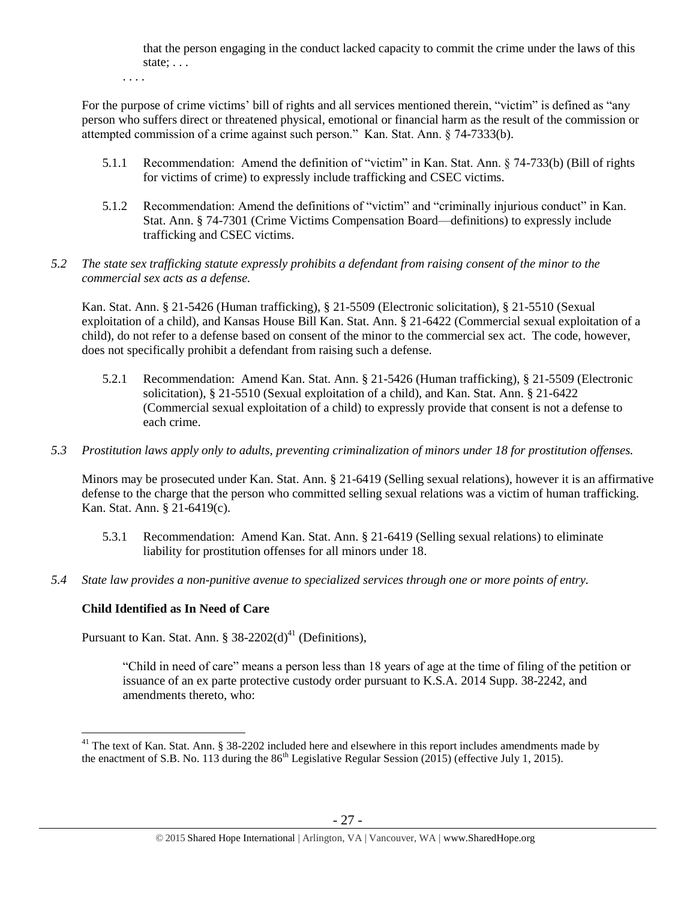> that the person engaging in the conduct lacked capacity to commit the crime under the laws of this state; . . .
>
> . . . .

For the purpose of crime victims' bill of rights and all services mentioned therein, "victim" is defined as "any person who suffers direct or threatened physical, emotional or financial harm as the result of the commission or attempted commission of a crime against such person." Kan. Stat. Ann. § 74-7333(b).

- 5.1.1 Recommendation: Amend the definition of "victim" in Kan. Stat. Ann. § 74-733(b) (Bill of rights for victims of crime) to expressly include trafficking and CSEC victims.
- 5.1.2 Recommendation: Amend the definitions of "victim" and "criminally injurious conduct" in Kan. Stat. Ann. § 74-7301 (Crime Victims Compensation Board—definitions) to expressly include trafficking and CSEC victims.

*5.2 The state sex trafficking statute expressly prohibits a defendant from raising consent of the minor to the commercial sex acts as a defense.*

Kan. Stat. Ann. § 21-5426 (Human trafficking), § 21-5509 (Electronic solicitation), § 21-5510 (Sexual exploitation of a child), and Kansas House Bill Kan. Stat. Ann. § 21-6422 (Commercial sexual exploitation of a child), do not refer to a defense based on consent of the minor to the commercial sex act. The code, however, does not specifically prohibit a defendant from raising such a defense.

- 5.2.1 Recommendation: Amend Kan. Stat. Ann. § 21-5426 (Human trafficking), § 21-5509 (Electronic solicitation), § 21-5510 (Sexual exploitation of a child), and Kan. Stat. Ann. § 21-6422 (Commercial sexual exploitation of a child) to expressly provide that consent is not a defense to each crime.

*5.3 Prostitution laws apply only to adults, preventing criminalization of minors under 18 for prostitution offenses.*

Minors may be prosecuted under Kan. Stat. Ann. § 21-6419 (Selling sexual relations), however it is an affirmative defense to the charge that the person who committed selling sexual relations was a victim of human trafficking. Kan. Stat. Ann. § 21-6419(c).

- 5.3.1 Recommendation: Amend Kan. Stat. Ann. § 21-6419 (Selling sexual relations) to eliminate liability for prostitution offenses for all minors under 18.

*5.4 State law provides a non-punitive avenue to specialized services through one or more points of entry.*

**Child Identified as In Need of Care**

Pursuant to Kan. Stat. Ann. § 38-2202(d)[41] (Definitions),

> "Child in need of care" means a person less than 18 years of age at the time of filing of the petition or issuance of an ex parte protective custody order pursuant to K.S.A. 2014 Supp. 38-2242, and amendments thereto, who:

---

[41] The text of Kan. Stat. Ann. § 38-2202 included here and elsewhere in this report includes amendments made by the enactment of S.B. No. 113 during the 86th Legislative Regular Session (2015) (effective July 1, 2015).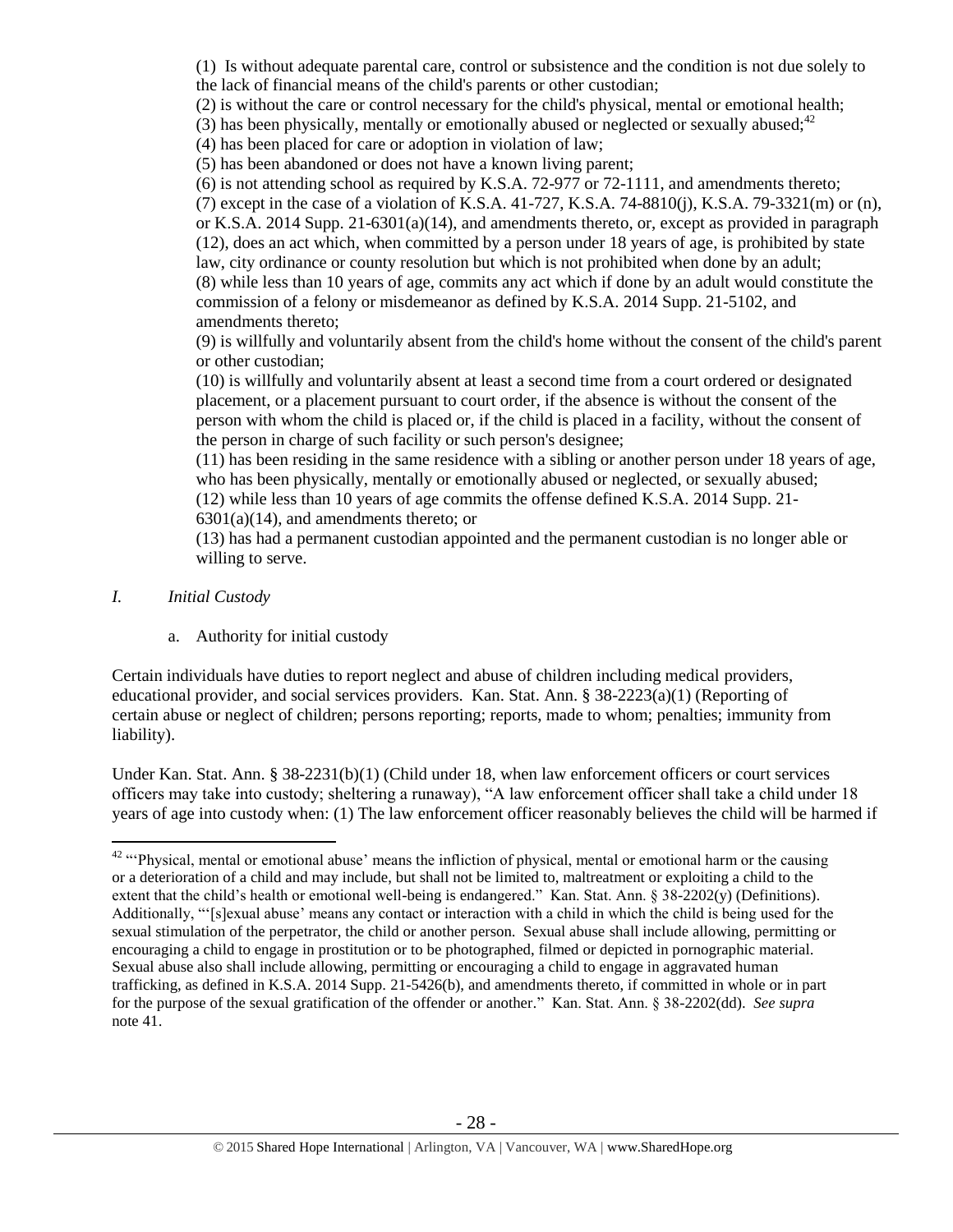(1) Is without adequate parental care, control or subsistence and the condition is not due solely to the lack of financial means of the child's parents or other custodian;
(2) is without the care or control necessary for the child's physical, mental or emotional health;
(3) has been physically, mentally or emotionally abused or neglected or sexually abused;[42]
(4) has been placed for care or adoption in violation of law;
(5) has been abandoned or does not have a known living parent;
(6) is not attending school as required by K.S.A. 72-977 or 72-1111, and amendments thereto;
(7) except in the case of a violation of K.S.A. 41-727, K.S.A. 74-8810(j), K.S.A. 79-3321(m) or (n), or K.S.A. 2014 Supp. 21-6301(a)(14), and amendments thereto, or, except as provided in paragraph (12), does an act which, when committed by a person under 18 years of age, is prohibited by state law, city ordinance or county resolution but which is not prohibited when done by an adult;
(8) while less than 10 years of age, commits any act which if done by an adult would constitute the commission of a felony or misdemeanor as defined by K.S.A. 2014 Supp. 21-5102, and amendments thereto;
(9) is willfully and voluntarily absent from the child's home without the consent of the child's parent or other custodian;
(10) is willfully and voluntarily absent at least a second time from a court ordered or designated placement, or a placement pursuant to court order, if the absence is without the consent of the person with whom the child is placed or, if the child is placed in a facility, without the consent of the person in charge of such facility or such person's designee;
(11) has been residing in the same residence with a sibling or another person under 18 years of age, who has been physically, mentally or emotionally abused or neglected, or sexually abused;
(12) while less than 10 years of age commits the offense defined K.S.A. 2014 Supp. 21-6301(a)(14), and amendments thereto; or
(13) has had a permanent custodian appointed and the permanent custodian is no longer able or willing to serve.

## *I. Initial Custody*

a. Authority for initial custody

Certain individuals have duties to report neglect and abuse of children including medical providers, educational provider, and social services providers. Kan. Stat. Ann. § 38-2223(a)(1) (Reporting of certain abuse or neglect of children; persons reporting; reports, made to whom; penalties; immunity from liability).

Under Kan. Stat. Ann. § 38-2231(b)(1) (Child under 18, when law enforcement officers or court services officers may take into custody; sheltering a runaway), "A law enforcement officer shall take a child under 18 years of age into custody when: (1) The law enforcement officer reasonably believes the child will be harmed if

---

[42] "'Physical, mental or emotional abuse' means the infliction of physical, mental or emotional harm or the causing or a deterioration of a child and may include, but shall not be limited to, maltreatment or exploiting a child to the extent that the child's health or emotional well-being is endangered." Kan. Stat. Ann. § 38-2202(y) (Definitions). Additionally, "'[s]exual abuse' means any contact or interaction with a child in which the child is being used for the sexual stimulation of the perpetrator, the child or another person. Sexual abuse shall include allowing, permitting or encouraging a child to engage in prostitution or to be photographed, filmed or depicted in pornographic material. Sexual abuse also shall include allowing, permitting or encouraging a child to engage in aggravated human trafficking, as defined in K.S.A. 2014 Supp. 21-5426(b), and amendments thereto, if committed in whole or in part for the purpose of the sexual gratification of the offender or another." Kan. Stat. Ann. § 38-2202(dd). *See supra* note 41.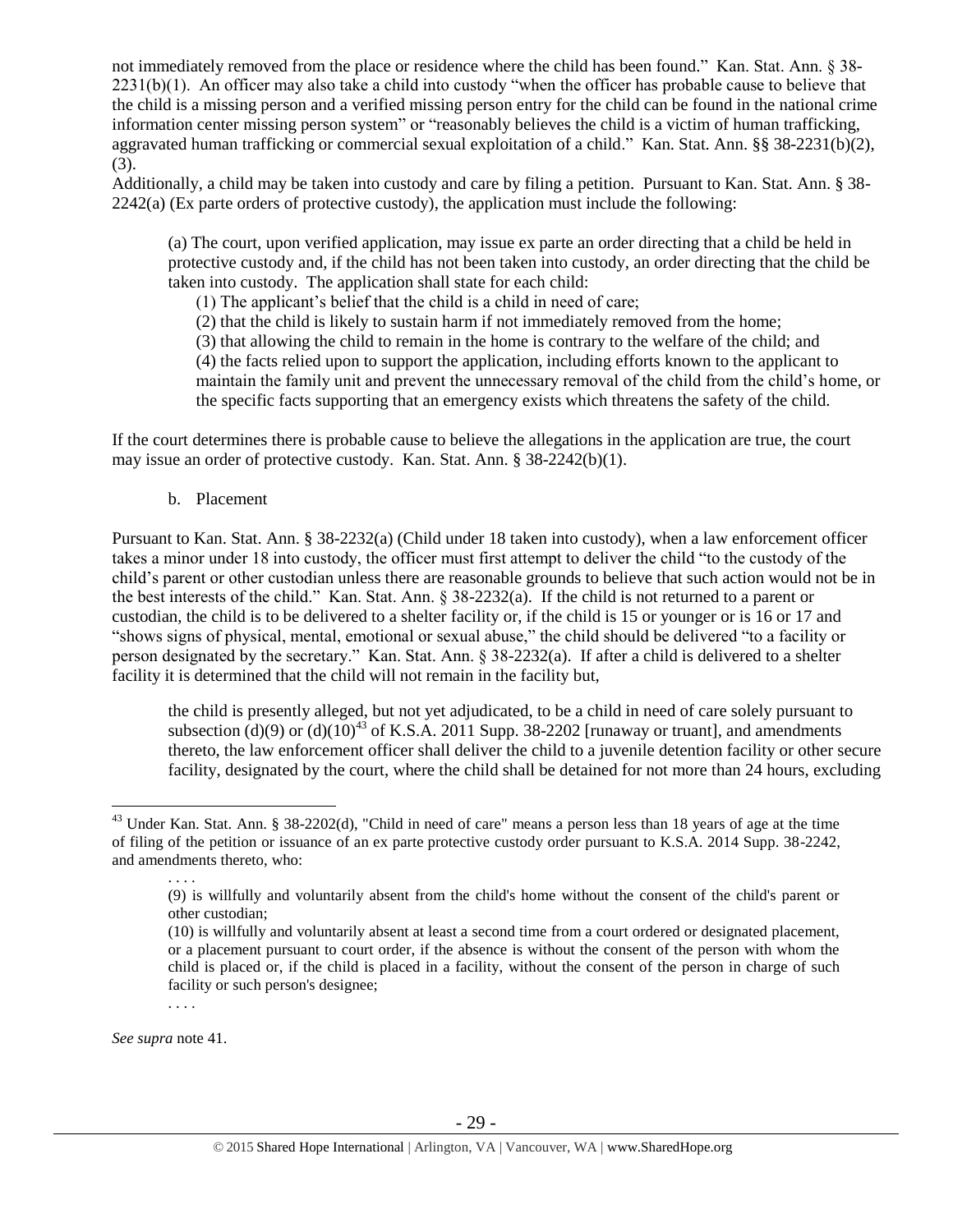not immediately removed from the place or residence where the child has been found." Kan. Stat. Ann. § 38-2231(b)(1). An officer may also take a child into custody "when the officer has probable cause to believe that the child is a missing person and a verified missing person entry for the child can be found in the national crime information center missing person system" or "reasonably believes the child is a victim of human trafficking, aggravated human trafficking or commercial sexual exploitation of a child." Kan. Stat. Ann. §§ 38-2231(b)(2), (3).

Additionally, a child may be taken into custody and care by filing a petition. Pursuant to Kan. Stat. Ann. § 38-2242(a) (Ex parte orders of protective custody), the application must include the following:

> (a) The court, upon verified application, may issue ex parte an order directing that a child be held in protective custody and, if the child has not been taken into custody, an order directing that the child be taken into custody. The application shall state for each child:
>
> (1) The applicant's belief that the child is a child in need of care;
>
> (2) that the child is likely to sustain harm if not immediately removed from the home;
>
> (3) that allowing the child to remain in the home is contrary to the welfare of the child; and
>
> (4) the facts relied upon to support the application, including efforts known to the applicant to maintain the family unit and prevent the unnecessary removal of the child from the child's home, or the specific facts supporting that an emergency exists which threatens the safety of the child.

If the court determines there is probable cause to believe the allegations in the application are true, the court may issue an order of protective custody. Kan. Stat. Ann. § 38-2242(b)(1).

b. Placement

Pursuant to Kan. Stat. Ann. § 38-2232(a) (Child under 18 taken into custody), when a law enforcement officer takes a minor under 18 into custody, the officer must first attempt to deliver the child "to the custody of the child's parent or other custodian unless there are reasonable grounds to believe that such action would not be in the best interests of the child." Kan. Stat. Ann. § 38-2232(a). If the child is not returned to a parent or custodian, the child is to be delivered to a shelter facility or, if the child is 15 or younger or is 16 or 17 and "shows signs of physical, mental, emotional or sexual abuse," the child should be delivered "to a facility or person designated by the secretary." Kan. Stat. Ann. § 38-2232(a). If after a child is delivered to a shelter facility it is determined that the child will not remain in the facility but,

> the child is presently alleged, but not yet adjudicated, to be a child in need of care solely pursuant to subsection (d)(9) or (d)(10)[43] of K.S.A. 2011 Supp. 38-2202 [runaway or truant], and amendments thereto, the law enforcement officer shall deliver the child to a juvenile detention facility or other secure facility, designated by the court, where the child shall be detained for not more than 24 hours, excluding

---

[43] Under Kan. Stat. Ann. § 38-2202(d), "Child in need of care" means a person less than 18 years of age at the time of filing of the petition or issuance of an ex parte protective custody order pursuant to K.S.A. 2014 Supp. 38-2242, and amendments thereto, who:

> . . . .
>
> (9) is willfully and voluntarily absent from the child's home without the consent of the child's parent or other custodian;
>
> (10) is willfully and voluntarily absent at least a second time from a court ordered or designated placement, or a placement pursuant to court order, if the absence is without the consent of the person with whom the child is placed or, if the child is placed in a facility, without the consent of the person in charge of such facility or such person's designee;
>
> . . . .

*See supra* note 41.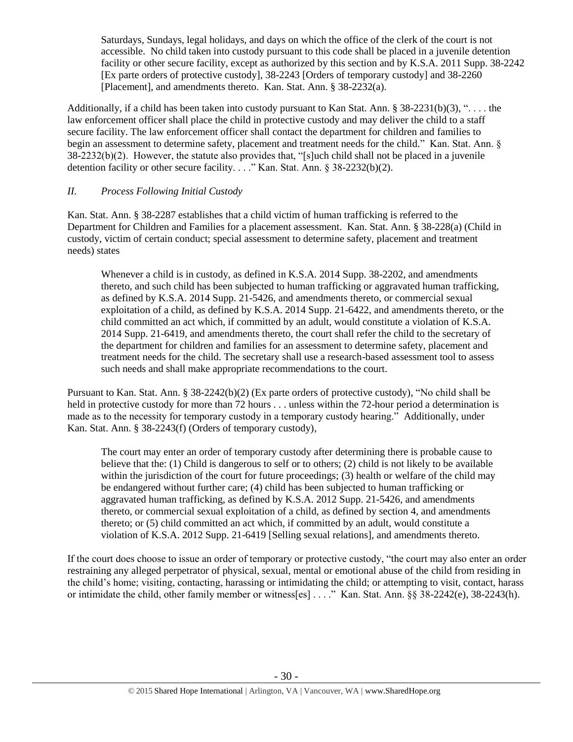> Saturdays, Sundays, legal holidays, and days on which the office of the clerk of the court is not accessible. No child taken into custody pursuant to this code shall be placed in a juvenile detention facility or other secure facility, except as authorized by this section and by K.S.A. 2011 Supp. 38-2242 [Ex parte orders of protective custody], 38-2243 [Orders of temporary custody] and 38-2260 [Placement], and amendments thereto. Kan. Stat. Ann. § 38-2232(a).

Additionally, if a child has been taken into custody pursuant to Kan Stat. Ann. § 38-2231(b)(3), ". . . . the law enforcement officer shall place the child in protective custody and may deliver the child to a staff secure facility. The law enforcement officer shall contact the department for children and families to begin an assessment to determine safety, placement and treatment needs for the child." Kan. Stat. Ann. § 38-2232(b)(2). However, the statute also provides that, "[s]uch child shall not be placed in a juvenile detention facility or other secure facility. . . ." Kan. Stat. Ann. § 38-2232(b)(2).

*II. Process Following Initial Custody*

Kan. Stat. Ann. § 38-2287 establishes that a child victim of human trafficking is referred to the Department for Children and Families for a placement assessment. Kan. Stat. Ann. § 38-228(a) (Child in custody, victim of certain conduct; special assessment to determine safety, placement and treatment needs) states

> Whenever a child is in custody, as defined in K.S.A. 2014 Supp. 38-2202, and amendments thereto, and such child has been subjected to human trafficking or aggravated human trafficking, as defined by K.S.A. 2014 Supp. 21-5426, and amendments thereto, or commercial sexual exploitation of a child, as defined by K.S.A. 2014 Supp. 21-6422, and amendments thereto, or the child committed an act which, if committed by an adult, would constitute a violation of K.S.A. 2014 Supp. 21-6419, and amendments thereto, the court shall refer the child to the secretary of the department for children and families for an assessment to determine safety, placement and treatment needs for the child. The secretary shall use a research-based assessment tool to assess such needs and shall make appropriate recommendations to the court.

Pursuant to Kan. Stat. Ann. § 38-2242(b)(2) (Ex parte orders of protective custody), "No child shall be held in protective custody for more than 72 hours . . . unless within the 72-hour period a determination is made as to the necessity for temporary custody in a temporary custody hearing." Additionally, under Kan. Stat. Ann. § 38-2243(f) (Orders of temporary custody),

> The court may enter an order of temporary custody after determining there is probable cause to believe that the: (1) Child is dangerous to self or to others; (2) child is not likely to be available within the jurisdiction of the court for future proceedings; (3) health or welfare of the child may be endangered without further care; (4) child has been subjected to human trafficking or aggravated human trafficking, as defined by K.S.A. 2012 Supp. 21-5426, and amendments thereto, or commercial sexual exploitation of a child, as defined by section 4, and amendments thereto; or (5) child committed an act which, if committed by an adult, would constitute a violation of K.S.A. 2012 Supp. 21-6419 [Selling sexual relations], and amendments thereto.

If the court does choose to issue an order of temporary or protective custody, "the court may also enter an order restraining any alleged perpetrator of physical, sexual, mental or emotional abuse of the child from residing in the child's home; visiting, contacting, harassing or intimidating the child; or attempting to visit, contact, harass or intimidate the child, other family member or witness[es] . . . ." Kan. Stat. Ann. §§ 38-2242(e), 38-2243(h).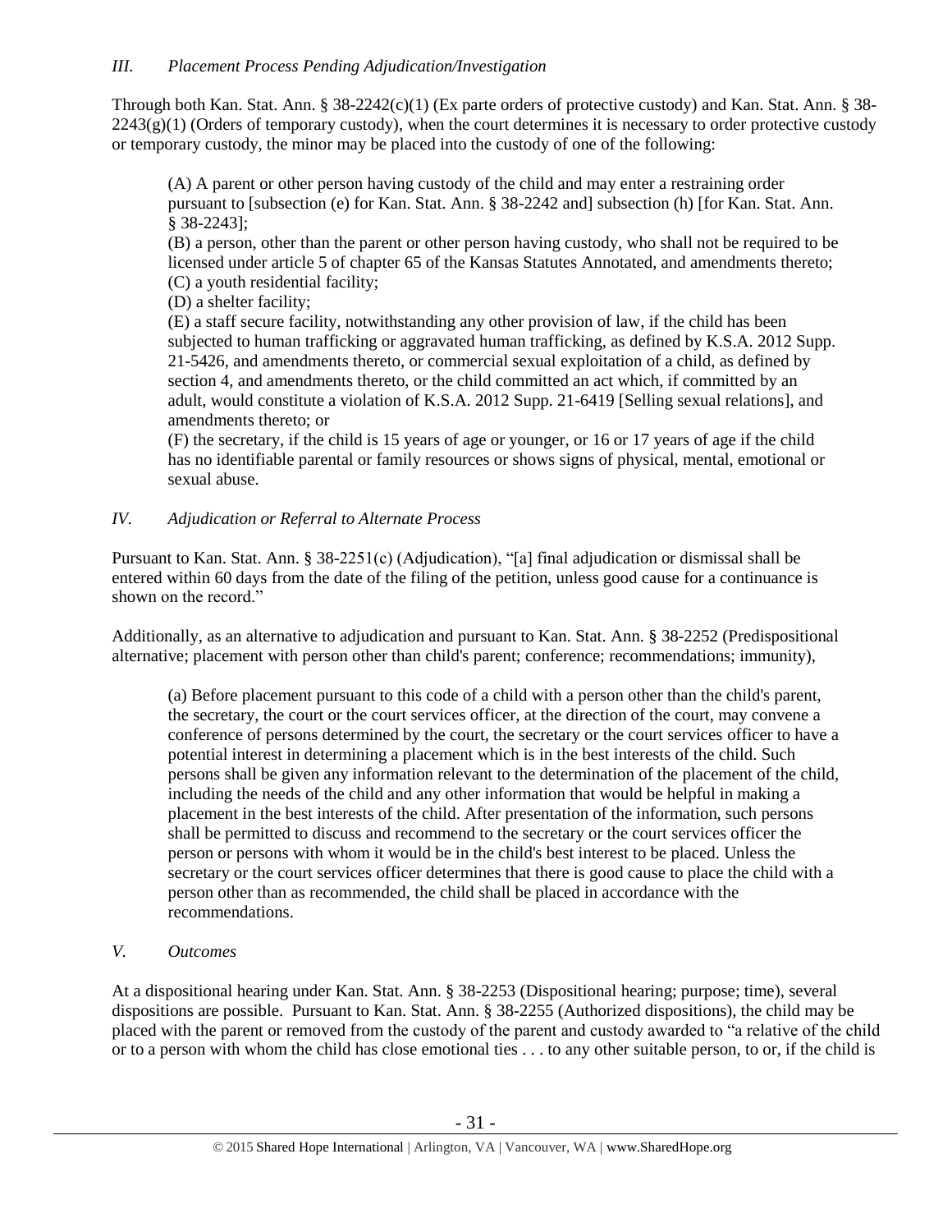### *III. Placement Process Pending Adjudication/Investigation*

Through both Kan. Stat. Ann. § 38-2242(c)(1) (Ex parte orders of protective custody) and Kan. Stat. Ann. § 38-2243(g)(1) (Orders of temporary custody), when the court determines it is necessary to order protective custody or temporary custody, the minor may be placed into the custody of one of the following:

> (A) A parent or other person having custody of the child and may enter a restraining order pursuant to [subsection (e) for Kan. Stat. Ann. § 38-2242 and] subsection (h) [for Kan. Stat. Ann. § 38-2243];
>
> (B) a person, other than the parent or other person having custody, who shall not be required to be licensed under article 5 of chapter 65 of the Kansas Statutes Annotated, and amendments thereto;
>
> (C) a youth residential facility;
>
> (D) a shelter facility;
>
> (E) a staff secure facility, notwithstanding any other provision of law, if the child has been subjected to human trafficking or aggravated human trafficking, as defined by K.S.A. 2012 Supp. 21-5426, and amendments thereto, or commercial sexual exploitation of a child, as defined by section 4, and amendments thereto, or the child committed an act which, if committed by an adult, would constitute a violation of K.S.A. 2012 Supp. 21-6419 [Selling sexual relations], and amendments thereto; or
>
> (F) the secretary, if the child is 15 years of age or younger, or 16 or 17 years of age if the child has no identifiable parental or family resources or shows signs of physical, mental, emotional or sexual abuse.

### *IV. Adjudication or Referral to Alternate Process*

Pursuant to Kan. Stat. Ann. § 38-2251(c) (Adjudication), "[a] final adjudication or dismissal shall be entered within 60 days from the date of the filing of the petition, unless good cause for a continuance is shown on the record."

Additionally, as an alternative to adjudication and pursuant to Kan. Stat. Ann. § 38-2252 (Predispositional alternative; placement with person other than child's parent; conference; recommendations; immunity),

> (a) Before placement pursuant to this code of a child with a person other than the child's parent, the secretary, the court or the court services officer, at the direction of the court, may convene a conference of persons determined by the court, the secretary or the court services officer to have a potential interest in determining a placement which is in the best interests of the child. Such persons shall be given any information relevant to the determination of the placement of the child, including the needs of the child and any other information that would be helpful in making a placement in the best interests of the child. After presentation of the information, such persons shall be permitted to discuss and recommend to the secretary or the court services officer the person or persons with whom it would be in the child's best interest to be placed. Unless the secretary or the court services officer determines that there is good cause to place the child with a person other than as recommended, the child shall be placed in accordance with the recommendations.

### *V. Outcomes*

At a dispositional hearing under Kan. Stat. Ann. § 38-2253 (Dispositional hearing; purpose; time), several dispositions are possible. Pursuant to Kan. Stat. Ann. § 38-2255 (Authorized dispositions), the child may be placed with the parent or removed from the custody of the parent and custody awarded to "a relative of the child or to a person with whom the child has close emotional ties . . . to any other suitable person, to or, if the child is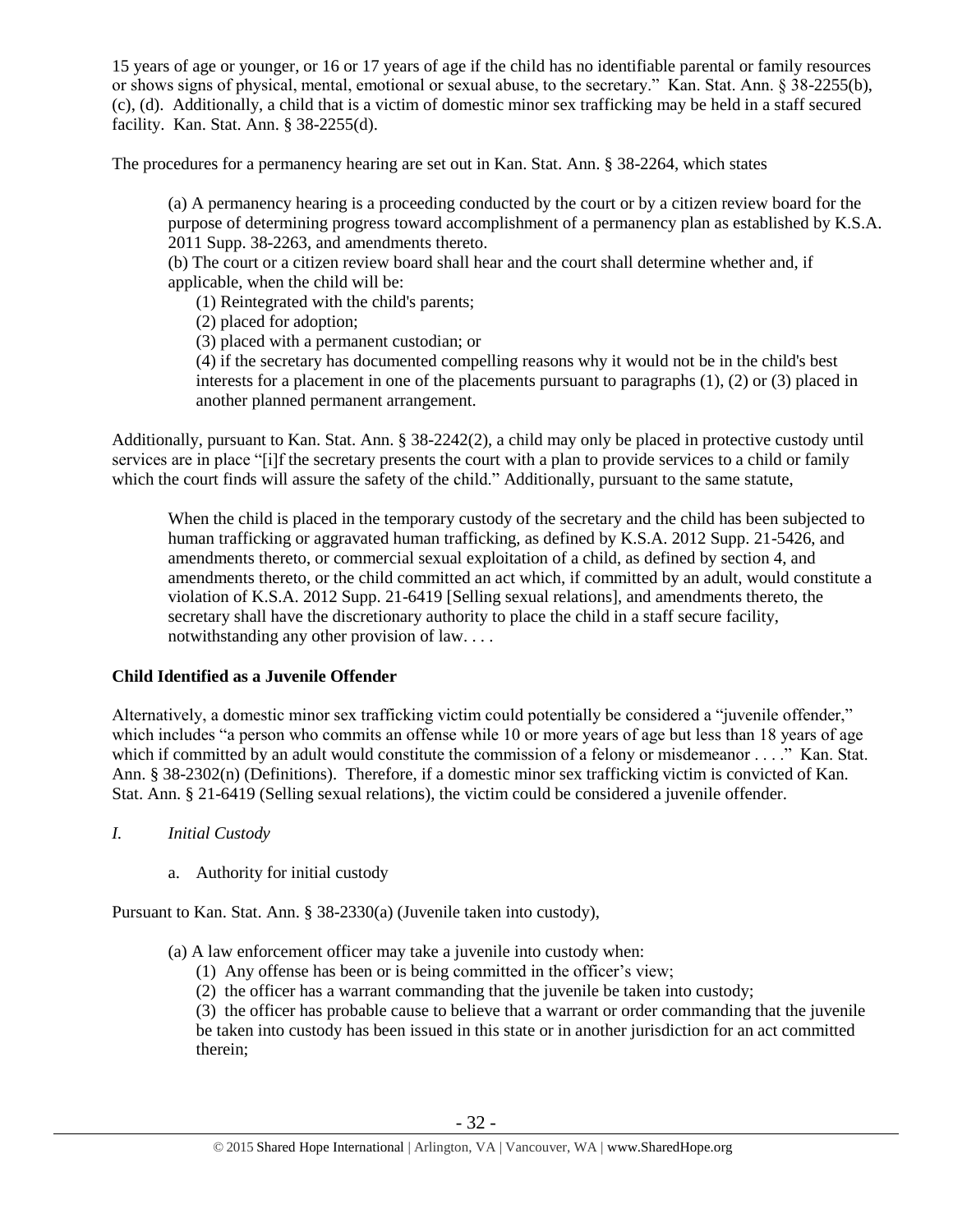15 years of age or younger, or 16 or 17 years of age if the child has no identifiable parental or family resources or shows signs of physical, mental, emotional or sexual abuse, to the secretary." Kan. Stat. Ann. § 38-2255(b), (c), (d). Additionally, a child that is a victim of domestic minor sex trafficking may be held in a staff secured facility. Kan. Stat. Ann. § 38-2255(d).

The procedures for a permanency hearing are set out in Kan. Stat. Ann. § 38-2264, which states

> (a) A permanency hearing is a proceeding conducted by the court or by a citizen review board for the purpose of determining progress toward accomplishment of a permanency plan as established by K.S.A. 2011 Supp. 38-2263, and amendments thereto.
>
> (b) The court or a citizen review board shall hear and the court shall determine whether and, if applicable, when the child will be:
>
> (1) Reintegrated with the child's parents;
>
> (2) placed for adoption;
>
> (3) placed with a permanent custodian; or
>
> (4) if the secretary has documented compelling reasons why it would not be in the child's best interests for a placement in one of the placements pursuant to paragraphs (1), (2) or (3) placed in another planned permanent arrangement.

Additionally, pursuant to Kan. Stat. Ann. § 38-2242(2), a child may only be placed in protective custody until services are in place "[i]f the secretary presents the court with a plan to provide services to a child or family which the court finds will assure the safety of the child." Additionally, pursuant to the same statute,

> When the child is placed in the temporary custody of the secretary and the child has been subjected to human trafficking or aggravated human trafficking, as defined by K.S.A. 2012 Supp. 21-5426, and amendments thereto, or commercial sexual exploitation of a child, as defined by section 4, and amendments thereto, or the child committed an act which, if committed by an adult, would constitute a violation of K.S.A. 2012 Supp. 21-6419 [Selling sexual relations], and amendments thereto, the secretary shall have the discretionary authority to place the child in a staff secure facility, notwithstanding any other provision of law. . . .

**Child Identified as a Juvenile Offender**

Alternatively, a domestic minor sex trafficking victim could potentially be considered a "juvenile offender," which includes "a person who commits an offense while 10 or more years of age but less than 18 years of age which if committed by an adult would constitute the commission of a felony or misdemeanor . . . ." Kan. Stat. Ann. § 38-2302(n) (Definitions). Therefore, if a domestic minor sex trafficking victim is convicted of Kan. Stat. Ann. § 21-6419 (Selling sexual relations), the victim could be considered a juvenile offender.

*I. Initial Custody*

a. Authority for initial custody

Pursuant to Kan. Stat. Ann. § 38-2330(a) (Juvenile taken into custody),

> (a) A law enforcement officer may take a juvenile into custody when:
>
> (1) Any offense has been or is being committed in the officer's view;
>
> (2) the officer has a warrant commanding that the juvenile be taken into custody;
>
> (3) the officer has probable cause to believe that a warrant or order commanding that the juvenile be taken into custody has been issued in this state or in another jurisdiction for an act committed therein;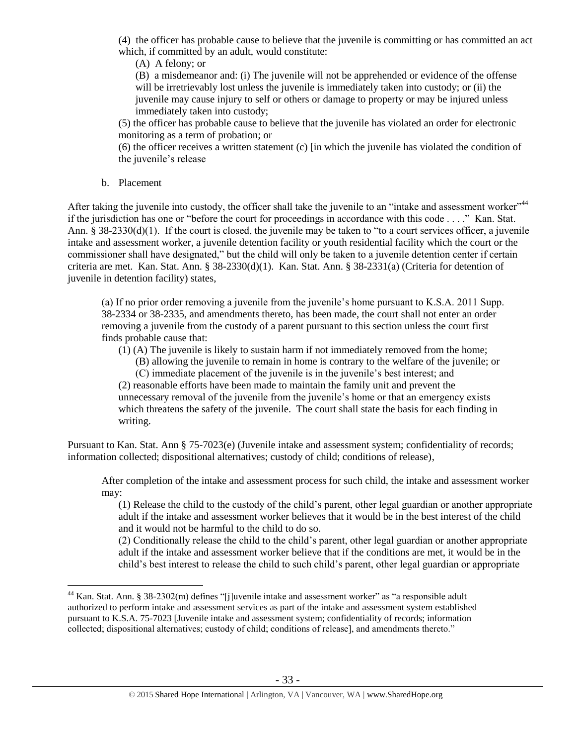(4) the officer has probable cause to believe that the juvenile is committing or has committed an act which, if committed by an adult, would constitute:

(A) A felony; or

(B) a misdemeanor and: (i) The juvenile will not be apprehended or evidence of the offense will be irretrievably lost unless the juvenile is immediately taken into custody; or (ii) the juvenile may cause injury to self or others or damage to property or may be injured unless immediately taken into custody;

(5) the officer has probable cause to believe that the juvenile has violated an order for electronic monitoring as a term of probation; or

(6) the officer receives a written statement (c) [in which the juvenile has violated the condition of the juvenile's release

b. Placement

After taking the juvenile into custody, the officer shall take the juvenile to an "intake and assessment worker"[44] if the jurisdiction has one or "before the court for proceedings in accordance with this code . . . ." Kan. Stat. Ann. § 38-2330(d)(1). If the court is closed, the juvenile may be taken to "to a court services officer, a juvenile intake and assessment worker, a juvenile detention facility or youth residential facility which the court or the commissioner shall have designated," but the child will only be taken to a juvenile detention center if certain criteria are met. Kan. Stat. Ann. § 38-2330(d)(1). Kan. Stat. Ann. § 38-2331(a) (Criteria for detention of juvenile in detention facility) states,

> (a) If no prior order removing a juvenile from the juvenile's home pursuant to K.S.A. 2011 Supp. 38-2334 or 38-2335, and amendments thereto, has been made, the court shall not enter an order removing a juvenile from the custody of a parent pursuant to this section unless the court first finds probable cause that:
>
> (1) (A) The juvenile is likely to sustain harm if not immediately removed from the home;
>
> (B) allowing the juvenile to remain in home is contrary to the welfare of the juvenile; or
>
> (C) immediate placement of the juvenile is in the juvenile's best interest; and
>
> (2) reasonable efforts have been made to maintain the family unit and prevent the unnecessary removal of the juvenile from the juvenile's home or that an emergency exists which threatens the safety of the juvenile. The court shall state the basis for each finding in writing.

Pursuant to Kan. Stat. Ann § 75-7023(e) (Juvenile intake and assessment system; confidentiality of records; information collected; dispositional alternatives; custody of child; conditions of release),

> After completion of the intake and assessment process for such child, the intake and assessment worker may:
>
> (1) Release the child to the custody of the child's parent, other legal guardian or another appropriate adult if the intake and assessment worker believes that it would be in the best interest of the child and it would not be harmful to the child to do so.
>
> (2) Conditionally release the child to the child's parent, other legal guardian or another appropriate adult if the intake and assessment worker believe that if the conditions are met, it would be in the child's best interest to release the child to such child's parent, other legal guardian or appropriate

---

[44] Kan. Stat. Ann. § 38-2302(m) defines "[j]uvenile intake and assessment worker" as "a responsible adult authorized to perform intake and assessment services as part of the intake and assessment system established pursuant to K.S.A. 75-7023 [Juvenile intake and assessment system; confidentiality of records; information collected; dispositional alternatives; custody of child; conditions of release], and amendments thereto."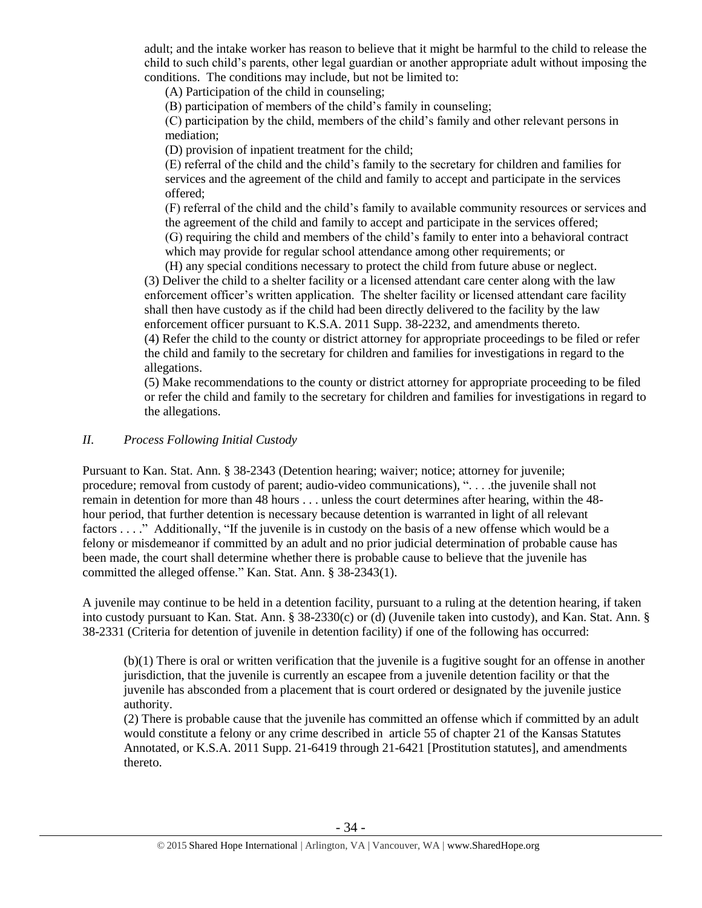adult; and the intake worker has reason to believe that it might be harmful to the child to release the child to such child's parents, other legal guardian or another appropriate adult without imposing the conditions. The conditions may include, but not be limited to:

(A) Participation of the child in counseling;

(B) participation of members of the child's family in counseling;

(C) participation by the child, members of the child's family and other relevant persons in mediation;

(D) provision of inpatient treatment for the child;

(E) referral of the child and the child's family to the secretary for children and families for services and the agreement of the child and family to accept and participate in the services offered;

(F) referral of the child and the child's family to available community resources or services and the agreement of the child and family to accept and participate in the services offered;

(G) requiring the child and members of the child's family to enter into a behavioral contract which may provide for regular school attendance among other requirements; or

(H) any special conditions necessary to protect the child from future abuse or neglect.

(3) Deliver the child to a shelter facility or a licensed attendant care center along with the law enforcement officer's written application. The shelter facility or licensed attendant care facility shall then have custody as if the child had been directly delivered to the facility by the law enforcement officer pursuant to K.S.A. 2011 Supp. 38-2232, and amendments thereto.

(4) Refer the child to the county or district attorney for appropriate proceedings to be filed or refer the child and family to the secretary for children and families for investigations in regard to the allegations.

(5) Make recommendations to the county or district attorney for appropriate proceeding to be filed or refer the child and family to the secretary for children and families for investigations in regard to the allegations.

## *II. Process Following Initial Custody*

Pursuant to Kan. Stat. Ann. § 38-2343 (Detention hearing; waiver; notice; attorney for juvenile; procedure; removal from custody of parent; audio-video communications), ". . . .the juvenile shall not remain in detention for more than 48 hours . . . unless the court determines after hearing, within the 48-hour period, that further detention is necessary because detention is warranted in light of all relevant factors . . . ." Additionally, "If the juvenile is in custody on the basis of a new offense which would be a felony or misdemeanor if committed by an adult and no prior judicial determination of probable cause has been made, the court shall determine whether there is probable cause to believe that the juvenile has committed the alleged offense." Kan. Stat. Ann. § 38-2343(1).

A juvenile may continue to be held in a detention facility, pursuant to a ruling at the detention hearing, if taken into custody pursuant to Kan. Stat. Ann. § 38-2330(c) or (d) (Juvenile taken into custody), and Kan. Stat. Ann. § 38-2331 (Criteria for detention of juvenile in detention facility) if one of the following has occurred:

(b)(1) There is oral or written verification that the juvenile is a fugitive sought for an offense in another jurisdiction, that the juvenile is currently an escapee from a juvenile detention facility or that the juvenile has absconded from a placement that is court ordered or designated by the juvenile justice authority.

(2) There is probable cause that the juvenile has committed an offense which if committed by an adult would constitute a felony or any crime described in article 55 of chapter 21 of the Kansas Statutes Annotated, or K.S.A. 2011 Supp. 21-6419 through 21-6421 [Prostitution statutes], and amendments thereto.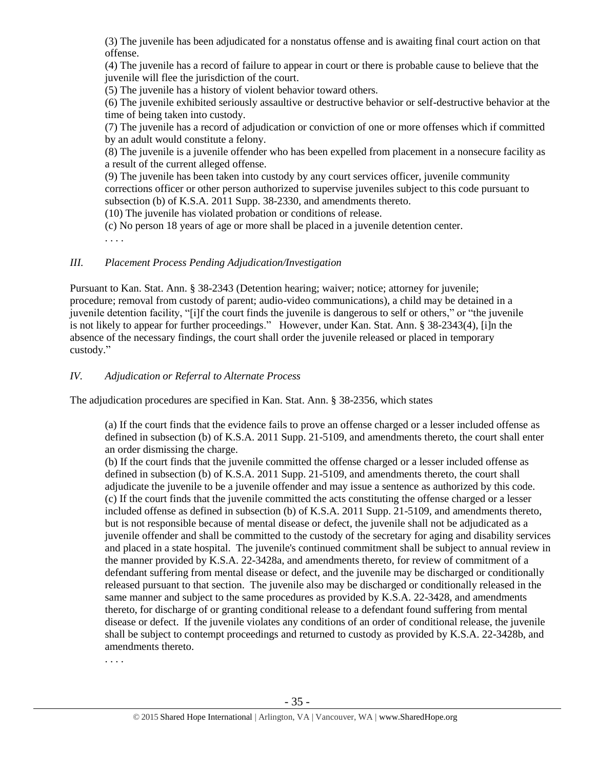(3) The juvenile has been adjudicated for a nonstatus offense and is awaiting final court action on that offense.

(4) The juvenile has a record of failure to appear in court or there is probable cause to believe that the juvenile will flee the jurisdiction of the court.

(5) The juvenile has a history of violent behavior toward others.

(6) The juvenile exhibited seriously assaultive or destructive behavior or self-destructive behavior at the time of being taken into custody.

(7) The juvenile has a record of adjudication or conviction of one or more offenses which if committed by an adult would constitute a felony.

(8) The juvenile is a juvenile offender who has been expelled from placement in a nonsecure facility as a result of the current alleged offense.

(9) The juvenile has been taken into custody by any court services officer, juvenile community corrections officer or other person authorized to supervise juveniles subject to this code pursuant to subsection (b) of K.S.A. 2011 Supp. 38-2330, and amendments thereto.

(10) The juvenile has violated probation or conditions of release.

(c) No person 18 years of age or more shall be placed in a juvenile detention center.

. . . .

### *III. Placement Process Pending Adjudication/Investigation*

Pursuant to Kan. Stat. Ann. § 38-2343 (Detention hearing; waiver; notice; attorney for juvenile; procedure; removal from custody of parent; audio-video communications), a child may be detained in a juvenile detention facility, "[i]f the court finds the juvenile is dangerous to self or others," or "the juvenile is not likely to appear for further proceedings." However, under Kan. Stat. Ann. § 38-2343(4), [i]n the absence of the necessary findings, the court shall order the juvenile released or placed in temporary custody."

### *IV. Adjudication or Referral to Alternate Process*

The adjudication procedures are specified in Kan. Stat. Ann. § 38-2356, which states

> (a) If the court finds that the evidence fails to prove an offense charged or a lesser included offense as defined in subsection (b) of K.S.A. 2011 Supp. 21-5109, and amendments thereto, the court shall enter an order dismissing the charge.
>
> (b) If the court finds that the juvenile committed the offense charged or a lesser included offense as defined in subsection (b) of K.S.A. 2011 Supp. 21-5109, and amendments thereto, the court shall adjudicate the juvenile to be a juvenile offender and may issue a sentence as authorized by this code.
>
> (c) If the court finds that the juvenile committed the acts constituting the offense charged or a lesser included offense as defined in subsection (b) of K.S.A. 2011 Supp. 21-5109, and amendments thereto, but is not responsible because of mental disease or defect, the juvenile shall not be adjudicated as a juvenile offender and shall be committed to the custody of the secretary for aging and disability services and placed in a state hospital. The juvenile's continued commitment shall be subject to annual review in the manner provided by K.S.A. 22-3428a, and amendments thereto, for review of commitment of a defendant suffering from mental disease or defect, and the juvenile may be discharged or conditionally released pursuant to that section. The juvenile also may be discharged or conditionally released in the same manner and subject to the same procedures as provided by K.S.A. 22-3428, and amendments thereto, for discharge of or granting conditional release to a defendant found suffering from mental disease or defect. If the juvenile violates any conditions of an order of conditional release, the juvenile shall be subject to contempt proceedings and returned to custody as provided by K.S.A. 22-3428b, and amendments thereto.
>
> . . . .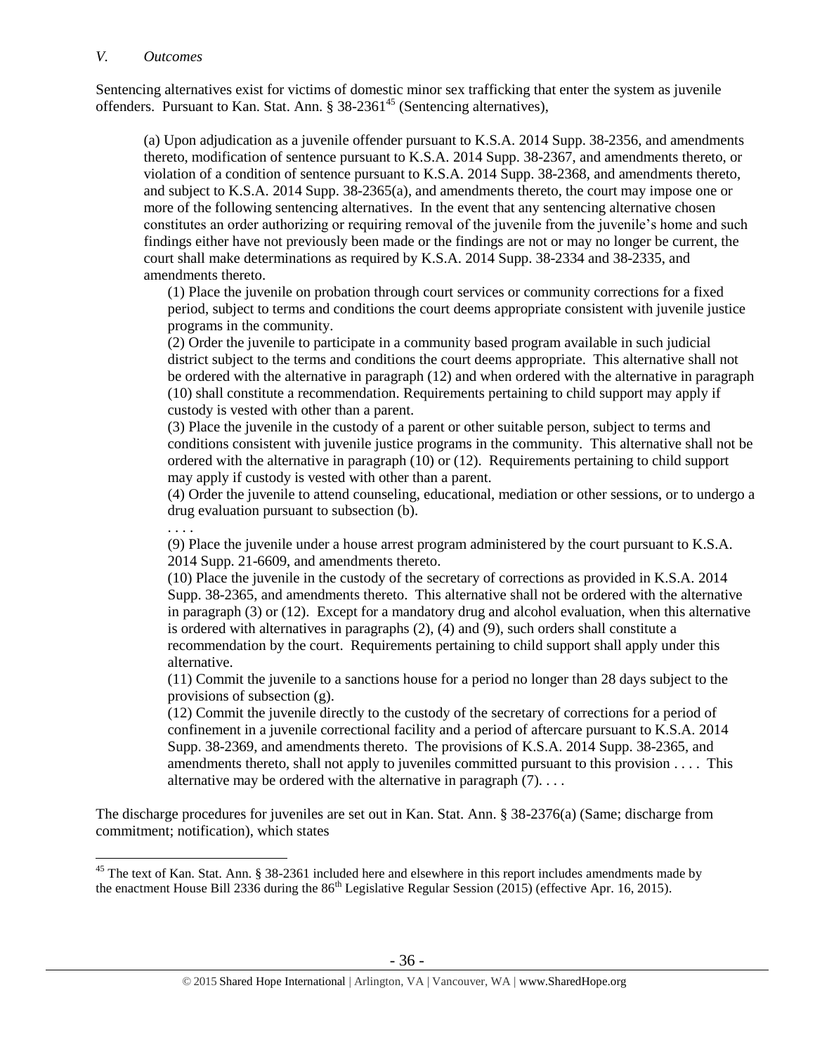*V. Outcomes*

Sentencing alternatives exist for victims of domestic minor sex trafficking that enter the system as juvenile offenders. Pursuant to Kan. Stat. Ann. § 38-2361[45] (Sentencing alternatives),

> (a) Upon adjudication as a juvenile offender pursuant to K.S.A. 2014 Supp. 38-2356, and amendments thereto, modification of sentence pursuant to K.S.A. 2014 Supp. 38-2367, and amendments thereto, or violation of a condition of sentence pursuant to K.S.A. 2014 Supp. 38-2368, and amendments thereto, and subject to K.S.A. 2014 Supp. 38-2365(a), and amendments thereto, the court may impose one or more of the following sentencing alternatives. In the event that any sentencing alternative chosen constitutes an order authorizing or requiring removal of the juvenile from the juvenile's home and such findings either have not previously been made or the findings are not or may no longer be current, the court shall make determinations as required by K.S.A. 2014 Supp. 38-2334 and 38-2335, and amendments thereto.
>
> (1) Place the juvenile on probation through court services or community corrections for a fixed period, subject to terms and conditions the court deems appropriate consistent with juvenile justice programs in the community.
>
> (2) Order the juvenile to participate in a community based program available in such judicial district subject to the terms and conditions the court deems appropriate. This alternative shall not be ordered with the alternative in paragraph (12) and when ordered with the alternative in paragraph (10) shall constitute a recommendation. Requirements pertaining to child support may apply if custody is vested with other than a parent.
>
> (3) Place the juvenile in the custody of a parent or other suitable person, subject to terms and conditions consistent with juvenile justice programs in the community. This alternative shall not be ordered with the alternative in paragraph (10) or (12). Requirements pertaining to child support may apply if custody is vested with other than a parent.
>
> (4) Order the juvenile to attend counseling, educational, mediation or other sessions, or to undergo a drug evaluation pursuant to subsection (b).
>
> . . . .
>
> (9) Place the juvenile under a house arrest program administered by the court pursuant to K.S.A. 2014 Supp. 21-6609, and amendments thereto.
>
> (10) Place the juvenile in the custody of the secretary of corrections as provided in K.S.A. 2014 Supp. 38-2365, and amendments thereto. This alternative shall not be ordered with the alternative in paragraph (3) or (12). Except for a mandatory drug and alcohol evaluation, when this alternative is ordered with alternatives in paragraphs (2), (4) and (9), such orders shall constitute a recommendation by the court. Requirements pertaining to child support shall apply under this alternative.
>
> (11) Commit the juvenile to a sanctions house for a period no longer than 28 days subject to the provisions of subsection (g).
>
> (12) Commit the juvenile directly to the custody of the secretary of corrections for a period of confinement in a juvenile correctional facility and a period of aftercare pursuant to K.S.A. 2014 Supp. 38-2369, and amendments thereto. The provisions of K.S.A. 2014 Supp. 38-2365, and amendments thereto, shall not apply to juveniles committed pursuant to this provision . . . . This alternative may be ordered with the alternative in paragraph (7). . . .

The discharge procedures for juveniles are set out in Kan. Stat. Ann. § 38-2376(a) (Same; discharge from commitment; notification), which states

---

[45] The text of Kan. Stat. Ann. § 38-2361 included here and elsewhere in this report includes amendments made by the enactment House Bill 2336 during the 86th Legislative Regular Session (2015) (effective Apr. 16, 2015).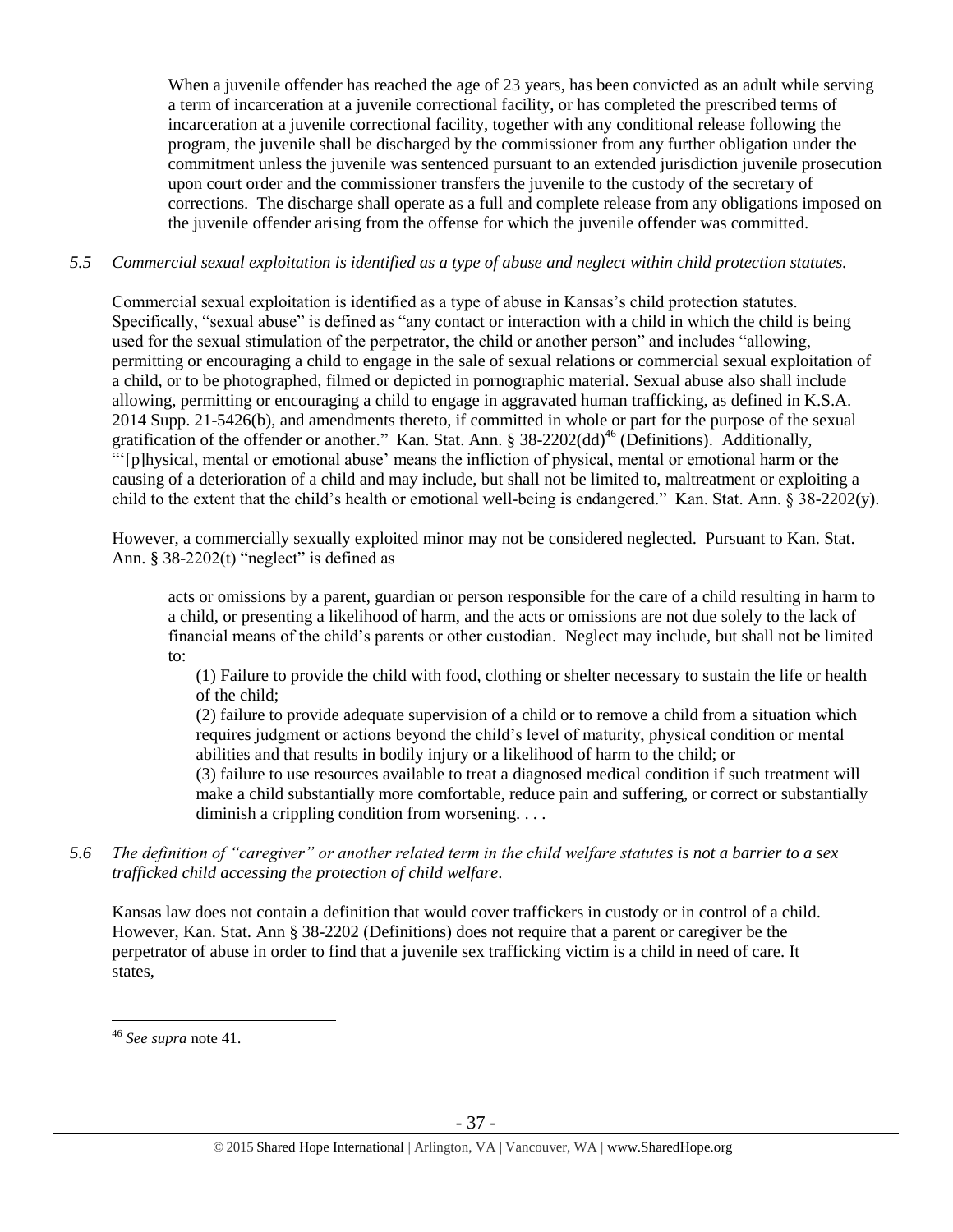> When a juvenile offender has reached the age of 23 years, has been convicted as an adult while serving a term of incarceration at a juvenile correctional facility, or has completed the prescribed terms of incarceration at a juvenile correctional facility, together with any conditional release following the program, the juvenile shall be discharged by the commissioner from any further obligation under the commitment unless the juvenile was sentenced pursuant to an extended jurisdiction juvenile prosecution upon court order and the commissioner transfers the juvenile to the custody of the secretary of corrections. The discharge shall operate as a full and complete release from any obligations imposed on the juvenile offender arising from the offense for which the juvenile offender was committed.

*5.5 Commercial sexual exploitation is identified as a type of abuse and neglect within child protection statutes.*

Commercial sexual exploitation is identified as a type of abuse in Kansas's child protection statutes. Specifically, "sexual abuse" is defined as "any contact or interaction with a child in which the child is being used for the sexual stimulation of the perpetrator, the child or another person" and includes "allowing, permitting or encouraging a child to engage in the sale of sexual relations or commercial sexual exploitation of a child, or to be photographed, filmed or depicted in pornographic material. Sexual abuse also shall include allowing, permitting or encouraging a child to engage in aggravated human trafficking, as defined in K.S.A. 2014 Supp. 21-5426(b), and amendments thereto, if committed in whole or part for the purpose of the sexual gratification of the offender or another." Kan. Stat. Ann. § 38-2202(dd)[46] (Definitions). Additionally, "'[p]hysical, mental or emotional abuse' means the infliction of physical, mental or emotional harm or the causing of a deterioration of a child and may include, but shall not be limited to, maltreatment or exploiting a child to the extent that the child's health or emotional well-being is endangered." Kan. Stat. Ann. § 38-2202(y).

However, a commercially sexually exploited minor may not be considered neglected. Pursuant to Kan. Stat. Ann. § 38-2202(t) "neglect" is defined as

> acts or omissions by a parent, guardian or person responsible for the care of a child resulting in harm to a child, or presenting a likelihood of harm, and the acts or omissions are not due solely to the lack of financial means of the child's parents or other custodian. Neglect may include, but shall not be limited to:
>
> (1) Failure to provide the child with food, clothing or shelter necessary to sustain the life or health of the child;
>
> (2) failure to provide adequate supervision of a child or to remove a child from a situation which requires judgment or actions beyond the child's level of maturity, physical condition or mental abilities and that results in bodily injury or a likelihood of harm to the child; or
>
> (3) failure to use resources available to treat a diagnosed medical condition if such treatment will make a child substantially more comfortable, reduce pain and suffering, or correct or substantially diminish a crippling condition from worsening. . . .

*5.6 The definition of "caregiver" or another related term in the child welfare statutes is not a barrier to a sex trafficked child accessing the protection of child welfare.*

Kansas law does not contain a definition that would cover traffickers in custody or in control of a child. However, Kan. Stat. Ann § 38-2202 (Definitions) does not require that a parent or caregiver be the perpetrator of abuse in order to find that a juvenile sex trafficking victim is a child in need of care. It states,

---

[46] *See supra* note 41.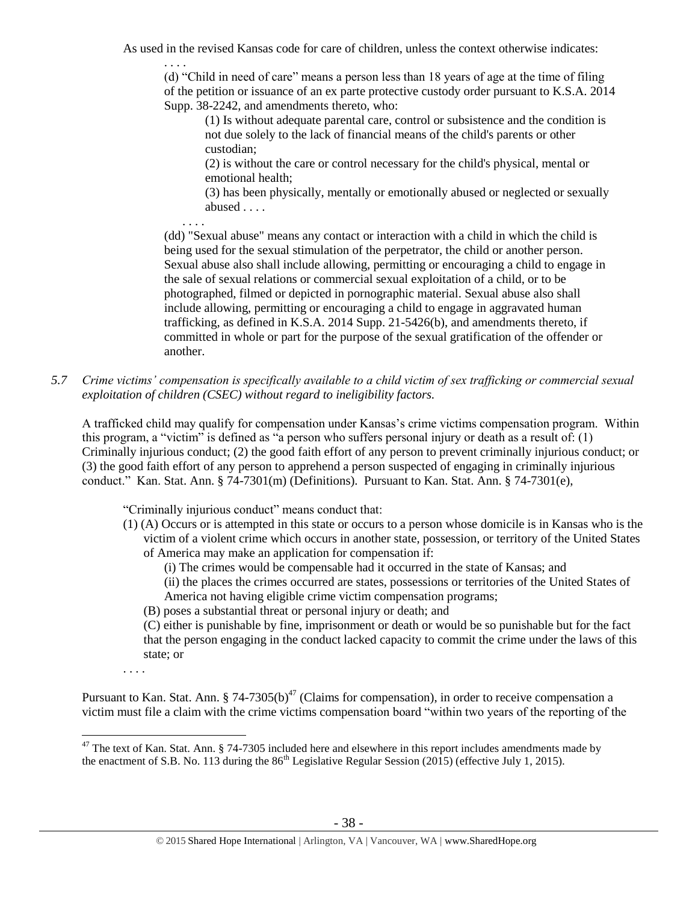As used in the revised Kansas code for care of children, unless the context otherwise indicates:

> . . . .
>
> (d) "Child in need of care" means a person less than 18 years of age at the time of filing of the petition or issuance of an ex parte protective custody order pursuant to K.S.A. 2014 Supp. 38-2242, and amendments thereto, who:
>
> > (1) Is without adequate parental care, control or subsistence and the condition is not due solely to the lack of financial means of the child's parents or other custodian;
> >
> > (2) is without the care or control necessary for the child's physical, mental or emotional health;
> >
> > (3) has been physically, mentally or emotionally abused or neglected or sexually abused . . . .
>
> . . . .
>
> (dd) "Sexual abuse" means any contact or interaction with a child in which the child is being used for the sexual stimulation of the perpetrator, the child or another person. Sexual abuse also shall include allowing, permitting or encouraging a child to engage in the sale of sexual relations or commercial sexual exploitation of a child, or to be photographed, filmed or depicted in pornographic material. Sexual abuse also shall include allowing, permitting or encouraging a child to engage in aggravated human trafficking, as defined in K.S.A. 2014 Supp. 21-5426(b), and amendments thereto, if committed in whole or part for the purpose of the sexual gratification of the offender or another.

*5.7 Crime victims' compensation is specifically available to a child victim of sex trafficking or commercial sexual exploitation of children (CSEC) without regard to ineligibility factors.*

A trafficked child may qualify for compensation under Kansas's crime victims compensation program. Within this program, a "victim" is defined as "a person who suffers personal injury or death as a result of: (1) Criminally injurious conduct; (2) the good faith effort of any person to prevent criminally injurious conduct; or (3) the good faith effort of any person to apprehend a person suspected of engaging in criminally injurious conduct." Kan. Stat. Ann. § 74-7301(m) (Definitions). Pursuant to Kan. Stat. Ann. § 74-7301(e),

> "Criminally injurious conduct" means conduct that:
>
> (1) (A) Occurs or is attempted in this state or occurs to a person whose domicile is in Kansas who is the victim of a violent crime which occurs in another state, possession, or territory of the United States of America may make an application for compensation if:
>
> > (i) The crimes would be compensable had it occurred in the state of Kansas; and
> >
> > (ii) the places the crimes occurred are states, possessions or territories of the United States of America not having eligible crime victim compensation programs;
>
> (B) poses a substantial threat or personal injury or death; and
>
> (C) either is punishable by fine, imprisonment or death or would be so punishable but for the fact that the person engaging in the conduct lacked capacity to commit the crime under the laws of this state; or
>
> . . . .

Pursuant to Kan. Stat. Ann. § 74-7305(b)[47] (Claims for compensation), in order to receive compensation a victim must file a claim with the crime victims compensation board "within two years of the reporting of the

[47] The text of Kan. Stat. Ann. § 74-7305 included here and elsewhere in this report includes amendments made by the enactment of S.B. No. 113 during the 86th Legislative Regular Session (2015) (effective July 1, 2015).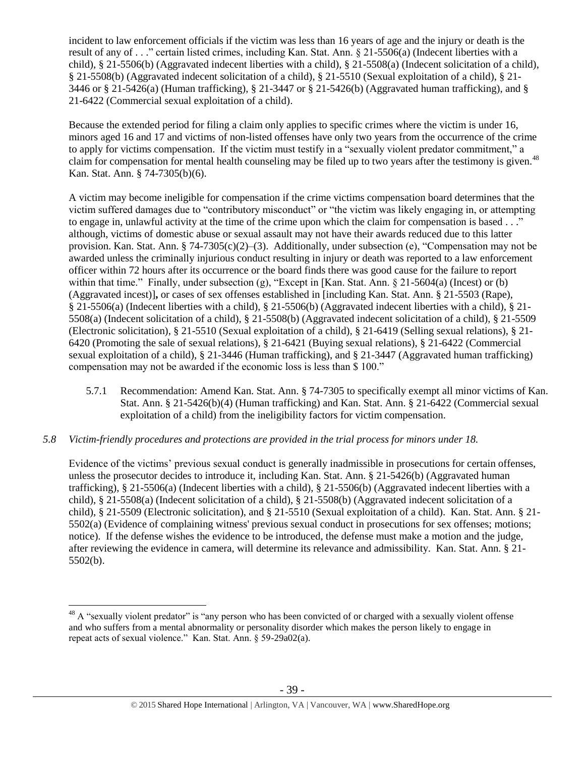incident to law enforcement officials if the victim was less than 16 years of age and the injury or death is the result of any of . . ." certain listed crimes, including Kan. Stat. Ann. § 21-5506(a) (Indecent liberties with a child), § 21-5506(b) (Aggravated indecent liberties with a child), § 21-5508(a) (Indecent solicitation of a child), § 21-5508(b) (Aggravated indecent solicitation of a child), § 21-5510 (Sexual exploitation of a child), § 21-3446 or § 21-5426(a) (Human trafficking), § 21-3447 or § 21-5426(b) (Aggravated human trafficking), and § 21-6422 (Commercial sexual exploitation of a child).

Because the extended period for filing a claim only applies to specific crimes where the victim is under 16, minors aged 16 and 17 and victims of non-listed offenses have only two years from the occurrence of the crime to apply for victims compensation. If the victim must testify in a "sexually violent predator commitment," a claim for compensation for mental health counseling may be filed up to two years after the testimony is given.[48] Kan. Stat. Ann. § 74-7305(b)(6).

A victim may become ineligible for compensation if the crime victims compensation board determines that the victim suffered damages due to "contributory misconduct" or "the victim was likely engaging in, or attempting to engage in, unlawful activity at the time of the crime upon which the claim for compensation is based . . ." although, victims of domestic abuse or sexual assault may not have their awards reduced due to this latter provision. Kan. Stat. Ann. § 74-7305(c)(2)–(3). Additionally, under subsection (e), "Compensation may not be awarded unless the criminally injurious conduct resulting in injury or death was reported to a law enforcement officer within 72 hours after its occurrence or the board finds there was good cause for the failure to report within that time." Finally, under subsection (g), "Except in [Kan. Stat. Ann. § 21-5604(a) (Incest) or (b) (Aggravated incest)]**,** or cases of sex offenses established in [including Kan. Stat. Ann. § 21-5503 (Rape), § 21-5506(a) (Indecent liberties with a child), § 21-5506(b) (Aggravated indecent liberties with a child), § 21-5508(a) (Indecent solicitation of a child), § 21-5508(b) (Aggravated indecent solicitation of a child), § 21-5509 (Electronic solicitation), § 21-5510 (Sexual exploitation of a child), § 21-6419 (Selling sexual relations), § 21-6420 (Promoting the sale of sexual relations), § 21-6421 (Buying sexual relations), § 21-6422 (Commercial sexual exploitation of a child), § 21-3446 (Human trafficking), and § 21-3447 (Aggravated human trafficking) compensation may not be awarded the economic loss is less than $ 100."

5.7.1 Recommendation: Amend Kan. Stat. Ann. § 74-7305 to specifically exempt all minor victims of Kan. Stat. Ann. § 21-5426(b)(4) (Human trafficking) and Kan. Stat. Ann. § 21-6422 (Commercial sexual exploitation of a child) from the ineligibility factors for victim compensation.

*5.8 Victim-friendly procedures and protections are provided in the trial process for minors under 18.*

Evidence of the victims' previous sexual conduct is generally inadmissible in prosecutions for certain offenses, unless the prosecutor decides to introduce it, including Kan. Stat. Ann. § 21-5426(b) (Aggravated human trafficking), § 21-5506(a) (Indecent liberties with a child), § 21-5506(b) (Aggravated indecent liberties with a child), § 21-5508(a) (Indecent solicitation of a child), § 21-5508(b) (Aggravated indecent solicitation of a child), § 21-5509 (Electronic solicitation), and § 21-5510 (Sexual exploitation of a child). Kan. Stat. Ann. § 21-5502(a) (Evidence of complaining witness' previous sexual conduct in prosecutions for sex offenses; motions; notice). If the defense wishes the evidence to be introduced, the defense must make a motion and the judge, after reviewing the evidence in camera, will determine its relevance and admissibility. Kan. Stat. Ann. § 21-5502(b).

[48] A "sexually violent predator" is "any person who has been convicted of or charged with a sexually violent offense and who suffers from a mental abnormality or personality disorder which makes the person likely to engage in repeat acts of sexual violence." Kan. Stat. Ann. § 59-29a02(a).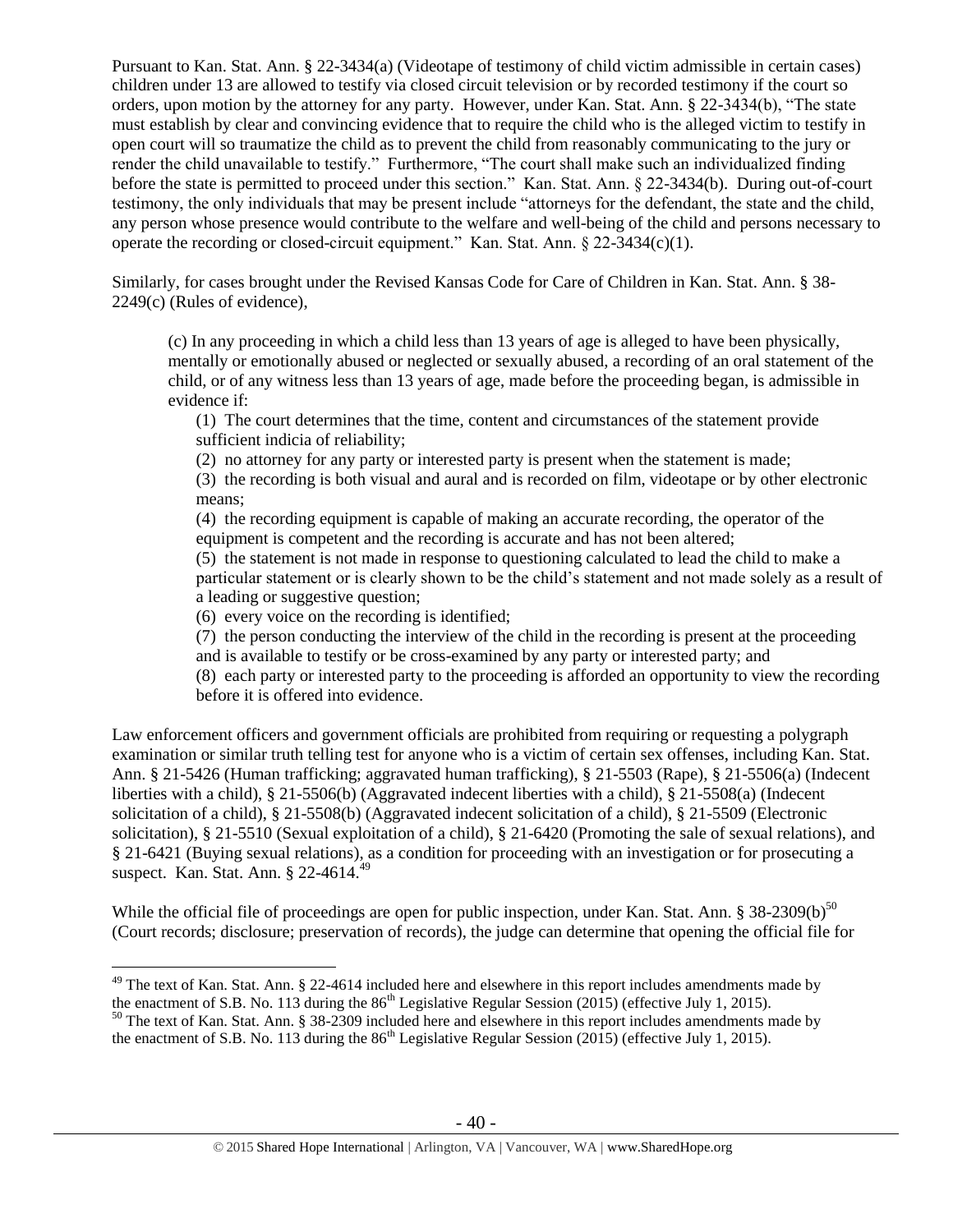Pursuant to Kan. Stat. Ann. § 22-3434(a) (Videotape of testimony of child victim admissible in certain cases) children under 13 are allowed to testify via closed circuit television or by recorded testimony if the court so orders, upon motion by the attorney for any party. However, under Kan. Stat. Ann. § 22-3434(b), "The state must establish by clear and convincing evidence that to require the child who is the alleged victim to testify in open court will so traumatize the child as to prevent the child from reasonably communicating to the jury or render the child unavailable to testify." Furthermore, "The court shall make such an individualized finding before the state is permitted to proceed under this section." Kan. Stat. Ann. § 22-3434(b). During out-of-court testimony, the only individuals that may be present include "attorneys for the defendant, the state and the child, any person whose presence would contribute to the welfare and well-being of the child and persons necessary to operate the recording or closed-circuit equipment." Kan. Stat. Ann. § 22-3434(c)(1).

Similarly, for cases brought under the Revised Kansas Code for Care of Children in Kan. Stat. Ann. § 38-2249(c) (Rules of evidence),

> (c) In any proceeding in which a child less than 13 years of age is alleged to have been physically, mentally or emotionally abused or neglected or sexually abused, a recording of an oral statement of the child, or of any witness less than 13 years of age, made before the proceeding began, is admissible in evidence if:
>
> (1) The court determines that the time, content and circumstances of the statement provide sufficient indicia of reliability;
>
> (2) no attorney for any party or interested party is present when the statement is made;
>
> (3) the recording is both visual and aural and is recorded on film, videotape or by other electronic means;
>
> (4) the recording equipment is capable of making an accurate recording, the operator of the equipment is competent and the recording is accurate and has not been altered;
>
> (5) the statement is not made in response to questioning calculated to lead the child to make a particular statement or is clearly shown to be the child's statement and not made solely as a result of a leading or suggestive question;
>
> (6) every voice on the recording is identified;
>
> (7) the person conducting the interview of the child in the recording is present at the proceeding and is available to testify or be cross-examined by any party or interested party; and
>
> (8) each party or interested party to the proceeding is afforded an opportunity to view the recording before it is offered into evidence.

Law enforcement officers and government officials are prohibited from requiring or requesting a polygraph examination or similar truth telling test for anyone who is a victim of certain sex offenses, including Kan. Stat. Ann. § 21-5426 (Human trafficking; aggravated human trafficking), § 21-5503 (Rape), § 21-5506(a) (Indecent liberties with a child), § 21-5506(b) (Aggravated indecent liberties with a child), § 21-5508(a) (Indecent solicitation of a child), § 21-5508(b) (Aggravated indecent solicitation of a child), § 21-5509 (Electronic solicitation), § 21-5510 (Sexual exploitation of a child), § 21-6420 (Promoting the sale of sexual relations), and § 21-6421 (Buying sexual relations), as a condition for proceeding with an investigation or for prosecuting a suspect. Kan. Stat. Ann. § 22-4614.[49]

While the official file of proceedings are open for public inspection, under Kan. Stat. Ann. § 38-2309(b)[50] (Court records; disclosure; preservation of records), the judge can determine that opening the official file for

---

[49] The text of Kan. Stat. Ann. § 22-4614 included here and elsewhere in this report includes amendments made by the enactment of S.B. No. 113 during the 86th Legislative Regular Session (2015) (effective July 1, 2015).

[50] The text of Kan. Stat. Ann. § 38-2309 included here and elsewhere in this report includes amendments made by the enactment of S.B. No. 113 during the 86th Legislative Regular Session (2015) (effective July 1, 2015).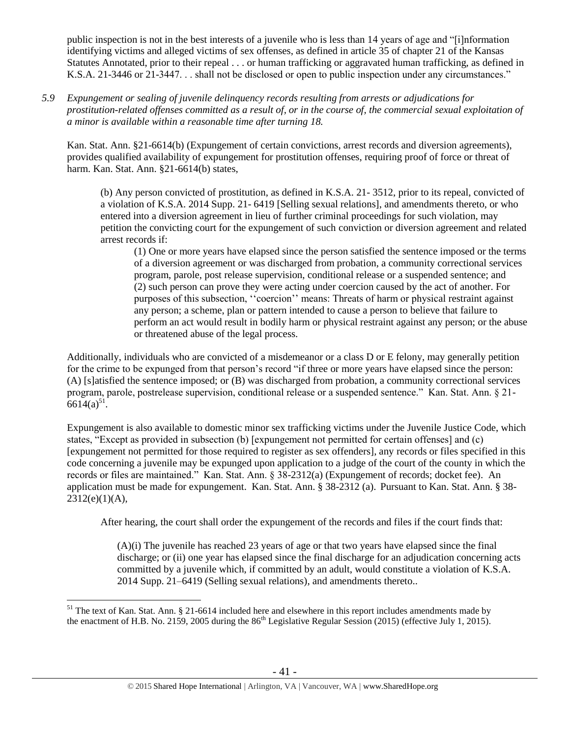public inspection is not in the best interests of a juvenile who is less than 14 years of age and "[i]nformation identifying victims and alleged victims of sex offenses, as defined in article 35 of chapter 21 of the Kansas Statutes Annotated, prior to their repeal . . . or human trafficking or aggravated human trafficking, as defined in K.S.A. 21-3446 or 21-3447. . . shall not be disclosed or open to public inspection under any circumstances."

*5.9 Expungement or sealing of juvenile delinquency records resulting from arrests or adjudications for prostitution-related offenses committed as a result of, or in the course of, the commercial sexual exploitation of a minor is available within a reasonable time after turning 18.*

Kan. Stat. Ann. §21-6614(b) (Expungement of certain convictions, arrest records and diversion agreements), provides qualified availability of expungement for prostitution offenses, requiring proof of force or threat of harm. Kan. Stat. Ann. §21-6614(b) states,

> (b) Any person convicted of prostitution, as defined in K.S.A. 21- 3512, prior to its repeal, convicted of a violation of K.S.A. 2014 Supp. 21- 6419 [Selling sexual relations], and amendments thereto, or who entered into a diversion agreement in lieu of further criminal proceedings for such violation, may petition the convicting court for the expungement of such conviction or diversion agreement and related arrest records if:
>
> > (1) One or more years have elapsed since the person satisfied the sentence imposed or the terms of a diversion agreement or was discharged from probation, a community correctional services program, parole, post release supervision, conditional release or a suspended sentence; and
> > (2) such person can prove they were acting under coercion caused by the act of another. For purposes of this subsection, ''coercion'' means: Threats of harm or physical restraint against any person; a scheme, plan or pattern intended to cause a person to believe that failure to perform an act would result in bodily harm or physical restraint against any person; or the abuse or threatened abuse of the legal process.

Additionally, individuals who are convicted of a misdemeanor or a class D or E felony, may generally petition for the crime to be expunged from that person's record "if three or more years have elapsed since the person: (A) [s]atisfied the sentence imposed; or (B) was discharged from probation, a community correctional services program, parole, postrelease supervision, conditional release or a suspended sentence." Kan. Stat. Ann. § 21-6614(a)[51].

Expungement is also available to domestic minor sex trafficking victims under the Juvenile Justice Code, which states, "Except as provided in subsection (b) [expungement not permitted for certain offenses] and (c) [expungement not permitted for those required to register as sex offenders], any records or files specified in this code concerning a juvenile may be expunged upon application to a judge of the court of the county in which the records or files are maintained." Kan. Stat. Ann. § 38-2312(a) (Expungement of records; docket fee). An application must be made for expungement. Kan. Stat. Ann. § 38-2312 (a). Pursuant to Kan. Stat. Ann. § 38-2312(e)(1)(A),

> After hearing, the court shall order the expungement of the records and files if the court finds that:
>
> > (A)(i) The juvenile has reached 23 years of age or that two years have elapsed since the final discharge; or (ii) one year has elapsed since the final discharge for an adjudication concerning acts committed by a juvenile which, if committed by an adult, would constitute a violation of K.S.A. 2014 Supp. 21–6419 (Selling sexual relations), and amendments thereto..

---

[51] The text of Kan. Stat. Ann. § 21-6614 included here and elsewhere in this report includes amendments made by the enactment of H.B. No. 2159, 2005 during the 86th Legislative Regular Session (2015) (effective July 1, 2015).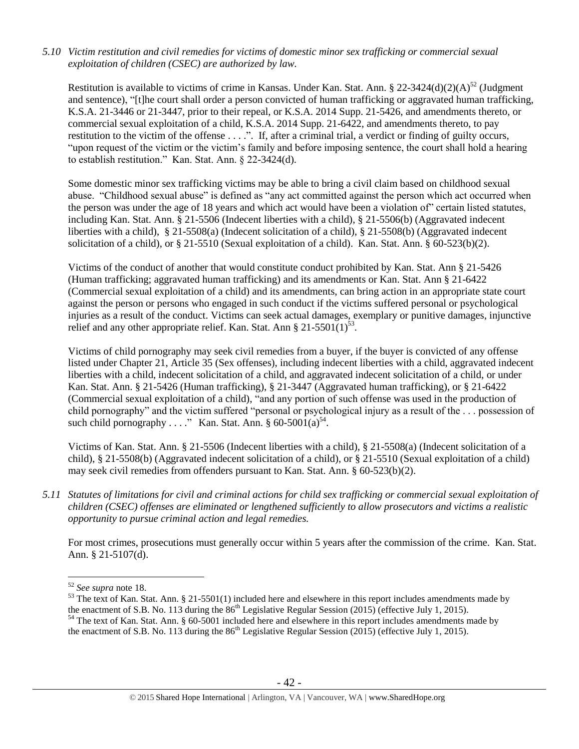*5.10 Victim restitution and civil remedies for victims of domestic minor sex trafficking or commercial sexual exploitation of children (CSEC) are authorized by law.*

Restitution is available to victims of crime in Kansas. Under Kan. Stat. Ann. § 22-3424(d)(2)(A)[52] (Judgment and sentence), "[t]he court shall order a person convicted of human trafficking or aggravated human trafficking, K.S.A. 21-3446 or 21-3447, prior to their repeal, or K.S.A. 2014 Supp. 21-5426, and amendments thereto, or commercial sexual exploitation of a child, K.S.A. 2014 Supp. 21-6422, and amendments thereto, to pay restitution to the victim of the offense . . . .". If, after a criminal trial, a verdict or finding of guilty occurs, "upon request of the victim or the victim's family and before imposing sentence, the court shall hold a hearing to establish restitution." Kan. Stat. Ann. § 22-3424(d).

Some domestic minor sex trafficking victims may be able to bring a civil claim based on childhood sexual abuse. "Childhood sexual abuse" is defined as "any act committed against the person which act occurred when the person was under the age of 18 years and which act would have been a violation of" certain listed statutes, including Kan. Stat. Ann. § 21-5506 (Indecent liberties with a child), § 21-5506(b) (Aggravated indecent liberties with a child), § 21-5508(a) (Indecent solicitation of a child), § 21-5508(b) (Aggravated indecent solicitation of a child), or § 21-5510 (Sexual exploitation of a child). Kan. Stat. Ann. § 60-523(b)(2).

Victims of the conduct of another that would constitute conduct prohibited by Kan. Stat. Ann § 21-5426 (Human trafficking; aggravated human trafficking) and its amendments or Kan. Stat. Ann § 21-6422 (Commercial sexual exploitation of a child) and its amendments, can bring action in an appropriate state court against the person or persons who engaged in such conduct if the victims suffered personal or psychological injuries as a result of the conduct. Victims can seek actual damages, exemplary or punitive damages, injunctive relief and any other appropriate relief. Kan. Stat. Ann § 21-5501(1)[53].

Victims of child pornography may seek civil remedies from a buyer, if the buyer is convicted of any offense listed under Chapter 21, Article 35 (Sex offenses), including indecent liberties with a child, aggravated indecent liberties with a child, indecent solicitation of a child, and aggravated indecent solicitation of a child, or under Kan. Stat. Ann. § 21-5426 (Human trafficking), § 21-3447 (Aggravated human trafficking), or § 21-6422 (Commercial sexual exploitation of a child), "and any portion of such offense was used in the production of child pornography" and the victim suffered "personal or psychological injury as a result of the . . . possession of such child pornography . . . ." Kan. Stat. Ann. § 60-5001(a)[54].

Victims of Kan. Stat. Ann. § 21-5506 (Indecent liberties with a child), § 21-5508(a) (Indecent solicitation of a child), § 21-5508(b) (Aggravated indecent solicitation of a child), or § 21-5510 (Sexual exploitation of a child) may seek civil remedies from offenders pursuant to Kan. Stat. Ann. § 60-523(b)(2).

*5.11 Statutes of limitations for civil and criminal actions for child sex trafficking or commercial sexual exploitation of children (CSEC) offenses are eliminated or lengthened sufficiently to allow prosecutors and victims a realistic opportunity to pursue criminal action and legal remedies.*

For most crimes, prosecutions must generally occur within 5 years after the commission of the crime. Kan. Stat. Ann. § 21-5107(d).

---

[52] *See supra* note 18.

[53] The text of Kan. Stat. Ann. § 21-5501(1) included here and elsewhere in this report includes amendments made by the enactment of S.B. No. 113 during the 86th Legislative Regular Session (2015) (effective July 1, 2015).

[54] The text of Kan. Stat. Ann. § 60-5001 included here and elsewhere in this report includes amendments made by the enactment of S.B. No. 113 during the 86th Legislative Regular Session (2015) (effective July 1, 2015).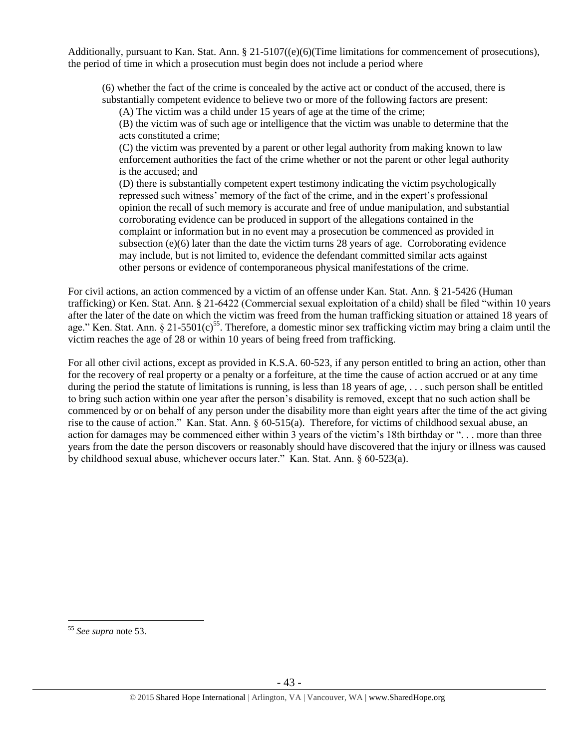Additionally, pursuant to Kan. Stat. Ann. § 21-5107((e)(6)(Time limitations for commencement of prosecutions), the period of time in which a prosecution must begin does not include a period where

> (6) whether the fact of the crime is concealed by the active act or conduct of the accused, there is substantially competent evidence to believe two or more of the following factors are present:
>
> (A) The victim was a child under 15 years of age at the time of the crime;
>
> (B) the victim was of such age or intelligence that the victim was unable to determine that the acts constituted a crime;
>
> (C) the victim was prevented by a parent or other legal authority from making known to law enforcement authorities the fact of the crime whether or not the parent or other legal authority is the accused; and
>
> (D) there is substantially competent expert testimony indicating the victim psychologically repressed such witness' memory of the fact of the crime, and in the expert's professional opinion the recall of such memory is accurate and free of undue manipulation, and substantial corroborating evidence can be produced in support of the allegations contained in the complaint or information but in no event may a prosecution be commenced as provided in subsection (e)(6) later than the date the victim turns 28 years of age. Corroborating evidence may include, but is not limited to, evidence the defendant committed similar acts against other persons or evidence of contemporaneous physical manifestations of the crime.

For civil actions, an action commenced by a victim of an offense under Kan. Stat. Ann. § 21-5426 (Human trafficking) or Ken. Stat. Ann. § 21-6422 (Commercial sexual exploitation of a child) shall be filed "within 10 years after the later of the date on which the victim was freed from the human trafficking situation or attained 18 years of age." Ken. Stat. Ann. § 21-5501(c)[55]. Therefore, a domestic minor sex trafficking victim may bring a claim until the victim reaches the age of 28 or within 10 years of being freed from trafficking.

For all other civil actions, except as provided in K.S.A. 60-523, if any person entitled to bring an action, other than for the recovery of real property or a penalty or a forfeiture, at the time the cause of action accrued or at any time during the period the statute of limitations is running, is less than 18 years of age, . . . such person shall be entitled to bring such action within one year after the person's disability is removed, except that no such action shall be commenced by or on behalf of any person under the disability more than eight years after the time of the act giving rise to the cause of action." Kan. Stat. Ann. § 60-515(a). Therefore, for victims of childhood sexual abuse, an action for damages may be commenced either within 3 years of the victim's 18th birthday or ". . . more than three years from the date the person discovers or reasonably should have discovered that the injury or illness was caused by childhood sexual abuse, whichever occurs later." Kan. Stat. Ann. § 60-523(a).

---

[55] *See supra* note 53.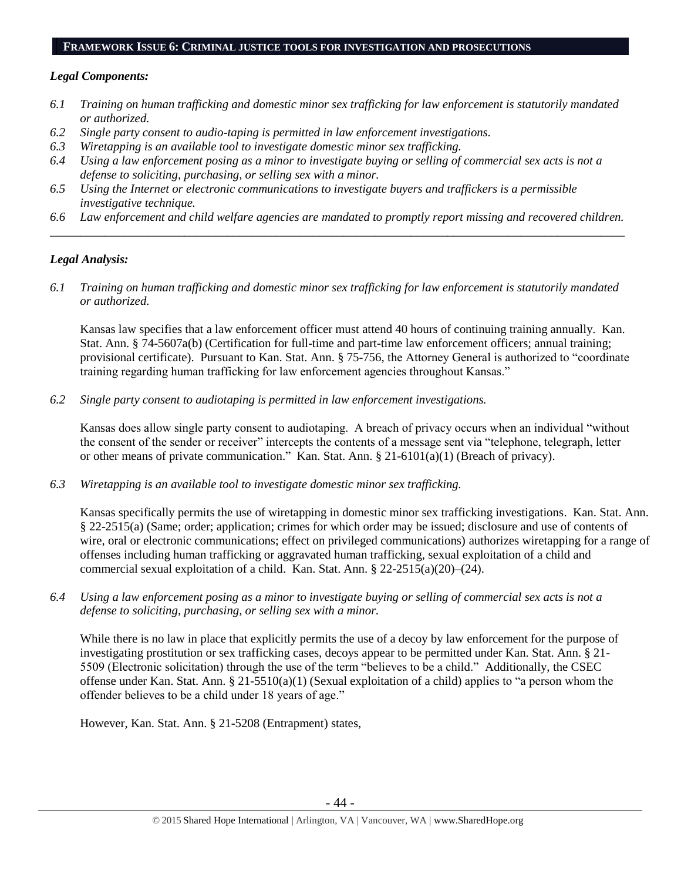## FRAMEWORK ISSUE 6: CRIMINAL JUSTICE TOOLS FOR INVESTIGATION AND PROSECUTIONS

### *Legal Components:*

*6.1 Training on human trafficking and domestic minor sex trafficking for law enforcement is statutorily mandated or authorized.*

*6.2 Single party consent to audio-taping is permitted in law enforcement investigations.*

*6.3 Wiretapping is an available tool to investigate domestic minor sex trafficking.*

*6.4 Using a law enforcement posing as a minor to investigate buying or selling of commercial sex acts is not a defense to soliciting, purchasing, or selling sex with a minor.*

*6.5 Using the Internet or electronic communications to investigate buyers and traffickers is a permissible investigative technique.*

*6.6 Law enforcement and child welfare agencies are mandated to promptly report missing and recovered children.*

---

### *Legal Analysis:*

*6.1 Training on human trafficking and domestic minor sex trafficking for law enforcement is statutorily mandated or authorized.*

Kansas law specifies that a law enforcement officer must attend 40 hours of continuing training annually. Kan. Stat. Ann. § 74-5607a(b) (Certification for full-time and part-time law enforcement officers; annual training; provisional certificate). Pursuant to Kan. Stat. Ann. § 75-756, the Attorney General is authorized to "coordinate training regarding human trafficking for law enforcement agencies throughout Kansas."

*6.2 Single party consent to audiotaping is permitted in law enforcement investigations.*

Kansas does allow single party consent to audiotaping. A breach of privacy occurs when an individual "without the consent of the sender or receiver" intercepts the contents of a message sent via "telephone, telegraph, letter or other means of private communication." Kan. Stat. Ann. § 21-6101(a)(1) (Breach of privacy).

*6.3 Wiretapping is an available tool to investigate domestic minor sex trafficking.*

Kansas specifically permits the use of wiretapping in domestic minor sex trafficking investigations. Kan. Stat. Ann. § 22-2515(a) (Same; order; application; crimes for which order may be issued; disclosure and use of contents of wire, oral or electronic communications; effect on privileged communications) authorizes wiretapping for a range of offenses including human trafficking or aggravated human trafficking, sexual exploitation of a child and commercial sexual exploitation of a child. Kan. Stat. Ann. § 22-2515(a)(20)–(24).

*6.4 Using a law enforcement posing as a minor to investigate buying or selling of commercial sex acts is not a defense to soliciting, purchasing, or selling sex with a minor.*

While there is no law in place that explicitly permits the use of a decoy by law enforcement for the purpose of investigating prostitution or sex trafficking cases, decoys appear to be permitted under Kan. Stat. Ann. § 21-5509 (Electronic solicitation) through the use of the term "believes to be a child." Additionally, the CSEC offense under Kan. Stat. Ann. § 21-5510(a)(1) (Sexual exploitation of a child) applies to "a person whom the offender believes to be a child under 18 years of age."

However, Kan. Stat. Ann. § 21-5208 (Entrapment) states,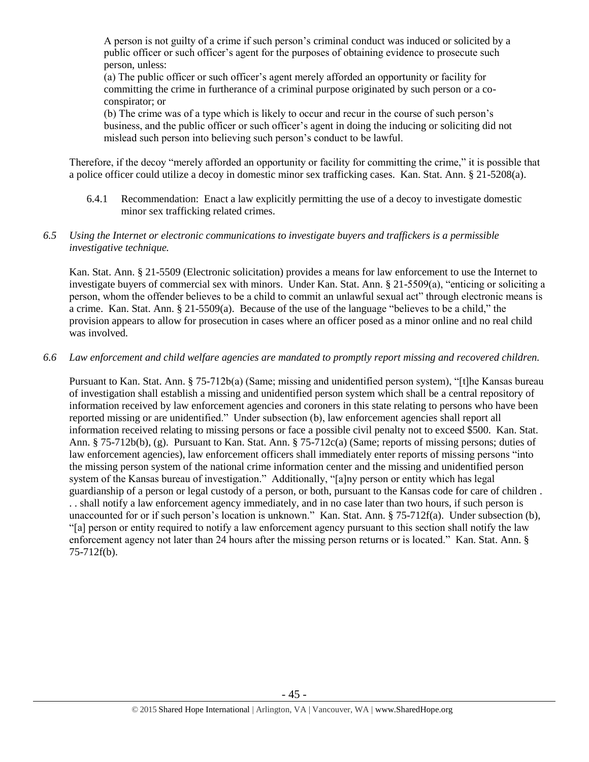> A person is not guilty of a crime if such person's criminal conduct was induced or solicited by a public officer or such officer's agent for the purposes of obtaining evidence to prosecute such person, unless:
>
> (a) The public officer or such officer's agent merely afforded an opportunity or facility for committing the crime in furtherance of a criminal purpose originated by such person or a co-conspirator; or
>
> (b) The crime was of a type which is likely to occur and recur in the course of such person's business, and the public officer or such officer's agent in doing the inducing or soliciting did not mislead such person into believing such person's conduct to be lawful.

Therefore, if the decoy "merely afforded an opportunity or facility for committing the crime," it is possible that a police officer could utilize a decoy in domestic minor sex trafficking cases. Kan. Stat. Ann. § 21-5208(a).

6.4.1 Recommendation: Enact a law explicitly permitting the use of a decoy to investigate domestic minor sex trafficking related crimes.

*6.5 Using the Internet or electronic communications to investigate buyers and traffickers is a permissible investigative technique.*

Kan. Stat. Ann. § 21-5509 (Electronic solicitation) provides a means for law enforcement to use the Internet to investigate buyers of commercial sex with minors. Under Kan. Stat. Ann. § 21-5509(a), "enticing or soliciting a person, whom the offender believes to be a child to commit an unlawful sexual act" through electronic means is a crime. Kan. Stat. Ann. § 21-5509(a). Because of the use of the language "believes to be a child," the provision appears to allow for prosecution in cases where an officer posed as a minor online and no real child was involved.

*6.6 Law enforcement and child welfare agencies are mandated to promptly report missing and recovered children.*

Pursuant to Kan. Stat. Ann. § 75-712b(a) (Same; missing and unidentified person system), "[t]he Kansas bureau of investigation shall establish a missing and unidentified person system which shall be a central repository of information received by law enforcement agencies and coroners in this state relating to persons who have been reported missing or are unidentified." Under subsection (b), law enforcement agencies shall report all information received relating to missing persons or face a possible civil penalty not to exceed $500. Kan. Stat. Ann. § 75-712b(b), (g). Pursuant to Kan. Stat. Ann. § 75-712c(a) (Same; reports of missing persons; duties of law enforcement agencies), law enforcement officers shall immediately enter reports of missing persons "into the missing person system of the national crime information center and the missing and unidentified person system of the Kansas bureau of investigation." Additionally, "[a]ny person or entity which has legal guardianship of a person or legal custody of a person, or both, pursuant to the Kansas code for care of children . . . shall notify a law enforcement agency immediately, and in no case later than two hours, if such person is unaccounted for or if such person's location is unknown." Kan. Stat. Ann. § 75-712f(a). Under subsection (b), "[a] person or entity required to notify a law enforcement agency pursuant to this section shall notify the law enforcement agency not later than 24 hours after the missing person returns or is located." Kan. Stat. Ann. § 75-712f(b).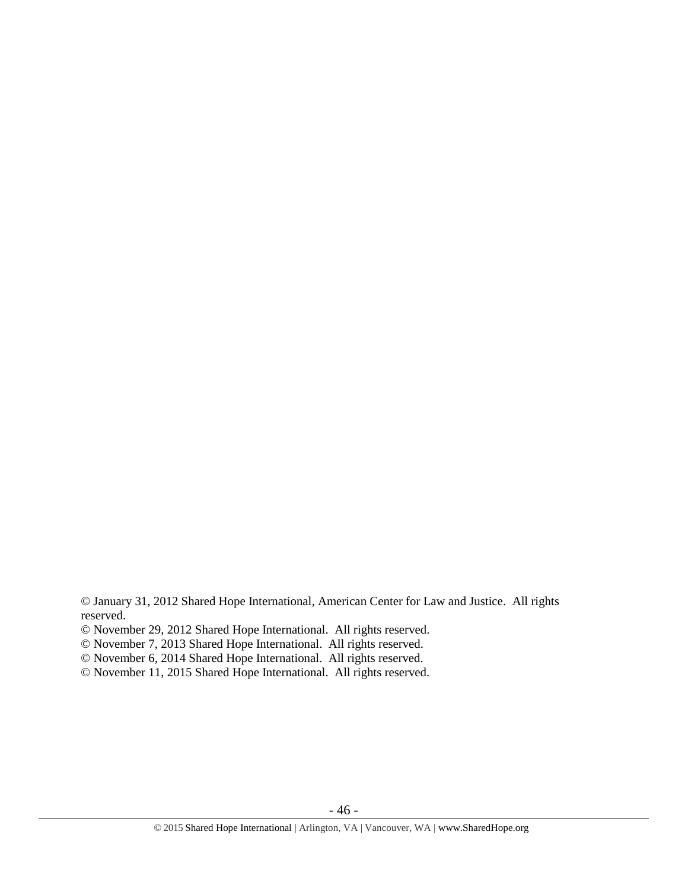© January 31, 2012 Shared Hope International, American Center for Law and Justice. All rights reserved.

© November 29, 2012 Shared Hope International. All rights reserved.

© November 7, 2013 Shared Hope International. All rights reserved.

© November 6, 2014 Shared Hope International. All rights reserved.

© November 11, 2015 Shared Hope International. All rights reserved.